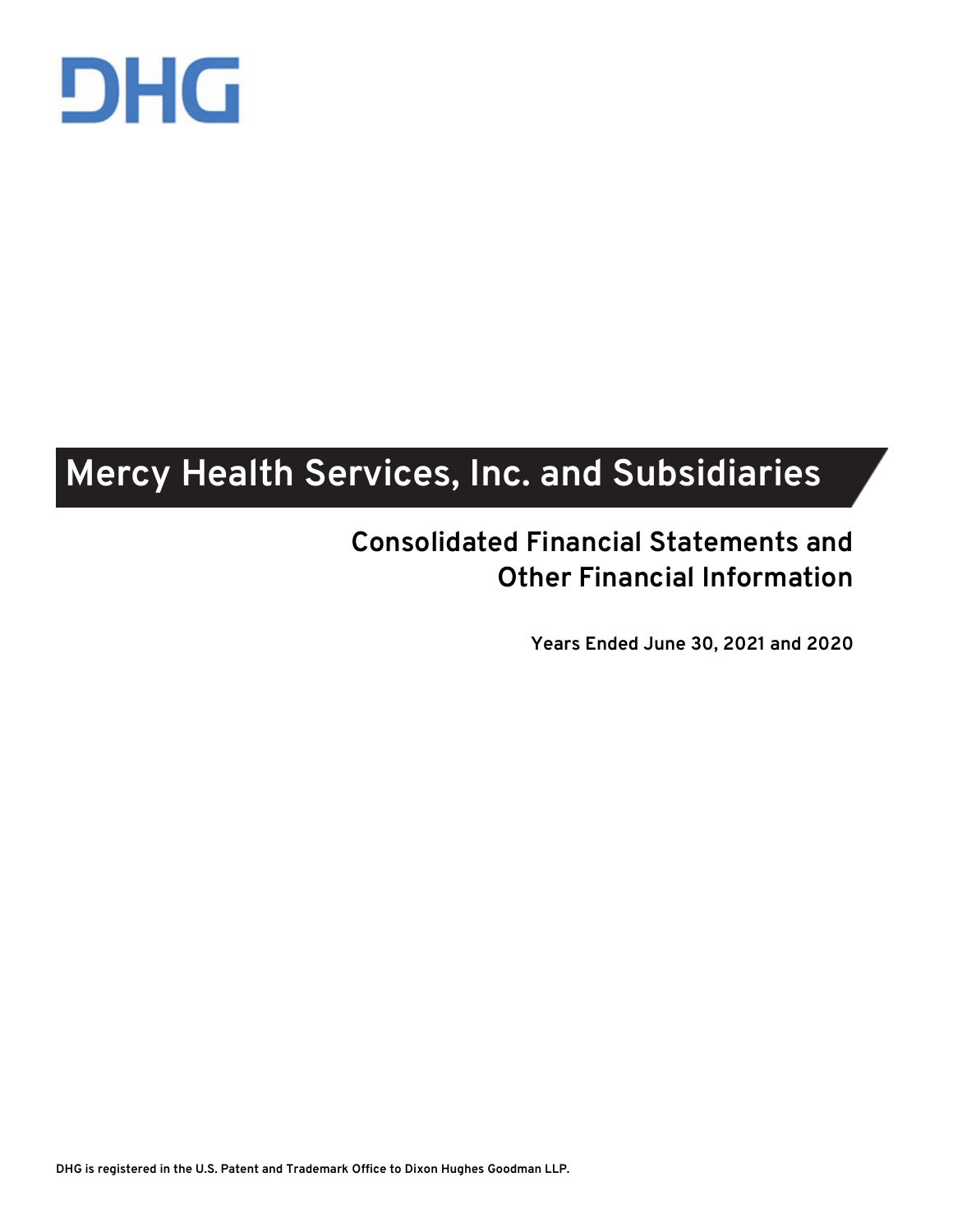DHG

# Mercy Health Services, Inc. and Subsidiaries

## Consolidated Financial Statements and Other Financial Information

**Years Ended June 30, 2021 and 2020**

DHG is registered in the U.S. Patent and Trademark Office to Dixon Hughes Goodman LLP.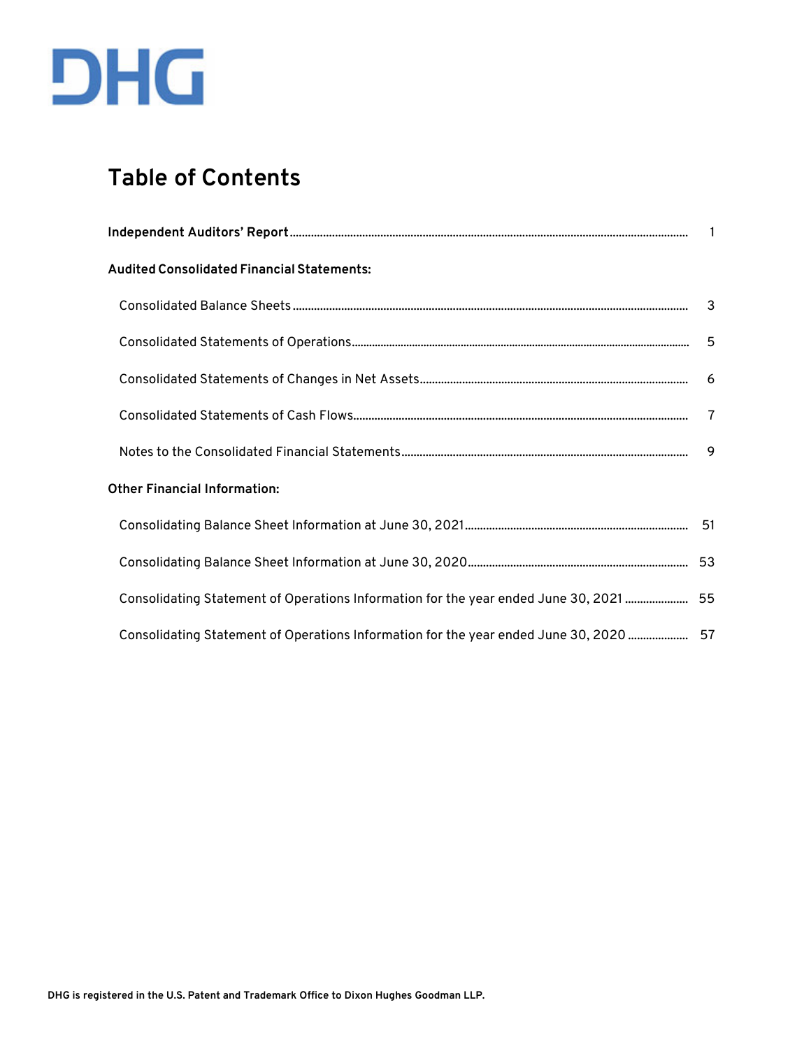DHG

# Table of Contents

| | |
|---|---|
| **Independent Auditors' Report** | 1 |
| **Audited Consolidated Financial Statements:** | |
| Consolidated Balance Sheets | 3 |
| Consolidated Statements of Operations | 5 |
| Consolidated Statements of Changes in Net Assets | 6 |
| Consolidated Statements of Cash Flows | 7 |
| Notes to the Consolidated Financial Statements | 9 |
| **Other Financial Information:** | |
| Consolidating Balance Sheet Information at June 30, 2021 | 51 |
| Consolidating Balance Sheet Information at June 30, 2020 | 53 |
| Consolidating Statement of Operations Information for the year ended June 30, 2021 | 55 |
| Consolidating Statement of Operations Information for the year ended June 30, 2020 | 57 |

**DHG is registered in the U.S. Patent and Trademark Office to Dixon Hughes Goodman LLP.**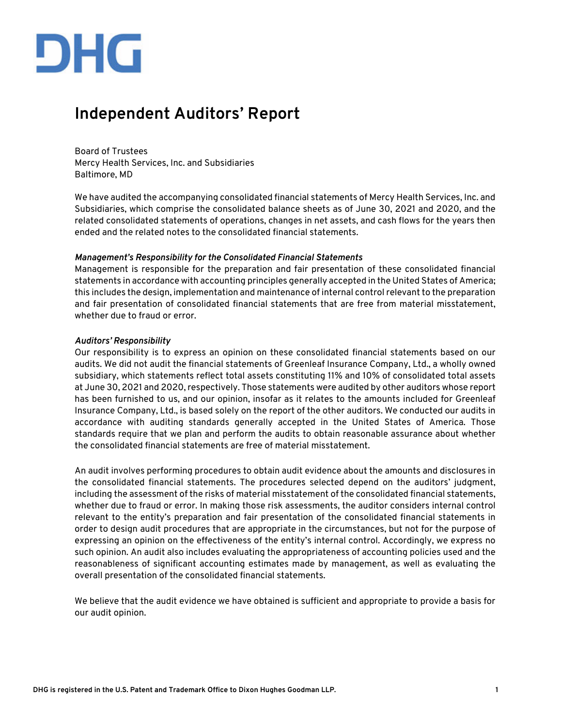DHG

# Independent Auditors' Report

Board of Trustees
Mercy Health Services, Inc. and Subsidiaries
Baltimore, MD

We have audited the accompanying consolidated financial statements of Mercy Health Services, Inc. and Subsidiaries, which comprise the consolidated balance sheets as of June 30, 2021 and 2020, and the related consolidated statements of operations, changes in net assets, and cash flows for the years then ended and the related notes to the consolidated financial statements.

***Management's Responsibility for the Consolidated Financial Statements***
Management is responsible for the preparation and fair presentation of these consolidated financial statements in accordance with accounting principles generally accepted in the United States of America; this includes the design, implementation and maintenance of internal control relevant to the preparation and fair presentation of consolidated financial statements that are free from material misstatement, whether due to fraud or error.

***Auditors' Responsibility***
Our responsibility is to express an opinion on these consolidated financial statements based on our audits. We did not audit the financial statements of Greenleaf Insurance Company, Ltd., a wholly owned subsidiary, which statements reflect total assets constituting 11% and 10% of consolidated total assets at June 30, 2021 and 2020, respectively. Those statements were audited by other auditors whose report has been furnished to us, and our opinion, insofar as it relates to the amounts included for Greenleaf Insurance Company, Ltd., is based solely on the report of the other auditors. We conducted our audits in accordance with auditing standards generally accepted in the United States of America. Those standards require that we plan and perform the audits to obtain reasonable assurance about whether the consolidated financial statements are free of material misstatement.

An audit involves performing procedures to obtain audit evidence about the amounts and disclosures in the consolidated financial statements. The procedures selected depend on the auditors' judgment, including the assessment of the risks of material misstatement of the consolidated financial statements, whether due to fraud or error. In making those risk assessments, the auditor considers internal control relevant to the entity's preparation and fair presentation of the consolidated financial statements in order to design audit procedures that are appropriate in the circumstances, but not for the purpose of expressing an opinion on the effectiveness of the entity's internal control. Accordingly, we express no such opinion. An audit also includes evaluating the appropriateness of accounting policies used and the reasonableness of significant accounting estimates made by management, as well as evaluating the overall presentation of the consolidated financial statements.

We believe that the audit evidence we have obtained is sufficient and appropriate to provide a basis for our audit opinion.

**DHG is registered in the U.S. Patent and Trademark Office to Dixon Hughes Goodman LLP.**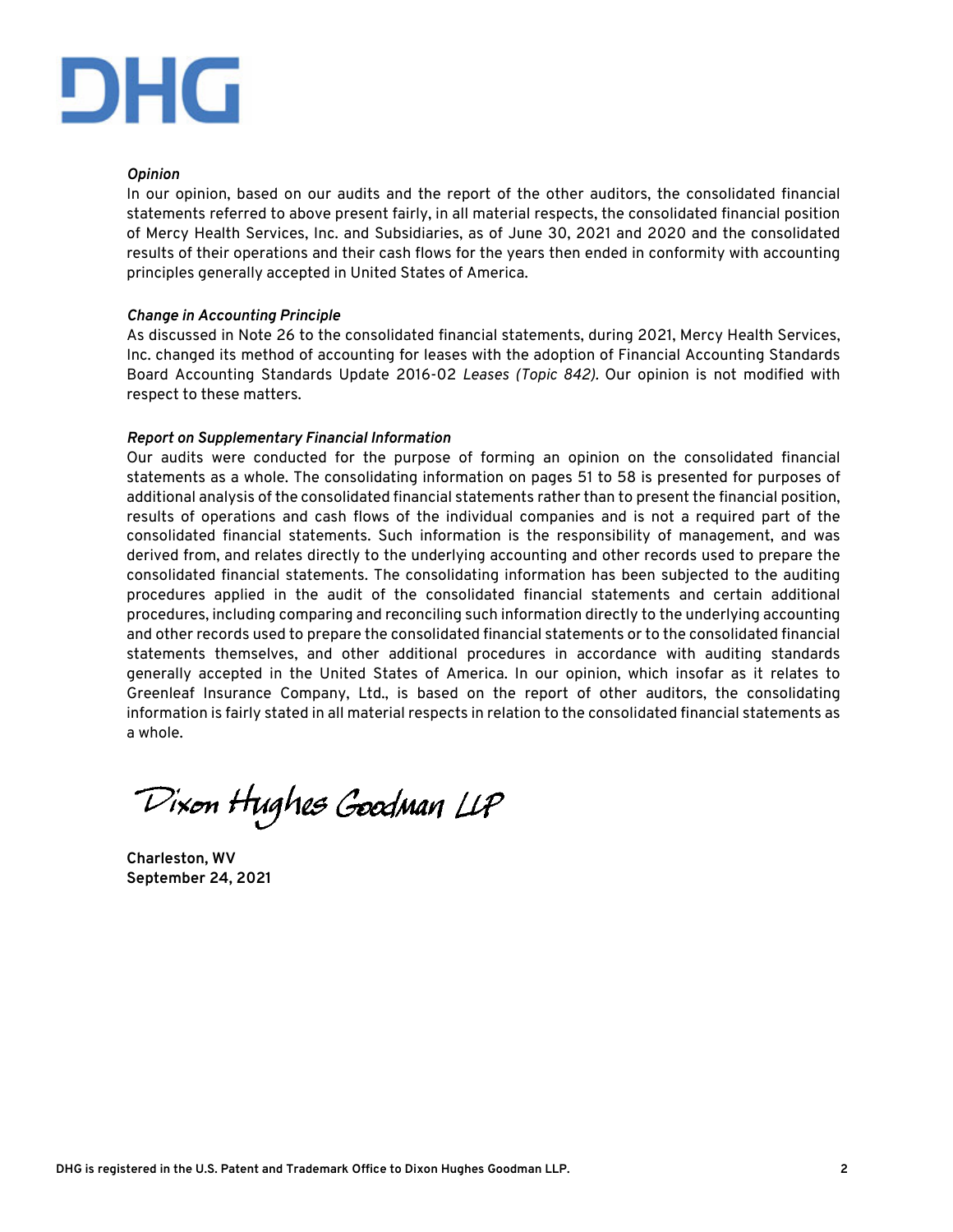DHG

***Opinion***

In our opinion, based on our audits and the report of the other auditors, the consolidated financial statements referred to above present fairly, in all material respects, the consolidated financial position of Mercy Health Services, Inc. and Subsidiaries, as of June 30, 2021 and 2020 and the consolidated results of their operations and their cash flows for the years then ended in conformity with accounting principles generally accepted in United States of America.

***Change in Accounting Principle***

As discussed in Note 26 to the consolidated financial statements, during 2021, Mercy Health Services, Inc. changed its method of accounting for leases with the adoption of Financial Accounting Standards Board Accounting Standards Update 2016-02 *Leases (Topic 842).* Our opinion is not modified with respect to these matters.

***Report on Supplementary Financial Information***

Our audits were conducted for the purpose of forming an opinion on the consolidated financial statements as a whole. The consolidating information on pages 51 to 58 is presented for purposes of additional analysis of the consolidated financial statements rather than to present the financial position, results of operations and cash flows of the individual companies and is not a required part of the consolidated financial statements. Such information is the responsibility of management, and was derived from, and relates directly to the underlying accounting and other records used to prepare the consolidated financial statements. The consolidating information has been subjected to the auditing procedures applied in the audit of the consolidated financial statements and certain additional procedures, including comparing and reconciling such information directly to the underlying accounting and other records used to prepare the consolidated financial statements or to the consolidated financial statements themselves, and other additional procedures in accordance with auditing standards generally accepted in the United States of America. In our opinion, which insofar as it relates to Greenleaf Insurance Company, Ltd., is based on the report of other auditors, the consolidating information is fairly stated in all material respects in relation to the consolidated financial statements as a whole.

*Dixon Hughes Goodman LLP*

**Charleston, WV**
**September 24, 2021**

**DHG is registered in the U.S. Patent and Trademark Office to Dixon Hughes Goodman LLP.**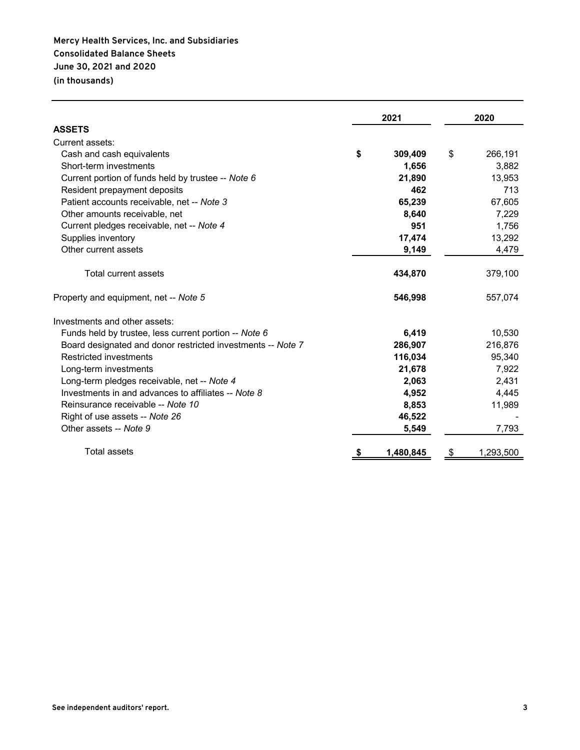**Mercy Health Services, Inc. and Subsidiaries**
**Consolidated Balance Sheets**
**June 30, 2021 and 2020**
**(in thousands)**

| | 2021 | 2020 |
|---|---|---|
| **ASSETS** | | |
| Current assets: | | |
| Cash and cash equivalents | **$ 309,409** | $ 266,191 |
| Short-term investments | **1,656** | 3,882 |
| Current portion of funds held by trustee -- *Note 6* | **21,890** | 13,953 |
| Resident prepayment deposits | **462** | 713 |
| Patient accounts receivable, net -- *Note 3* | **65,239** | 67,605 |
| Other amounts receivable, net | **8,640** | 7,229 |
| Current pledges receivable, net -- *Note 4* | **951** | 1,756 |
| Supplies inventory | **17,474** | 13,292 |
| Other current assets | **9,149** | 4,479 |
| Total current assets | **434,870** | 379,100 |
| Property and equipment, net -- *Note 5* | **546,998** | 557,074 |
| Investments and other assets: | | |
| Funds held by trustee, less current portion -- *Note 6* | **6,419** | 10,530 |
| Board designated and donor restricted investments -- *Note 7* | **286,907** | 216,876 |
| Restricted investments | **116,034** | 95,340 |
| Long-term investments | **21,678** | 7,922 |
| Long-term pledges receivable, net -- *Note 4* | **2,063** | 2,431 |
| Investments in and advances to affiliates -- *Note 8* | **4,952** | 4,445 |
| Reinsurance receivable -- *Note 10* | **8,853** | 11,989 |
| Right of use assets -- *Note 26* | **46,522** | - |
| Other assets -- *Note 9* | **5,549** | 7,793 |
| Total assets | **$ 1,480,845** | $ 1,293,500 |

See independent auditors' report.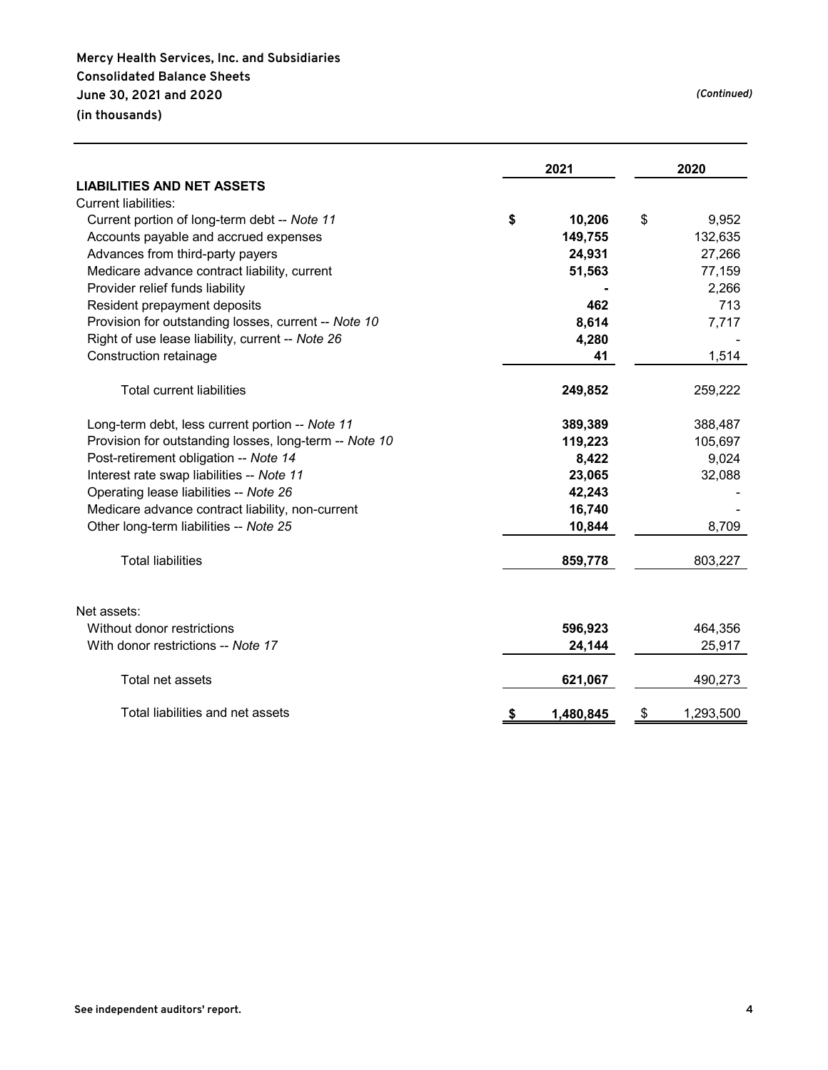**Mercy Health Services, Inc. and Subsidiaries**
**Consolidated Balance Sheets**
**June 30, 2021 and 2020**
**(in thousands)**

*(Continued)*

| | 2021 | 2020 |
|---|---|---|
| **LIABILITIES AND NET ASSETS** | | |
| Current liabilities: | | |
| Current portion of long-term debt -- *Note 11* | **$ 10,206** | $ 9,952 |
| Accounts payable and accrued expenses | **149,755** | 132,635 |
| Advances from third-party payers | **24,931** | 27,266 |
| Medicare advance contract liability, current | **51,563** | 77,159 |
| Provider relief funds liability | **-** | 2,266 |
| Resident prepayment deposits | **462** | 713 |
| Provision for outstanding losses, current -- *Note 10* | **8,614** | 7,717 |
| Right of use lease liability, current -- *Note 26* | **4,280** | - |
| Construction retainage | **41** | 1,514 |
| Total current liabilities | **249,852** | 259,222 |
| Long-term debt, less current portion -- *Note 11* | **389,389** | 388,487 |
| Provision for outstanding losses, long-term -- *Note 10* | **119,223** | 105,697 |
| Post-retirement obligation -- *Note 14* | **8,422** | 9,024 |
| Interest rate swap liabilities -- *Note 11* | **23,065** | 32,088 |
| Operating lease liabilities -- *Note 26* | **42,243** | - |
| Medicare advance contract liability, non-current | **16,740** | - |
| Other long-term liabilities -- *Note 25* | **10,844** | 8,709 |
| Total liabilities | **859,778** | 803,227 |
| Net assets: | | |
| Without donor restrictions | **596,923** | 464,356 |
| With donor restrictions -- *Note 17* | **24,144** | 25,917 |
| Total net assets | **621,067** | 490,273 |
| Total liabilities and net assets | **$ 1,480,845** | $ 1,293,500 |

**See independent auditors' report.**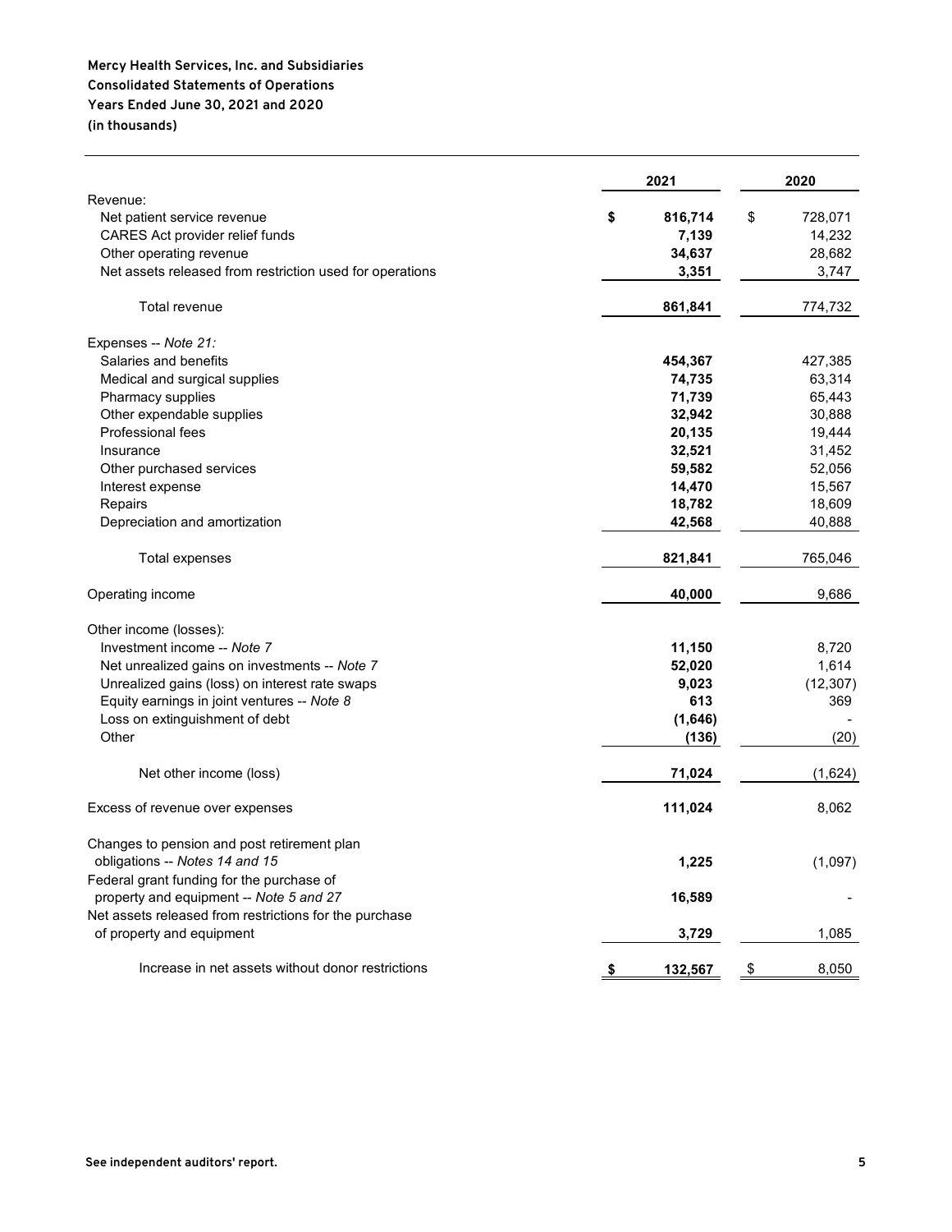**Mercy Health Services, Inc. and Subsidiaries**
**Consolidated Statements of Operations**
**Years Ended June 30, 2021 and 2020**
**(in thousands)**

| | 2021 | 2020 |
|---|---|---|
| Revenue: | | |
| Net patient service revenue | **$ 816,714** | $ 728,071 |
| CARES Act provider relief funds | **7,139** | 14,232 |
| Other operating revenue | **34,637** | 28,682 |
| Net assets released from restriction used for operations | **3,351** | 3,747 |
| Total revenue | **861,841** | 774,732 |
| Expenses -- *Note 21:* | | |
| Salaries and benefits | **454,367** | 427,385 |
| Medical and surgical supplies | **74,735** | 63,314 |
| Pharmacy supplies | **71,739** | 65,443 |
| Other expendable supplies | **32,942** | 30,888 |
| Professional fees | **20,135** | 19,444 |
| Insurance | **32,521** | 31,452 |
| Other purchased services | **59,582** | 52,056 |
| Interest expense | **14,470** | 15,567 |
| Repairs | **18,782** | 18,609 |
| Depreciation and amortization | **42,568** | 40,888 |
| Total expenses | **821,841** | 765,046 |
| Operating income | **40,000** | 9,686 |
| Other income (losses): | | |
| Investment income -- *Note 7* | **11,150** | 8,720 |
| Net unrealized gains on investments -- *Note 7* | **52,020** | 1,614 |
| Unrealized gains (loss) on interest rate swaps | **9,023** | (12,307) |
| Equity earnings in joint ventures -- *Note 8* | **613** | 369 |
| Loss on extinguishment of debt | **(1,646)** | - |
| Other | **(136)** | (20) |
| Net other income (loss) | **71,024** | (1,624) |
| Excess of revenue over expenses | **111,024** | 8,062 |
| Changes to pension and post retirement plan obligations -- *Notes 14 and 15* | **1,225** | (1,097) |
| Federal grant funding for the purchase of property and equipment -- *Note 5 and 27* | **16,589** | - |
| Net assets released from restrictions for the purchase of property and equipment | **3,729** | 1,085 |
| Increase in net assets without donor restrictions | **$ 132,567** | $ 8,050 |

**See independent auditors' report.**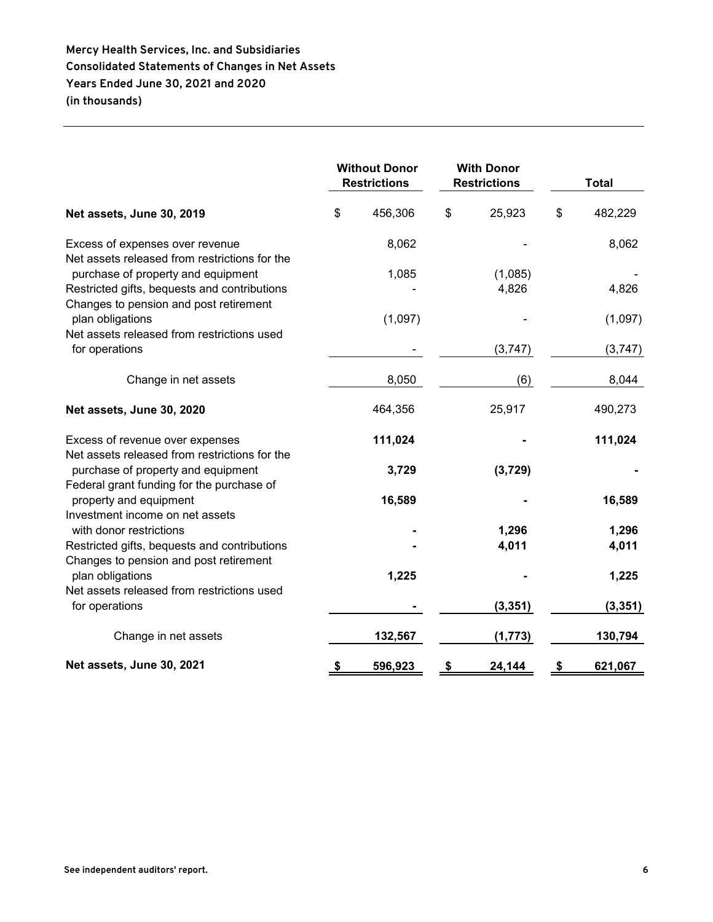**Mercy Health Services, Inc. and Subsidiaries**
**Consolidated Statements of Changes in Net Assets**
**Years Ended June 30, 2021 and 2020**
**(in thousands)**

| | Without Donor Restrictions | With Donor Restrictions | Total |
|---|---|---|---|
| **Net assets, June 30, 2019** | $ 456,306 | $ 25,923 | $ 482,229 |
| Excess of expenses over revenue | 8,062 | - | 8,062 |
| Net assets released from restrictions for the purchase of property and equipment | 1,085 | (1,085) | - |
| Restricted gifts, bequests and contributions | - | 4,826 | 4,826 |
| Changes to pension and post retirement plan obligations | (1,097) | - | (1,097) |
| Net assets released from restrictions used for operations | - | (3,747) | (3,747) |
| Change in net assets | 8,050 | (6) | 8,044 |
| **Net assets, June 30, 2020** | 464,356 | 25,917 | 490,273 |
| Excess of revenue over expenses | **111,024** | **-** | **111,024** |
| Net assets released from restrictions for the purchase of property and equipment | **3,729** | **(3,729)** | **-** |
| Federal grant funding for the purchase of property and equipment | **16,589** | **-** | **16,589** |
| Investment income on net assets with donor restrictions | **-** | **1,296** | **1,296** |
| Restricted gifts, bequests and contributions | **-** | **4,011** | **4,011** |
| Changes to pension and post retirement plan obligations | **1,225** | **-** | **1,225** |
| Net assets released from restrictions used for operations | **-** | **(3,351)** | **(3,351)** |
| Change in net assets | **132,567** | **(1,773)** | **130,794** |
| **Net assets, June 30, 2021** | **$ 596,923** | **$ 24,144** | **$ 621,067** |

**See independent auditors' report.**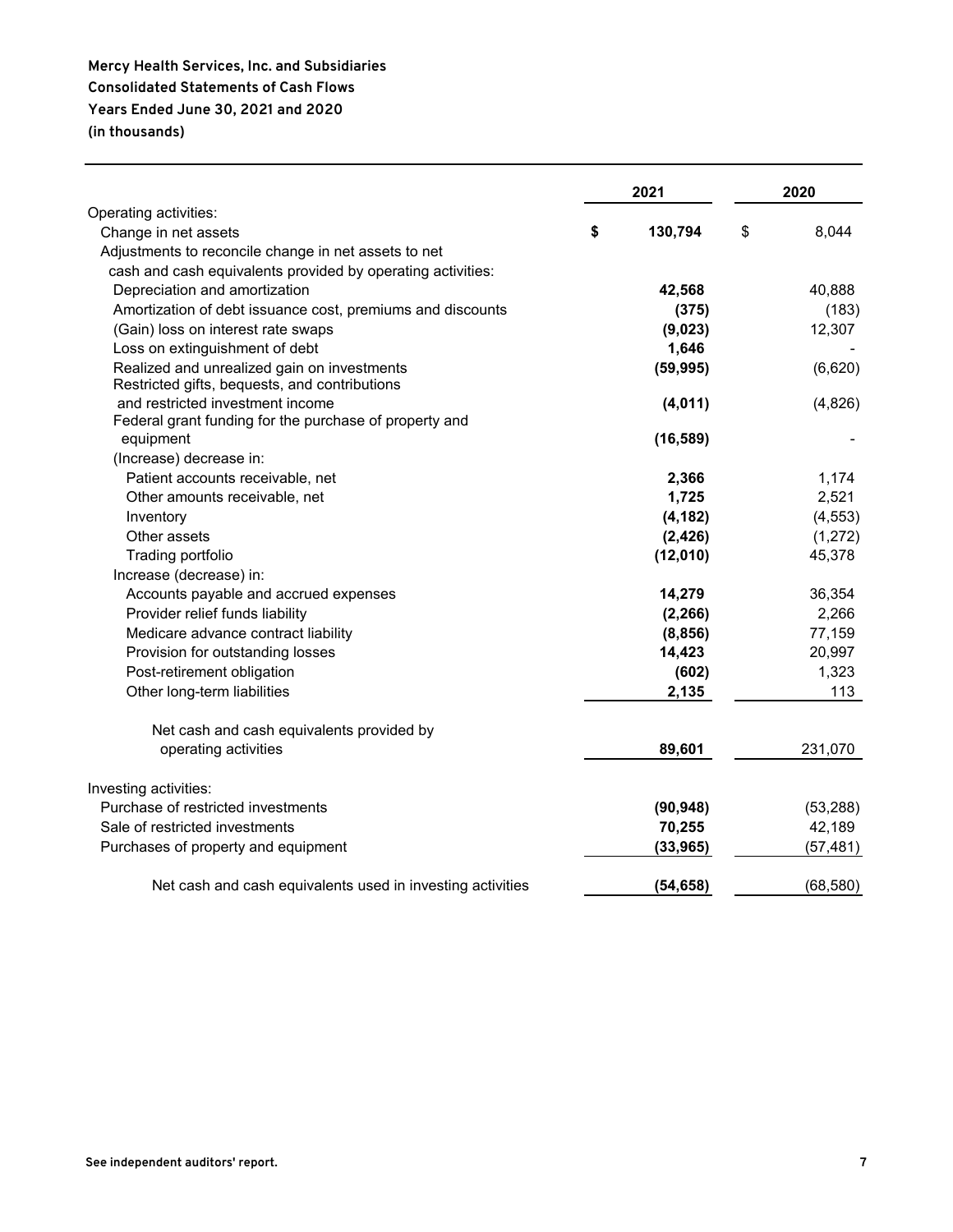**Mercy Health Services, Inc. and Subsidiaries**
**Consolidated Statements of Cash Flows**
**Years Ended June 30, 2021 and 2020**
**(in thousands)**

| | 2021 | 2020 |
|---|---|---|
| Operating activities: | | |
| Change in net assets | **$ 130,794** | $ 8,044 |
| Adjustments to reconcile change in net assets to net cash and cash equivalents provided by operating activities: | | |
| Depreciation and amortization | **42,568** | 40,888 |
| Amortization of debt issuance cost, premiums and discounts | **(375)** | (183) |
| (Gain) loss on interest rate swaps | **(9,023)** | 12,307 |
| Loss on extinguishment of debt | **1,646** | - |
| Realized and unrealized gain on investments | **(59,995)** | (6,620) |
| Restricted gifts, bequests, and contributions and restricted investment income | **(4,011)** | (4,826) |
| Federal grant funding for the purchase of property and equipment | **(16,589)** | - |
| (Increase) decrease in: | | |
| Patient accounts receivable, net | **2,366** | 1,174 |
| Other amounts receivable, net | **1,725** | 2,521 |
| Inventory | **(4,182)** | (4,553) |
| Other assets | **(2,426)** | (1,272) |
| Trading portfolio | **(12,010)** | 45,378 |
| Increase (decrease) in: | | |
| Accounts payable and accrued expenses | **14,279** | 36,354 |
| Provider relief funds liability | **(2,266)** | 2,266 |
| Medicare advance contract liability | **(8,856)** | 77,159 |
| Provision for outstanding losses | **14,423** | 20,997 |
| Post-retirement obligation | **(602)** | 1,323 |
| Other long-term liabilities | **2,135** | 113 |
| Net cash and cash equivalents provided by operating activities | **89,601** | 231,070 |
| Investing activities: | | |
| Purchase of restricted investments | **(90,948)** | (53,288) |
| Sale of restricted investments | **70,255** | 42,189 |
| Purchases of property and equipment | **(33,965)** | (57,481) |
| Net cash and cash equivalents used in investing activities | **(54,658)** | (68,580) |

See independent auditors' report.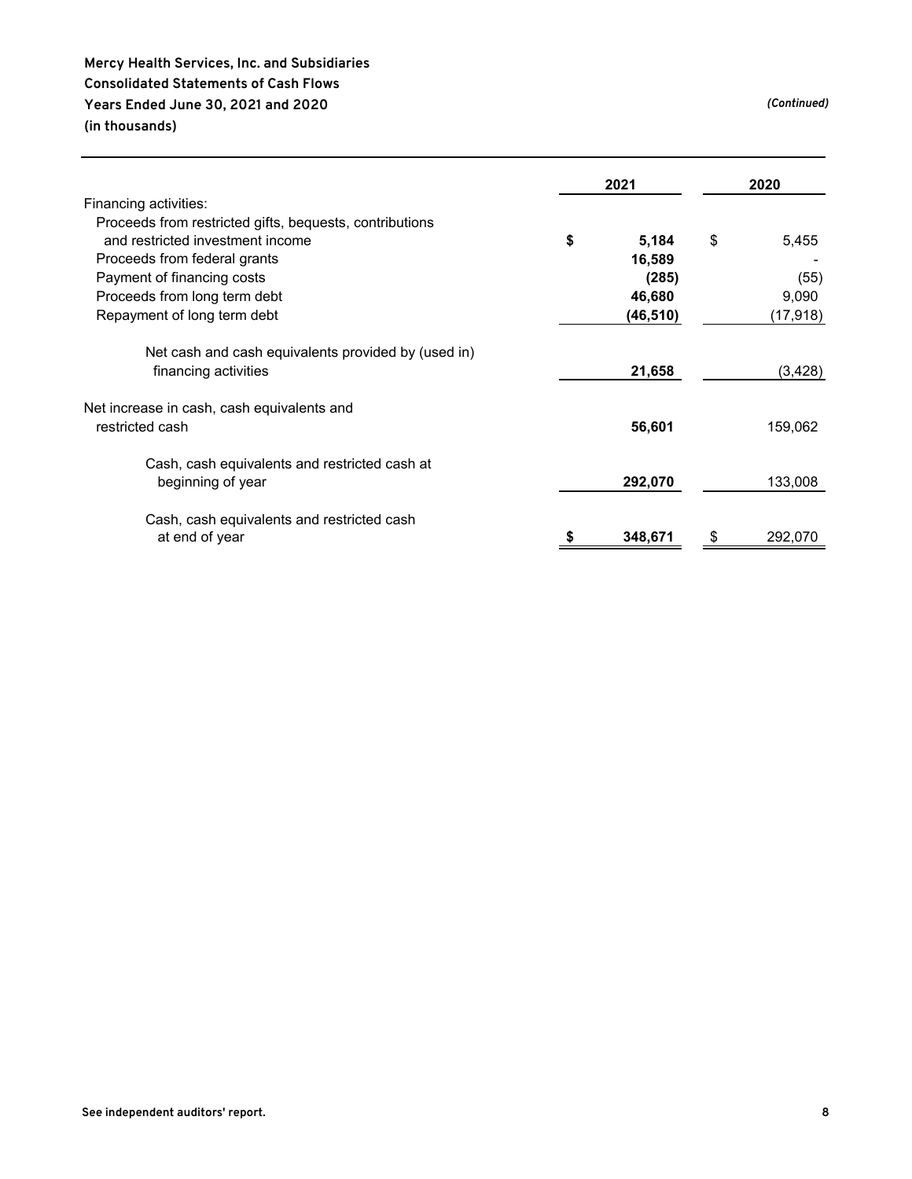**Mercy Health Services, Inc. and Subsidiaries**
**Consolidated Statements of Cash Flows**
**Years Ended June 30, 2021 and 2020**
**(in thousands)**

*(Continued)*

| | 2021 | 2020 |
|---|---|---|
| Financing activities: | | |
| Proceeds from restricted gifts, bequests, contributions and restricted investment income | **$ 5,184** | $ 5,455 |
| Proceeds from federal grants | **16,589** | - |
| Payment of financing costs | **(285)** | (55) |
| Proceeds from long term debt | **46,680** | 9,090 |
| Repayment of long term debt | **(46,510)** | (17,918) |
| Net cash and cash equivalents provided by (used in) financing activities | **21,658** | (3,428) |
| Net increase in cash, cash equivalents and restricted cash | **56,601** | 159,062 |
| Cash, cash equivalents and restricted cash at beginning of year | **292,070** | 133,008 |
| Cash, cash equivalents and restricted cash at end of year | **$ 348,671** | $ 292,070 |

See independent auditors' report.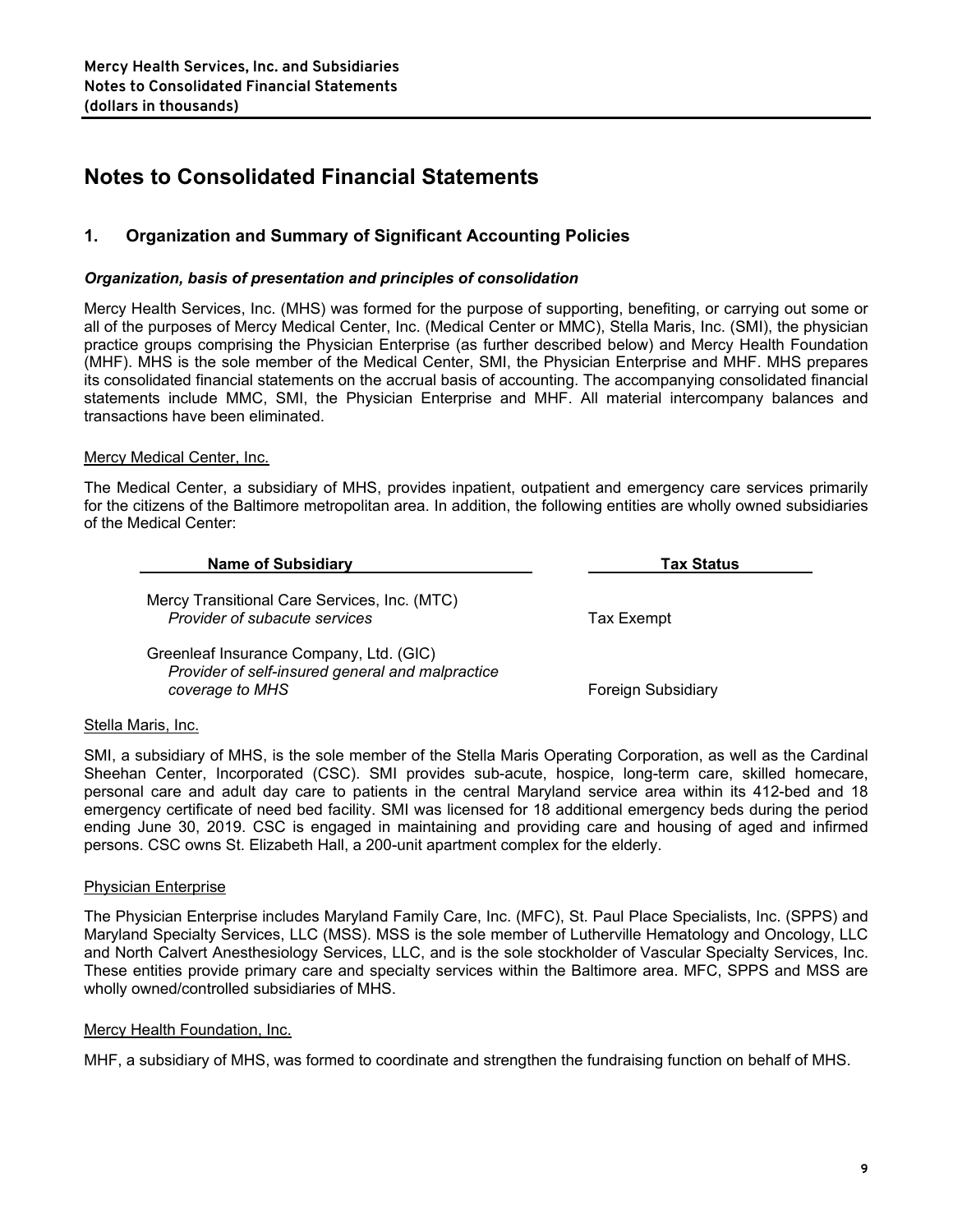# Notes to Consolidated Financial Statements

## 1. Organization and Summary of Significant Accounting Policies

### *Organization, basis of presentation and principles of consolidation*

Mercy Health Services, Inc. (MHS) was formed for the purpose of supporting, benefiting, or carrying out some or all of the purposes of Mercy Medical Center, Inc. (Medical Center or MMC), Stella Maris, Inc. (SMI), the physician practice groups comprising the Physician Enterprise (as further described below) and Mercy Health Foundation (MHF). MHS is the sole member of the Medical Center, SMI, the Physician Enterprise and MHF. MHS prepares its consolidated financial statements on the accrual basis of accounting. The accompanying consolidated financial statements include MMC, SMI, the Physician Enterprise and MHF. All material intercompany balances and transactions have been eliminated.

Mercy Medical Center, Inc.

The Medical Center, a subsidiary of MHS, provides inpatient, outpatient and emergency care services primarily for the citizens of the Baltimore metropolitan area. In addition, the following entities are wholly owned subsidiaries of the Medical Center:

| Name of Subsidiary | Tax Status |
|---|---|
| Mercy Transitional Care Services, Inc. (MTC)<br>*Provider of subacute services* | Tax Exempt |
| Greenleaf Insurance Company, Ltd. (GIC)<br>*Provider of self-insured general and malpractice coverage to MHS* | Foreign Subsidiary |

Stella Maris, Inc.

SMI, a subsidiary of MHS, is the sole member of the Stella Maris Operating Corporation, as well as the Cardinal Sheehan Center, Incorporated (CSC). SMI provides sub-acute, hospice, long-term care, skilled homecare, personal care and adult day care to patients in the central Maryland service area within its 412-bed and 18 emergency certificate of need bed facility. SMI was licensed for 18 additional emergency beds during the period ending June 30, 2019. CSC is engaged in maintaining and providing care and housing of aged and infirmed persons. CSC owns St. Elizabeth Hall, a 200-unit apartment complex for the elderly.

Physician Enterprise

The Physician Enterprise includes Maryland Family Care, Inc. (MFC), St. Paul Place Specialists, Inc. (SPPS) and Maryland Specialty Services, LLC (MSS). MSS is the sole member of Lutherville Hematology and Oncology, LLC and North Calvert Anesthesiology Services, LLC, and is the sole stockholder of Vascular Specialty Services, Inc. These entities provide primary care and specialty services within the Baltimore area. MFC, SPPS and MSS are wholly owned/controlled subsidiaries of MHS.

Mercy Health Foundation, Inc.

MHF, a subsidiary of MHS, was formed to coordinate and strengthen the fundraising function on behalf of MHS.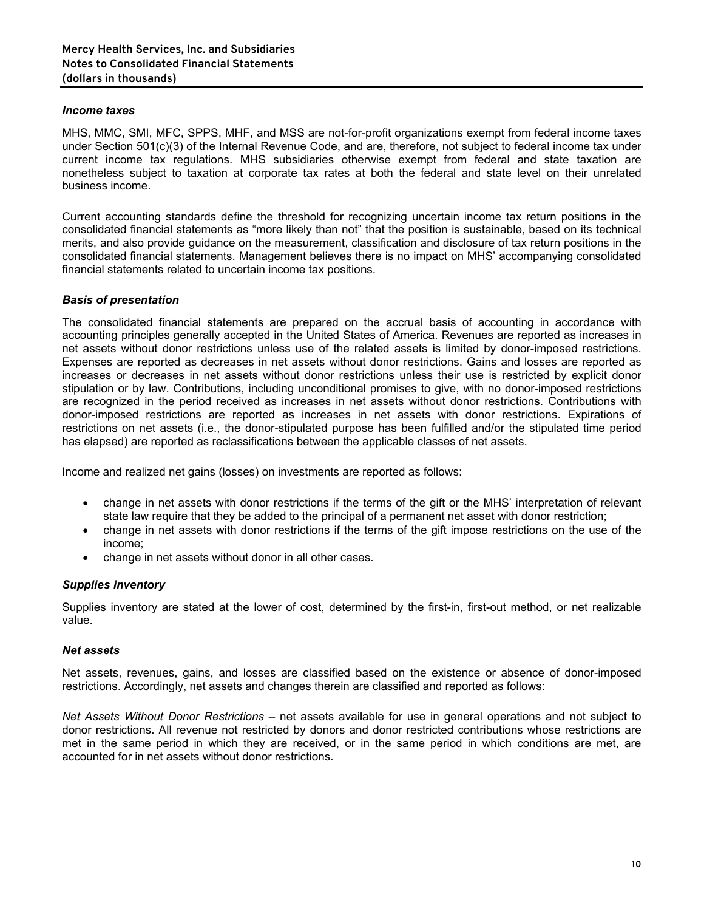### *Income taxes*

MHS, MMC, SMI, MFC, SPPS, MHF, and MSS are not-for-profit organizations exempt from federal income taxes under Section 501(c)(3) of the Internal Revenue Code, and are, therefore, not subject to federal income tax under current income tax regulations. MHS subsidiaries otherwise exempt from federal and state taxation are nonetheless subject to taxation at corporate tax rates at both the federal and state level on their unrelated business income.

Current accounting standards define the threshold for recognizing uncertain income tax return positions in the consolidated financial statements as "more likely than not" that the position is sustainable, based on its technical merits, and also provide guidance on the measurement, classification and disclosure of tax return positions in the consolidated financial statements. Management believes there is no impact on MHS' accompanying consolidated financial statements related to uncertain income tax positions.

### *Basis of presentation*

The consolidated financial statements are prepared on the accrual basis of accounting in accordance with accounting principles generally accepted in the United States of America. Revenues are reported as increases in net assets without donor restrictions unless use of the related assets is limited by donor-imposed restrictions. Expenses are reported as decreases in net assets without donor restrictions. Gains and losses are reported as increases or decreases in net assets without donor restrictions unless their use is restricted by explicit donor stipulation or by law. Contributions, including unconditional promises to give, with no donor-imposed restrictions are recognized in the period received as increases in net assets without donor restrictions. Contributions with donor-imposed restrictions are reported as increases in net assets with donor restrictions. Expirations of restrictions on net assets (i.e., the donor-stipulated purpose has been fulfilled and/or the stipulated time period has elapsed) are reported as reclassifications between the applicable classes of net assets.

Income and realized net gains (losses) on investments are reported as follows:

- change in net assets with donor restrictions if the terms of the gift or the MHS' interpretation of relevant state law require that they be added to the principal of a permanent net asset with donor restriction;
- change in net assets with donor restrictions if the terms of the gift impose restrictions on the use of the income;
- change in net assets without donor in all other cases.

### *Supplies inventory*

Supplies inventory are stated at the lower of cost, determined by the first-in, first-out method, or net realizable value.

### *Net assets*

Net assets, revenues, gains, and losses are classified based on the existence or absence of donor-imposed restrictions. Accordingly, net assets and changes therein are classified and reported as follows:

*Net Assets Without Donor Restrictions* – net assets available for use in general operations and not subject to donor restrictions. All revenue not restricted by donors and donor restricted contributions whose restrictions are met in the same period in which they are received, or in the same period in which conditions are met, are accounted for in net assets without donor restrictions.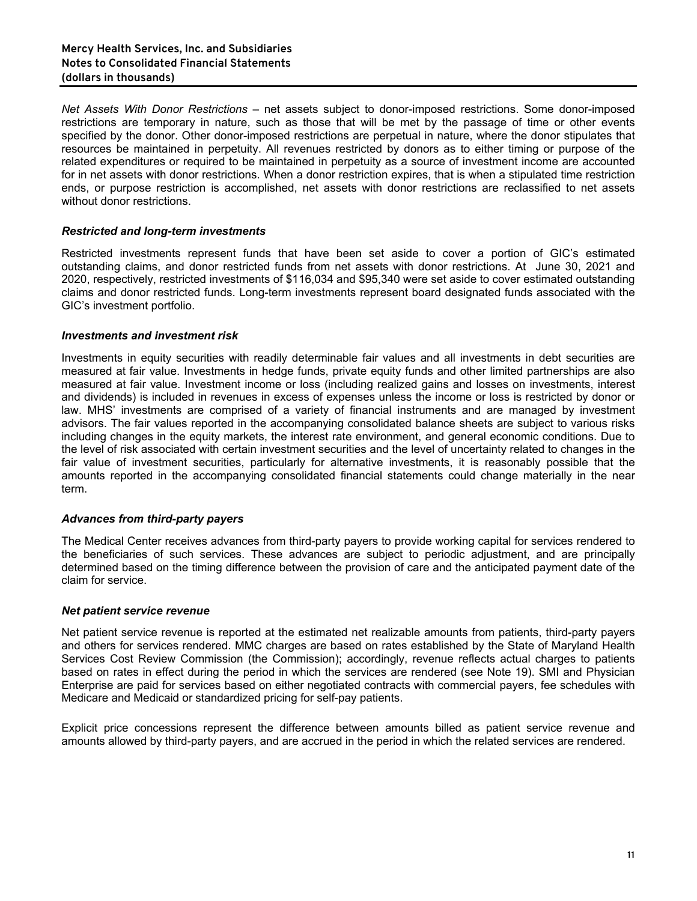*Net Assets With Donor Restrictions* – net assets subject to donor-imposed restrictions. Some donor-imposed restrictions are temporary in nature, such as those that will be met by the passage of time or other events specified by the donor. Other donor-imposed restrictions are perpetual in nature, where the donor stipulates that resources be maintained in perpetuity. All revenues restricted by donors as to either timing or purpose of the related expenditures or required to be maintained in perpetuity as a source of investment income are accounted for in net assets with donor restrictions. When a donor restriction expires, that is when a stipulated time restriction ends, or purpose restriction is accomplished, net assets with donor restrictions are reclassified to net assets without donor restrictions.

### *Restricted and long-term investments*

Restricted investments represent funds that have been set aside to cover a portion of GIC's estimated outstanding claims, and donor restricted funds from net assets with donor restrictions. At June 30, 2021 and 2020, respectively, restricted investments of $116,034 and $95,340 were set aside to cover estimated outstanding claims and donor restricted funds. Long-term investments represent board designated funds associated with the GIC's investment portfolio.

### *Investments and investment risk*

Investments in equity securities with readily determinable fair values and all investments in debt securities are measured at fair value. Investments in hedge funds, private equity funds and other limited partnerships are also measured at fair value. Investment income or loss (including realized gains and losses on investments, interest and dividends) is included in revenues in excess of expenses unless the income or loss is restricted by donor or law. MHS' investments are comprised of a variety of financial instruments and are managed by investment advisors. The fair values reported in the accompanying consolidated balance sheets are subject to various risks including changes in the equity markets, the interest rate environment, and general economic conditions. Due to the level of risk associated with certain investment securities and the level of uncertainty related to changes in the fair value of investment securities, particularly for alternative investments, it is reasonably possible that the amounts reported in the accompanying consolidated financial statements could change materially in the near term.

### *Advances from third-party payers*

The Medical Center receives advances from third-party payers to provide working capital for services rendered to the beneficiaries of such services. These advances are subject to periodic adjustment, and are principally determined based on the timing difference between the provision of care and the anticipated payment date of the claim for service.

### *Net patient service revenue*

Net patient service revenue is reported at the estimated net realizable amounts from patients, third-party payers and others for services rendered. MMC charges are based on rates established by the State of Maryland Health Services Cost Review Commission (the Commission); accordingly, revenue reflects actual charges to patients based on rates in effect during the period in which the services are rendered (see Note 19). SMI and Physician Enterprise are paid for services based on either negotiated contracts with commercial payers, fee schedules with Medicare and Medicaid or standardized pricing for self-pay patients.

Explicit price concessions represent the difference between amounts billed as patient service revenue and amounts allowed by third-party payers, and are accrued in the period in which the related services are rendered.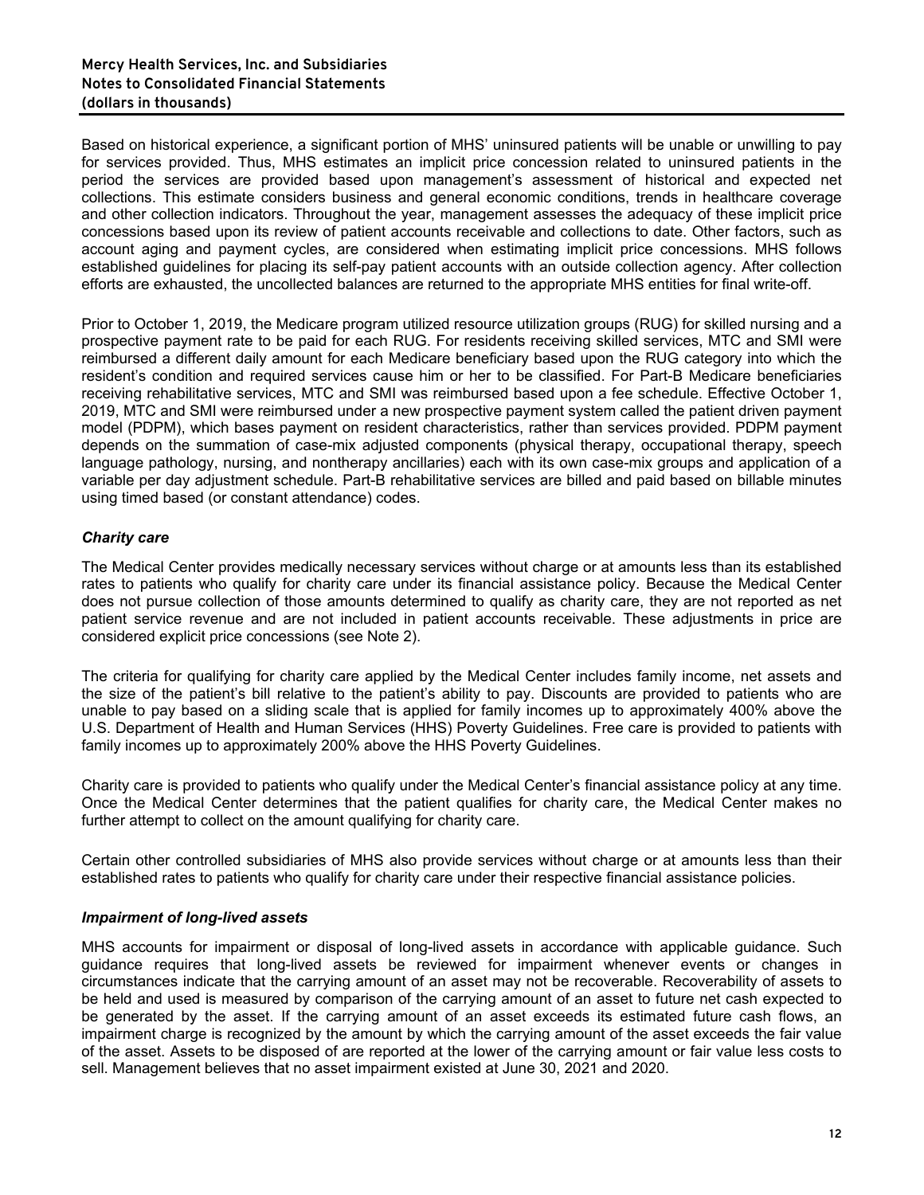Based on historical experience, a significant portion of MHS' uninsured patients will be unable or unwilling to pay for services provided. Thus, MHS estimates an implicit price concession related to uninsured patients in the period the services are provided based upon management's assessment of historical and expected net collections. This estimate considers business and general economic conditions, trends in healthcare coverage and other collection indicators. Throughout the year, management assesses the adequacy of these implicit price concessions based upon its review of patient accounts receivable and collections to date. Other factors, such as account aging and payment cycles, are considered when estimating implicit price concessions. MHS follows established guidelines for placing its self-pay patient accounts with an outside collection agency. After collection efforts are exhausted, the uncollected balances are returned to the appropriate MHS entities for final write-off.

Prior to October 1, 2019, the Medicare program utilized resource utilization groups (RUG) for skilled nursing and a prospective payment rate to be paid for each RUG. For residents receiving skilled services, MTC and SMI were reimbursed a different daily amount for each Medicare beneficiary based upon the RUG category into which the resident's condition and required services cause him or her to be classified. For Part-B Medicare beneficiaries receiving rehabilitative services, MTC and SMI was reimbursed based upon a fee schedule. Effective October 1, 2019, MTC and SMI were reimbursed under a new prospective payment system called the patient driven payment model (PDPM), which bases payment on resident characteristics, rather than services provided. PDPM payment depends on the summation of case-mix adjusted components (physical therapy, occupational therapy, speech language pathology, nursing, and nontherapy ancillaries) each with its own case-mix groups and application of a variable per day adjustment schedule. Part-B rehabilitative services are billed and paid based on billable minutes using timed based (or constant attendance) codes.

### *Charity care*

The Medical Center provides medically necessary services without charge or at amounts less than its established rates to patients who qualify for charity care under its financial assistance policy. Because the Medical Center does not pursue collection of those amounts determined to qualify as charity care, they are not reported as net patient service revenue and are not included in patient accounts receivable. These adjustments in price are considered explicit price concessions (see Note 2).

The criteria for qualifying for charity care applied by the Medical Center includes family income, net assets and the size of the patient's bill relative to the patient's ability to pay. Discounts are provided to patients who are unable to pay based on a sliding scale that is applied for family incomes up to approximately 400% above the U.S. Department of Health and Human Services (HHS) Poverty Guidelines. Free care is provided to patients with family incomes up to approximately 200% above the HHS Poverty Guidelines.

Charity care is provided to patients who qualify under the Medical Center's financial assistance policy at any time. Once the Medical Center determines that the patient qualifies for charity care, the Medical Center makes no further attempt to collect on the amount qualifying for charity care.

Certain other controlled subsidiaries of MHS also provide services without charge or at amounts less than their established rates to patients who qualify for charity care under their respective financial assistance policies.

### *Impairment of long-lived assets*

MHS accounts for impairment or disposal of long-lived assets in accordance with applicable guidance. Such guidance requires that long-lived assets be reviewed for impairment whenever events or changes in circumstances indicate that the carrying amount of an asset may not be recoverable. Recoverability of assets to be held and used is measured by comparison of the carrying amount of an asset to future net cash expected to be generated by the asset. If the carrying amount of an asset exceeds its estimated future cash flows, an impairment charge is recognized by the amount by which the carrying amount of the asset exceeds the fair value of the asset. Assets to be disposed of are reported at the lower of the carrying amount or fair value less costs to sell. Management believes that no asset impairment existed at June 30, 2021 and 2020.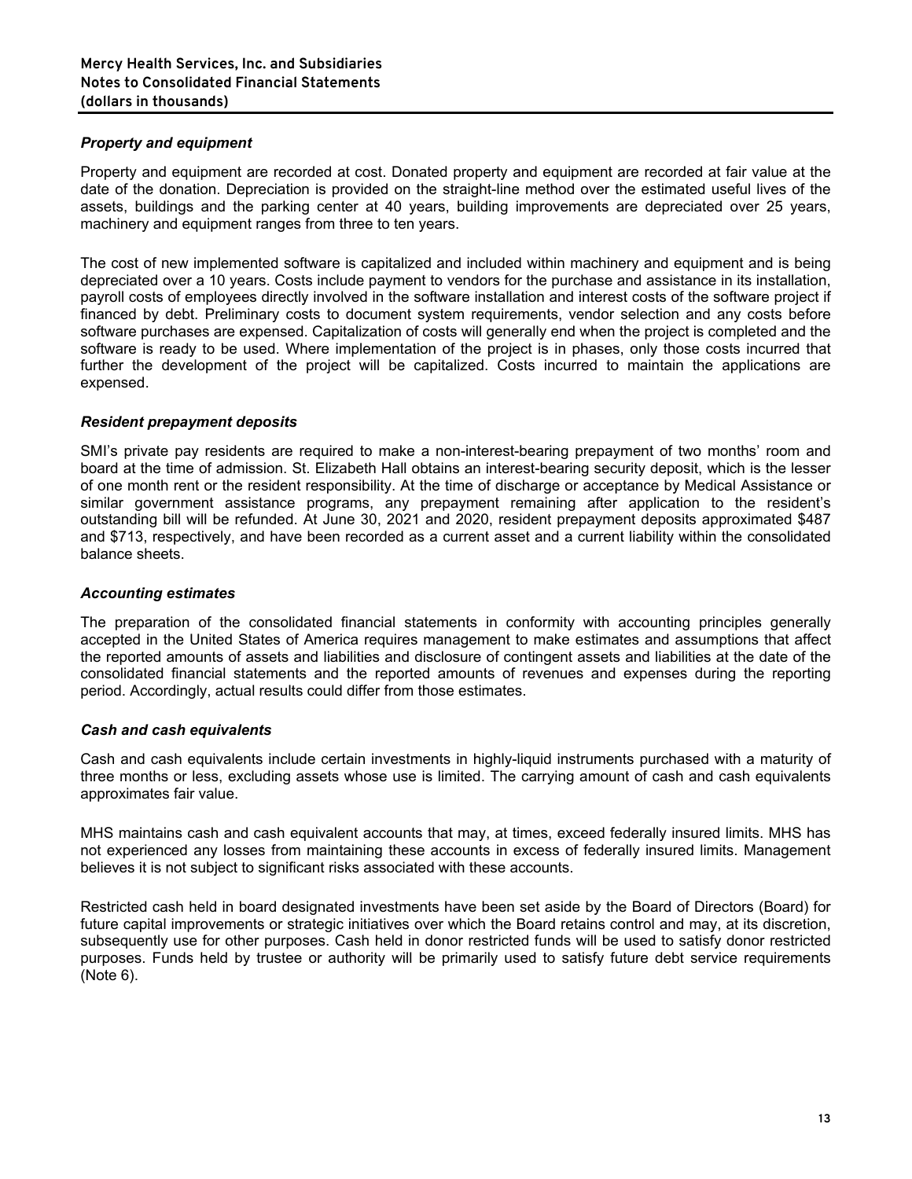### *Property and equipment*

Property and equipment are recorded at cost. Donated property and equipment are recorded at fair value at the date of the donation. Depreciation is provided on the straight-line method over the estimated useful lives of the assets, buildings and the parking center at 40 years, building improvements are depreciated over 25 years, machinery and equipment ranges from three to ten years.

The cost of new implemented software is capitalized and included within machinery and equipment and is being depreciated over a 10 years. Costs include payment to vendors for the purchase and assistance in its installation, payroll costs of employees directly involved in the software installation and interest costs of the software project if financed by debt. Preliminary costs to document system requirements, vendor selection and any costs before software purchases are expensed. Capitalization of costs will generally end when the project is completed and the software is ready to be used. Where implementation of the project is in phases, only those costs incurred that further the development of the project will be capitalized. Costs incurred to maintain the applications are expensed.

### *Resident prepayment deposits*

SMI's private pay residents are required to make a non-interest-bearing prepayment of two months' room and board at the time of admission. St. Elizabeth Hall obtains an interest-bearing security deposit, which is the lesser of one month rent or the resident responsibility. At the time of discharge or acceptance by Medical Assistance or similar government assistance programs, any prepayment remaining after application to the resident's outstanding bill will be refunded. At June 30, 2021 and 2020, resident prepayment deposits approximated $487 and $713, respectively, and have been recorded as a current asset and a current liability within the consolidated balance sheets.

### *Accounting estimates*

The preparation of the consolidated financial statements in conformity with accounting principles generally accepted in the United States of America requires management to make estimates and assumptions that affect the reported amounts of assets and liabilities and disclosure of contingent assets and liabilities at the date of the consolidated financial statements and the reported amounts of revenues and expenses during the reporting period. Accordingly, actual results could differ from those estimates.

### *Cash and cash equivalents*

Cash and cash equivalents include certain investments in highly-liquid instruments purchased with a maturity of three months or less, excluding assets whose use is limited. The carrying amount of cash and cash equivalents approximates fair value.

MHS maintains cash and cash equivalent accounts that may, at times, exceed federally insured limits. MHS has not experienced any losses from maintaining these accounts in excess of federally insured limits. Management believes it is not subject to significant risks associated with these accounts.

Restricted cash held in board designated investments have been set aside by the Board of Directors (Board) for future capital improvements or strategic initiatives over which the Board retains control and may, at its discretion, subsequently use for other purposes. Cash held in donor restricted funds will be used to satisfy donor restricted purposes. Funds held by trustee or authority will be primarily used to satisfy future debt service requirements (Note 6).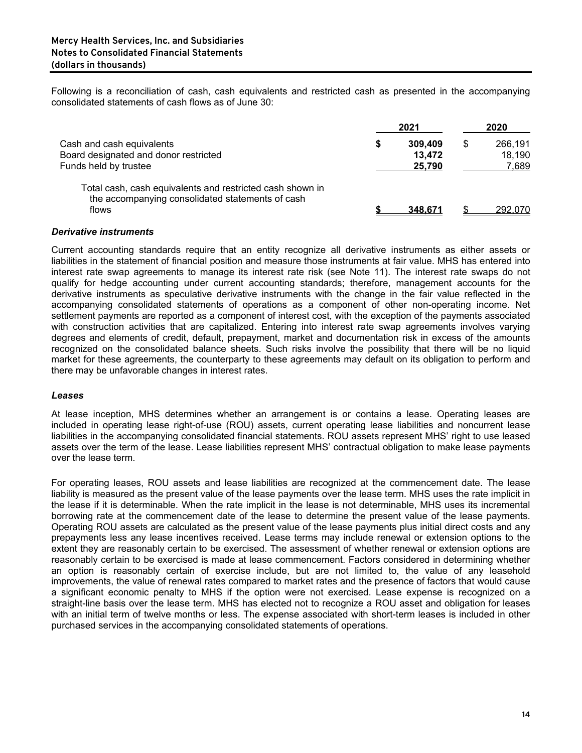Following is a reconciliation of cash, cash equivalents and restricted cash as presented in the accompanying consolidated statements of cash flows as of June 30:

| | 2021 | 2020 |
|---|---|---|
| Cash and cash equivalents | $ **309,409** | $ 266,191 |
| Board designated and donor restricted | **13,472** | 18,190 |
| Funds held by trustee | **25,790** | 7,689 |
| Total cash, cash equivalents and restricted cash shown in the accompanying consolidated statements of cash flows | **$ 348,671** | $ 292,070 |

### *Derivative instruments*

Current accounting standards require that an entity recognize all derivative instruments as either assets or liabilities in the statement of financial position and measure those instruments at fair value. MHS has entered into interest rate swap agreements to manage its interest rate risk (see Note 11). The interest rate swaps do not qualify for hedge accounting under current accounting standards; therefore, management accounts for the derivative instruments as speculative derivative instruments with the change in the fair value reflected in the accompanying consolidated statements of operations as a component of other non-operating income. Net settlement payments are reported as a component of interest cost, with the exception of the payments associated with construction activities that are capitalized. Entering into interest rate swap agreements involves varying degrees and elements of credit, default, prepayment, market and documentation risk in excess of the amounts recognized on the consolidated balance sheets. Such risks involve the possibility that there will be no liquid market for these agreements, the counterparty to these agreements may default on its obligation to perform and there may be unfavorable changes in interest rates.

### *Leases*

At lease inception, MHS determines whether an arrangement is or contains a lease. Operating leases are included in operating lease right-of-use (ROU) assets, current operating lease liabilities and noncurrent lease liabilities in the accompanying consolidated financial statements. ROU assets represent MHS' right to use leased assets over the term of the lease. Lease liabilities represent MHS' contractual obligation to make lease payments over the lease term.

For operating leases, ROU assets and lease liabilities are recognized at the commencement date. The lease liability is measured as the present value of the lease payments over the lease term. MHS uses the rate implicit in the lease if it is determinable. When the rate implicit in the lease is not determinable, MHS uses its incremental borrowing rate at the commencement date of the lease to determine the present value of the lease payments. Operating ROU assets are calculated as the present value of the lease payments plus initial direct costs and any prepayments less any lease incentives received. Lease terms may include renewal or extension options to the extent they are reasonably certain to be exercised. The assessment of whether renewal or extension options are reasonably certain to be exercised is made at lease commencement. Factors considered in determining whether an option is reasonably certain of exercise include, but are not limited to, the value of any leasehold improvements, the value of renewal rates compared to market rates and the presence of factors that would cause a significant economic penalty to MHS if the option were not exercised. Lease expense is recognized on a straight-line basis over the lease term. MHS has elected not to recognize a ROU asset and obligation for leases with an initial term of twelve months or less. The expense associated with short-term leases is included in other purchased services in the accompanying consolidated statements of operations.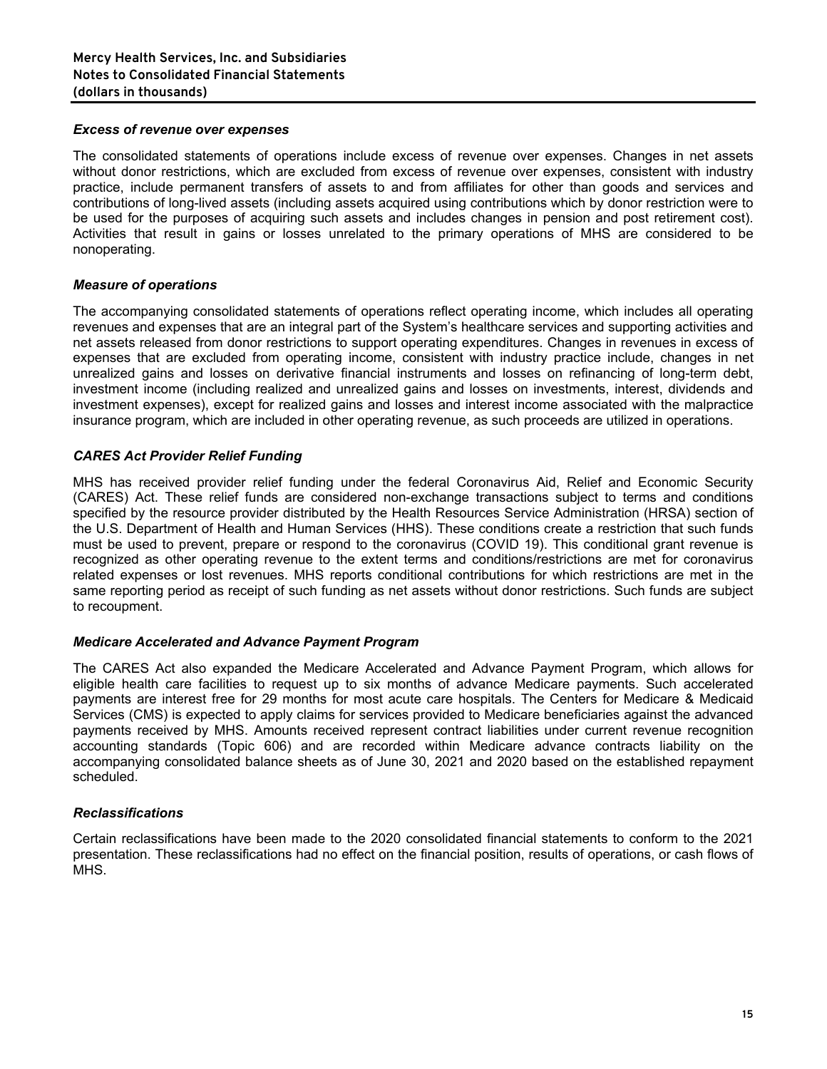### *Excess of revenue over expenses*

The consolidated statements of operations include excess of revenue over expenses. Changes in net assets without donor restrictions, which are excluded from excess of revenue over expenses, consistent with industry practice, include permanent transfers of assets to and from affiliates for other than goods and services and contributions of long-lived assets (including assets acquired using contributions which by donor restriction were to be used for the purposes of acquiring such assets and includes changes in pension and post retirement cost). Activities that result in gains or losses unrelated to the primary operations of MHS are considered to be nonoperating.

### *Measure of operations*

The accompanying consolidated statements of operations reflect operating income, which includes all operating revenues and expenses that are an integral part of the System's healthcare services and supporting activities and net assets released from donor restrictions to support operating expenditures. Changes in revenues in excess of expenses that are excluded from operating income, consistent with industry practice include, changes in net unrealized gains and losses on derivative financial instruments and losses on refinancing of long-term debt, investment income (including realized and unrealized gains and losses on investments, interest, dividends and investment expenses), except for realized gains and losses and interest income associated with the malpractice insurance program, which are included in other operating revenue, as such proceeds are utilized in operations.

### *CARES Act Provider Relief Funding*

MHS has received provider relief funding under the federal Coronavirus Aid, Relief and Economic Security (CARES) Act. These relief funds are considered non-exchange transactions subject to terms and conditions specified by the resource provider distributed by the Health Resources Service Administration (HRSA) section of the U.S. Department of Health and Human Services (HHS). These conditions create a restriction that such funds must be used to prevent, prepare or respond to the coronavirus (COVID 19). This conditional grant revenue is recognized as other operating revenue to the extent terms and conditions/restrictions are met for coronavirus related expenses or lost revenues. MHS reports conditional contributions for which restrictions are met in the same reporting period as receipt of such funding as net assets without donor restrictions. Such funds are subject to recoupment.

### *Medicare Accelerated and Advance Payment Program*

The CARES Act also expanded the Medicare Accelerated and Advance Payment Program, which allows for eligible health care facilities to request up to six months of advance Medicare payments. Such accelerated payments are interest free for 29 months for most acute care hospitals. The Centers for Medicare & Medicaid Services (CMS) is expected to apply claims for services provided to Medicare beneficiaries against the advanced payments received by MHS. Amounts received represent contract liabilities under current revenue recognition accounting standards (Topic 606) and are recorded within Medicare advance contracts liability on the accompanying consolidated balance sheets as of June 30, 2021 and 2020 based on the established repayment scheduled.

### *Reclassifications*

Certain reclassifications have been made to the 2020 consolidated financial statements to conform to the 2021 presentation. These reclassifications had no effect on the financial position, results of operations, or cash flows of MHS.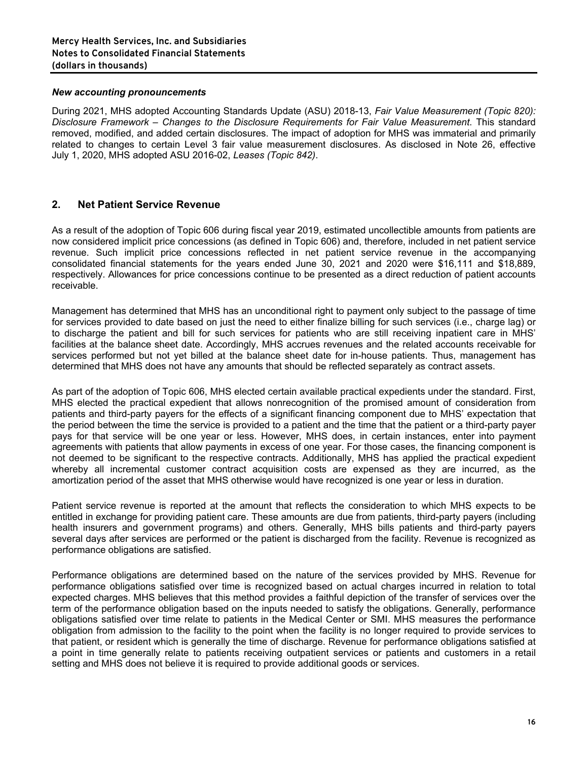### *New accounting pronouncements*

During 2021, MHS adopted Accounting Standards Update (ASU) 2018-13, *Fair Value Measurement (Topic 820): Disclosure Framework – Changes to the Disclosure Requirements for Fair Value Measurement*. This standard removed, modified, and added certain disclosures. The impact of adoption for MHS was immaterial and primarily related to changes to certain Level 3 fair value measurement disclosures. As disclosed in Note 26, effective July 1, 2020, MHS adopted ASU 2016-02, *Leases (Topic 842)*.

## 2. Net Patient Service Revenue

As a result of the adoption of Topic 606 during fiscal year 2019, estimated uncollectible amounts from patients are now considered implicit price concessions (as defined in Topic 606) and, therefore, included in net patient service revenue. Such implicit price concessions reflected in net patient service revenue in the accompanying consolidated financial statements for the years ended June 30, 2021 and 2020 were $16,111 and $18,889, respectively. Allowances for price concessions continue to be presented as a direct reduction of patient accounts receivable.

Management has determined that MHS has an unconditional right to payment only subject to the passage of time for services provided to date based on just the need to either finalize billing for such services (i.e., charge lag) or to discharge the patient and bill for such services for patients who are still receiving inpatient care in MHS' facilities at the balance sheet date. Accordingly, MHS accrues revenues and the related accounts receivable for services performed but not yet billed at the balance sheet date for in-house patients. Thus, management has determined that MHS does not have any amounts that should be reflected separately as contract assets.

As part of the adoption of Topic 606, MHS elected certain available practical expedients under the standard. First, MHS elected the practical expedient that allows nonrecognition of the promised amount of consideration from patients and third-party payers for the effects of a significant financing component due to MHS' expectation that the period between the time the service is provided to a patient and the time that the patient or a third-party payer pays for that service will be one year or less. However, MHS does, in certain instances, enter into payment agreements with patients that allow payments in excess of one year. For those cases, the financing component is not deemed to be significant to the respective contracts. Additionally, MHS has applied the practical expedient whereby all incremental customer contract acquisition costs are expensed as they are incurred, as the amortization period of the asset that MHS otherwise would have recognized is one year or less in duration.

Patient service revenue is reported at the amount that reflects the consideration to which MHS expects to be entitled in exchange for providing patient care. These amounts are due from patients, third-party payers (including health insurers and government programs) and others. Generally, MHS bills patients and third-party payers several days after services are performed or the patient is discharged from the facility. Revenue is recognized as performance obligations are satisfied.

Performance obligations are determined based on the nature of the services provided by MHS. Revenue for performance obligations satisfied over time is recognized based on actual charges incurred in relation to total expected charges. MHS believes that this method provides a faithful depiction of the transfer of services over the term of the performance obligation based on the inputs needed to satisfy the obligations. Generally, performance obligations satisfied over time relate to patients in the Medical Center or SMI. MHS measures the performance obligation from admission to the facility to the point when the facility is no longer required to provide services to that patient, or resident which is generally the time of discharge. Revenue for performance obligations satisfied at a point in time generally relate to patients receiving outpatient services or patients and customers in a retail setting and MHS does not believe it is required to provide additional goods or services.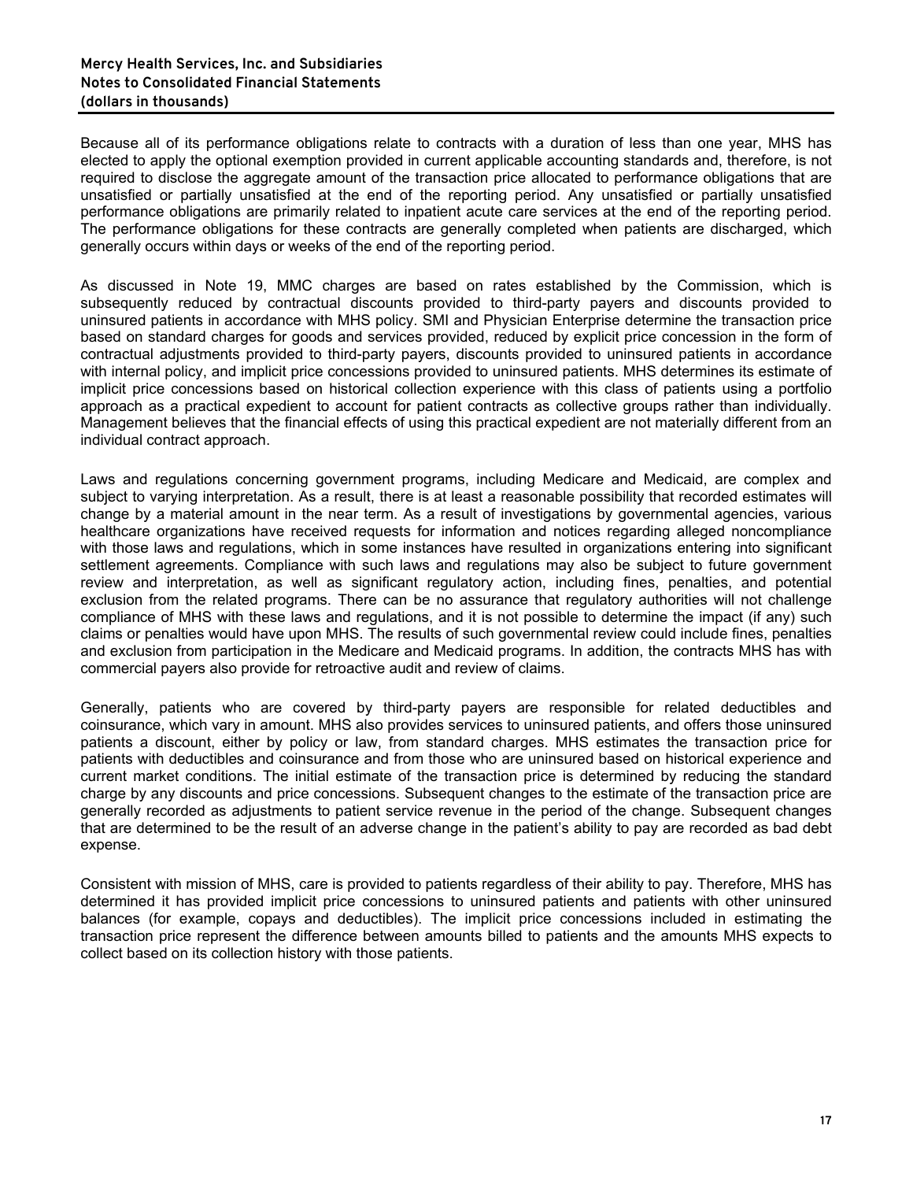Because all of its performance obligations relate to contracts with a duration of less than one year, MHS has elected to apply the optional exemption provided in current applicable accounting standards and, therefore, is not required to disclose the aggregate amount of the transaction price allocated to performance obligations that are unsatisfied or partially unsatisfied at the end of the reporting period. Any unsatisfied or partially unsatisfied performance obligations are primarily related to inpatient acute care services at the end of the reporting period. The performance obligations for these contracts are generally completed when patients are discharged, which generally occurs within days or weeks of the end of the reporting period.

As discussed in Note 19, MMC charges are based on rates established by the Commission, which is subsequently reduced by contractual discounts provided to third-party payers and discounts provided to uninsured patients in accordance with MHS policy. SMI and Physician Enterprise determine the transaction price based on standard charges for goods and services provided, reduced by explicit price concession in the form of contractual adjustments provided to third-party payers, discounts provided to uninsured patients in accordance with internal policy, and implicit price concessions provided to uninsured patients. MHS determines its estimate of implicit price concessions based on historical collection experience with this class of patients using a portfolio approach as a practical expedient to account for patient contracts as collective groups rather than individually. Management believes that the financial effects of using this practical expedient are not materially different from an individual contract approach.

Laws and regulations concerning government programs, including Medicare and Medicaid, are complex and subject to varying interpretation. As a result, there is at least a reasonable possibility that recorded estimates will change by a material amount in the near term. As a result of investigations by governmental agencies, various healthcare organizations have received requests for information and notices regarding alleged noncompliance with those laws and regulations, which in some instances have resulted in organizations entering into significant settlement agreements. Compliance with such laws and regulations may also be subject to future government review and interpretation, as well as significant regulatory action, including fines, penalties, and potential exclusion from the related programs. There can be no assurance that regulatory authorities will not challenge compliance of MHS with these laws and regulations, and it is not possible to determine the impact (if any) such claims or penalties would have upon MHS. The results of such governmental review could include fines, penalties and exclusion from participation in the Medicare and Medicaid programs. In addition, the contracts MHS has with commercial payers also provide for retroactive audit and review of claims.

Generally, patients who are covered by third-party payers are responsible for related deductibles and coinsurance, which vary in amount. MHS also provides services to uninsured patients, and offers those uninsured patients a discount, either by policy or law, from standard charges. MHS estimates the transaction price for patients with deductibles and coinsurance and from those who are uninsured based on historical experience and current market conditions. The initial estimate of the transaction price is determined by reducing the standard charge by any discounts and price concessions. Subsequent changes to the estimate of the transaction price are generally recorded as adjustments to patient service revenue in the period of the change. Subsequent changes that are determined to be the result of an adverse change in the patient's ability to pay are recorded as bad debt expense.

Consistent with mission of MHS, care is provided to patients regardless of their ability to pay. Therefore, MHS has determined it has provided implicit price concessions to uninsured patients and patients with other uninsured balances (for example, copays and deductibles). The implicit price concessions included in estimating the transaction price represent the difference between amounts billed to patients and the amounts MHS expects to collect based on its collection history with those patients.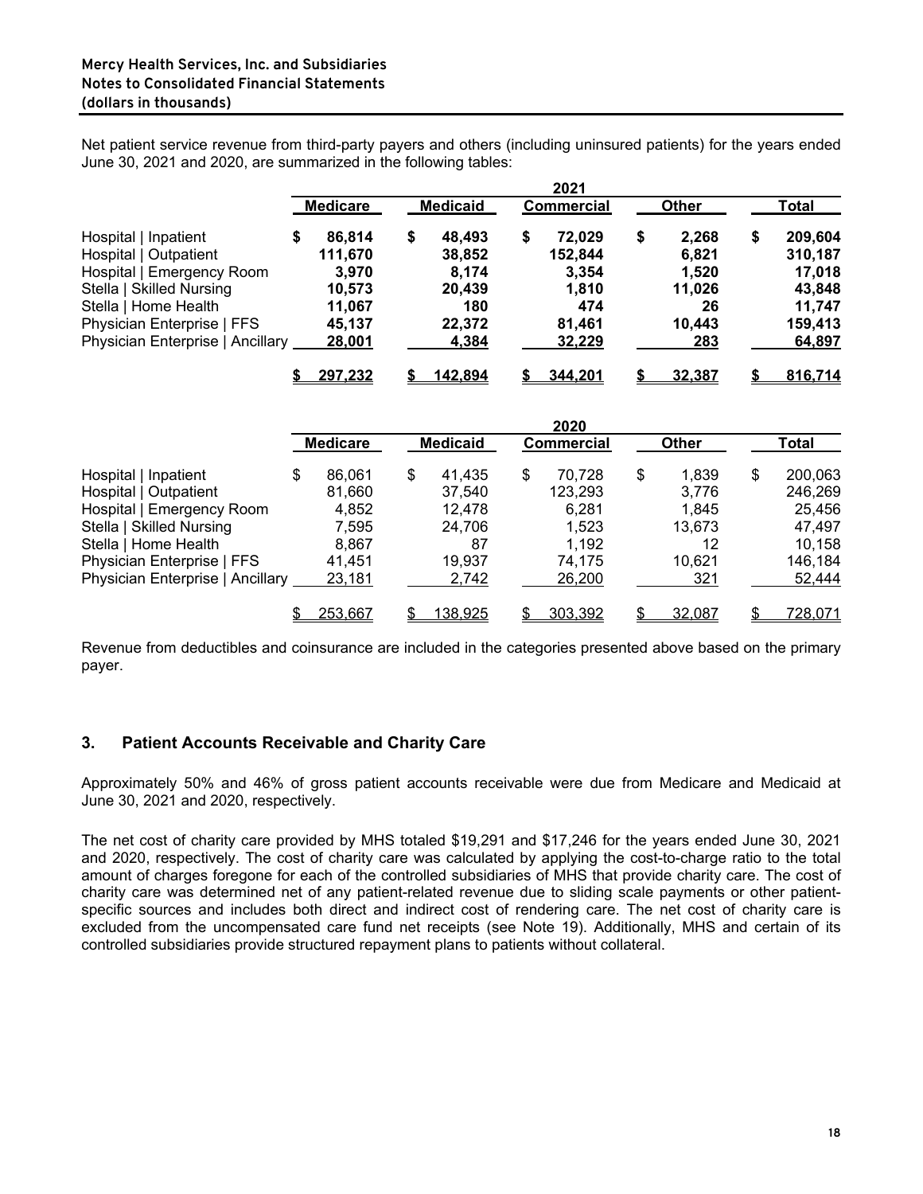Net patient service revenue from third-party payers and others (including uninsured patients) for the years ended June 30, 2021 and 2020, are summarized in the following tables:

| | 2021 | | | | |
|---|---|---|---|---|---|
| | **Medicare** | **Medicaid** | **Commercial** | **Other** | **Total** |
| Hospital \| Inpatient | $ 86,814 | $ 48,493 | $ 72,029 | $ 2,268 | $ 209,604 |
| Hospital \| Outpatient | 111,670 | 38,852 | 152,844 | 6,821 | 310,187 |
| Hospital \| Emergency Room | 3,970 | 8,174 | 3,354 | 1,520 | 17,018 |
| Stella \| Skilled Nursing | 10,573 | 20,439 | 1,810 | 11,026 | 43,848 |
| Stella \| Home Health | 11,067 | 180 | 474 | 26 | 11,747 |
| Physician Enterprise \| FFS | 45,137 | 22,372 | 81,461 | 10,443 | 159,413 |
| Physician Enterprise \| Ancillary | 28,001 | 4,384 | 32,229 | 283 | 64,897 |
| | $ 297,232 | $ 142,894 | $ 344,201 | $ 32,387 | $ 816,714 |

| | 2020 | | | | |
|---|---|---|---|---|---|
| | **Medicare** | **Medicaid** | **Commercial** | **Other** | **Total** |
| Hospital \| Inpatient | $ 86,061 | $ 41,435 | $ 70,728 | $ 1,839 | $ 200,063 |
| Hospital \| Outpatient | 81,660 | 37,540 | 123,293 | 3,776 | 246,269 |
| Hospital \| Emergency Room | 4,852 | 12,478 | 6,281 | 1,845 | 25,456 |
| Stella \| Skilled Nursing | 7,595 | 24,706 | 1,523 | 13,673 | 47,497 |
| Stella \| Home Health | 8,867 | 87 | 1,192 | 12 | 10,158 |
| Physician Enterprise \| FFS | 41,451 | 19,937 | 74,175 | 10,621 | 146,184 |
| Physician Enterprise \| Ancillary | 23,181 | 2,742 | 26,200 | 321 | 52,444 |
| | $ 253,667 | $ 138,925 | $ 303,392 | $ 32,087 | $ 728,071 |

Revenue from deductibles and coinsurance are included in the categories presented above based on the primary payer.

## 3. Patient Accounts Receivable and Charity Care

Approximately 50% and 46% of gross patient accounts receivable were due from Medicare and Medicaid at June 30, 2021 and 2020, respectively.

The net cost of charity care provided by MHS totaled $19,291 and $17,246 for the years ended June 30, 2021 and 2020, respectively. The cost of charity care was calculated by applying the cost-to-charge ratio to the total amount of charges foregone for each of the controlled subsidiaries of MHS that provide charity care. The cost of charity care was determined net of any patient-related revenue due to sliding scale payments or other patient-specific sources and includes both direct and indirect cost of rendering care. The net cost of charity care is excluded from the uncompensated care fund net receipts (see Note 19). Additionally, MHS and certain of its controlled subsidiaries provide structured repayment plans to patients without collateral.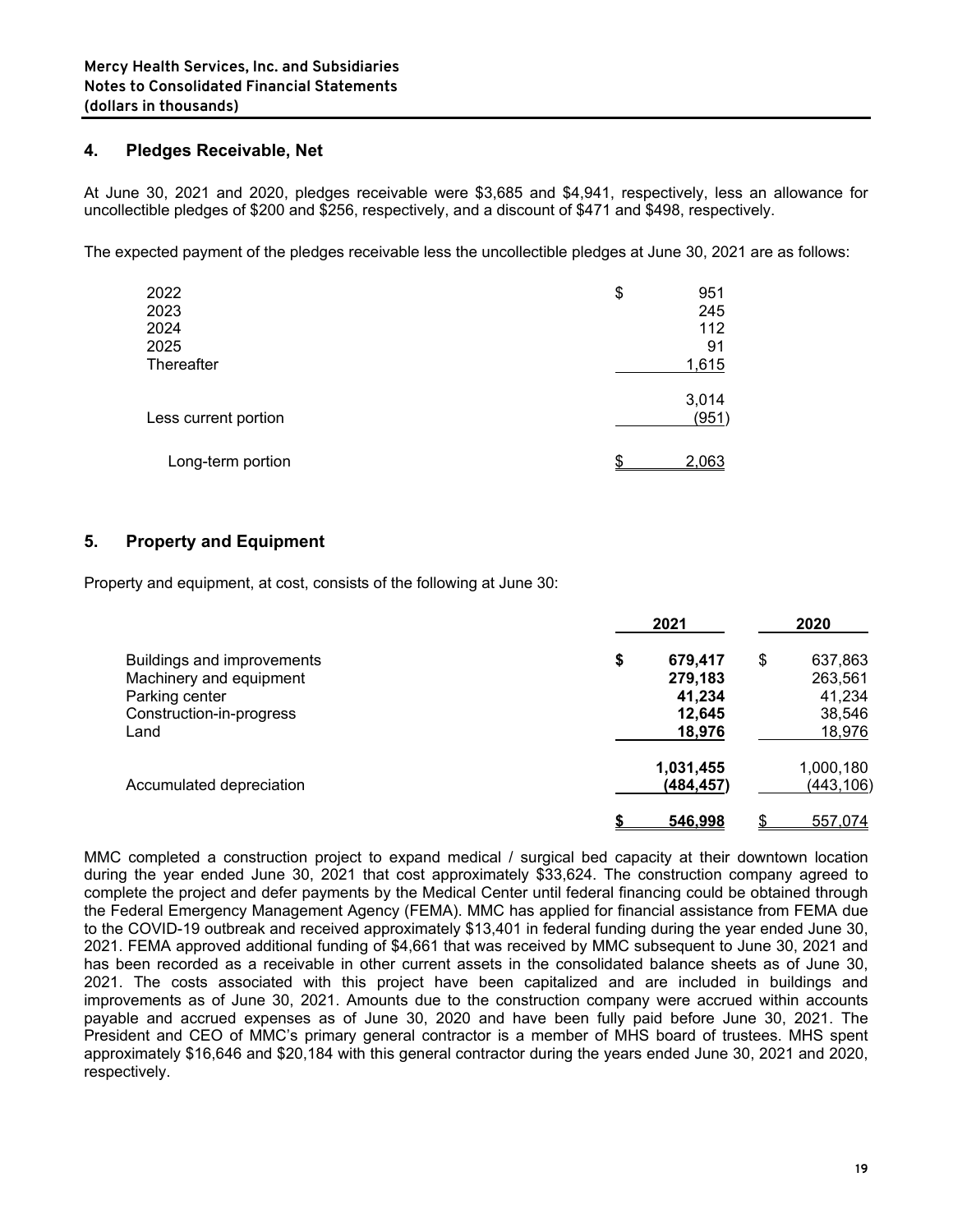## 4. Pledges Receivable, Net

At June 30, 2021 and 2020, pledges receivable were $3,685 and $4,941, respectively, less an allowance for uncollectible pledges of $200 and $256, respectively, and a discount of $471 and $498, respectively.

The expected payment of the pledges receivable less the uncollectible pledges at June 30, 2021 are as follows:

| | |
|---|---|
| 2022 | $ 951 |
| 2023 | 245 |
| 2024 | 112 |
| 2025 | 91 |
| Thereafter | 1,615 |
| | 3,014 |
| Less current portion | (951) |
| Long-term portion | $ 2,063 |

## 5. Property and Equipment

Property and equipment, at cost, consists of the following at June 30:

| | 2021 | 2020 |
|---|---|---|
| Buildings and improvements | $ **679,417** | $ 637,863 |
| Machinery and equipment | **279,183** | 263,561 |
| Parking center | **41,234** | 41,234 |
| Construction-in-progress | **12,645** | 38,546 |
| Land | **18,976** | 18,976 |
| | **1,031,455** | 1,000,180 |
| Accumulated depreciation | **(484,457)** | (443,106) |
| | **$ 546,998** | $ 557,074 |

MMC completed a construction project to expand medical / surgical bed capacity at their downtown location during the year ended June 30, 2021 that cost approximately $33,624. The construction company agreed to complete the project and defer payments by the Medical Center until federal financing could be obtained through the Federal Emergency Management Agency (FEMA). MMC has applied for financial assistance from FEMA due to the COVID-19 outbreak and received approximately $13,401 in federal funding during the year ended June 30, 2021. FEMA approved additional funding of $4,661 that was received by MMC subsequent to June 30, 2021 and has been recorded as a receivable in other current assets in the consolidated balance sheets as of June 30, 2021. The costs associated with this project have been capitalized and are included in buildings and improvements as of June 30, 2021. Amounts due to the construction company were accrued within accounts payable and accrued expenses as of June 30, 2020 and have been fully paid before June 30, 2021. The President and CEO of MMC's primary general contractor is a member of MHS board of trustees. MHS spent approximately $16,646 and $20,184 with this general contractor during the years ended June 30, 2021 and 2020, respectively.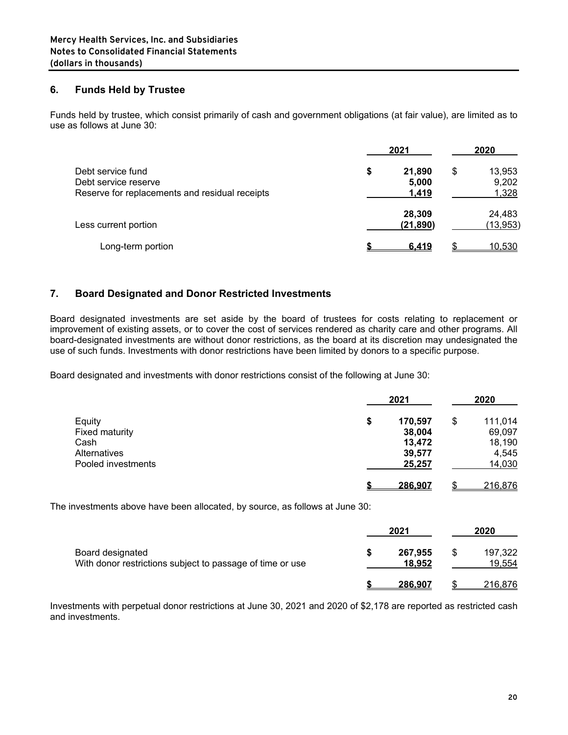Mercy Health Services, Inc. and Subsidiaries
Notes to Consolidated Financial Statements
(dollars in thousands)

## 6. Funds Held by Trustee

Funds held by trustee, which consist primarily of cash and government obligations (at fair value), are limited as to use as follows at June 30:

| | 2021 | 2020 |
|---|---|---|
| Debt service fund | $ 21,890 | $ 13,953 |
| Debt service reserve | 5,000 | 9,202 |
| Reserve for replacements and residual receipts | 1,419 | 1,328 |
| | 28,309 | 24,483 |
| Less current portion | (21,890) | (13,953) |
| Long-term portion | $ 6,419 | $ 10,530 |

## 7. Board Designated and Donor Restricted Investments

Board designated investments are set aside by the board of trustees for costs relating to replacement or improvement of existing assets, or to cover the cost of services rendered as charity care and other programs. All board-designated investments are without donor restrictions, as the board at its discretion may undesignated the use of such funds. Investments with donor restrictions have been limited by donors to a specific purpose.

Board designated and investments with donor restrictions consist of the following at June 30:

| | 2021 | 2020 |
|---|---|---|
| Equity | $ 170,597 | $ 111,014 |
| Fixed maturity | 38,004 | 69,097 |
| Cash | 13,472 | 18,190 |
| Alternatives | 39,577 | 4,545 |
| Pooled investments | 25,257 | 14,030 |
| | $ 286,907 | $ 216,876 |

The investments above have been allocated, by source, as follows at June 30:

| | 2021 | 2020 |
|---|---|---|
| Board designated | $ 267,955 | $ 197,322 |
| With donor restrictions subject to passage of time or use | 18,952 | 19,554 |
| | $ 286,907 | $ 216,876 |

Investments with perpetual donor restrictions at June 30, 2021 and 2020 of $2,178 are reported as restricted cash and investments.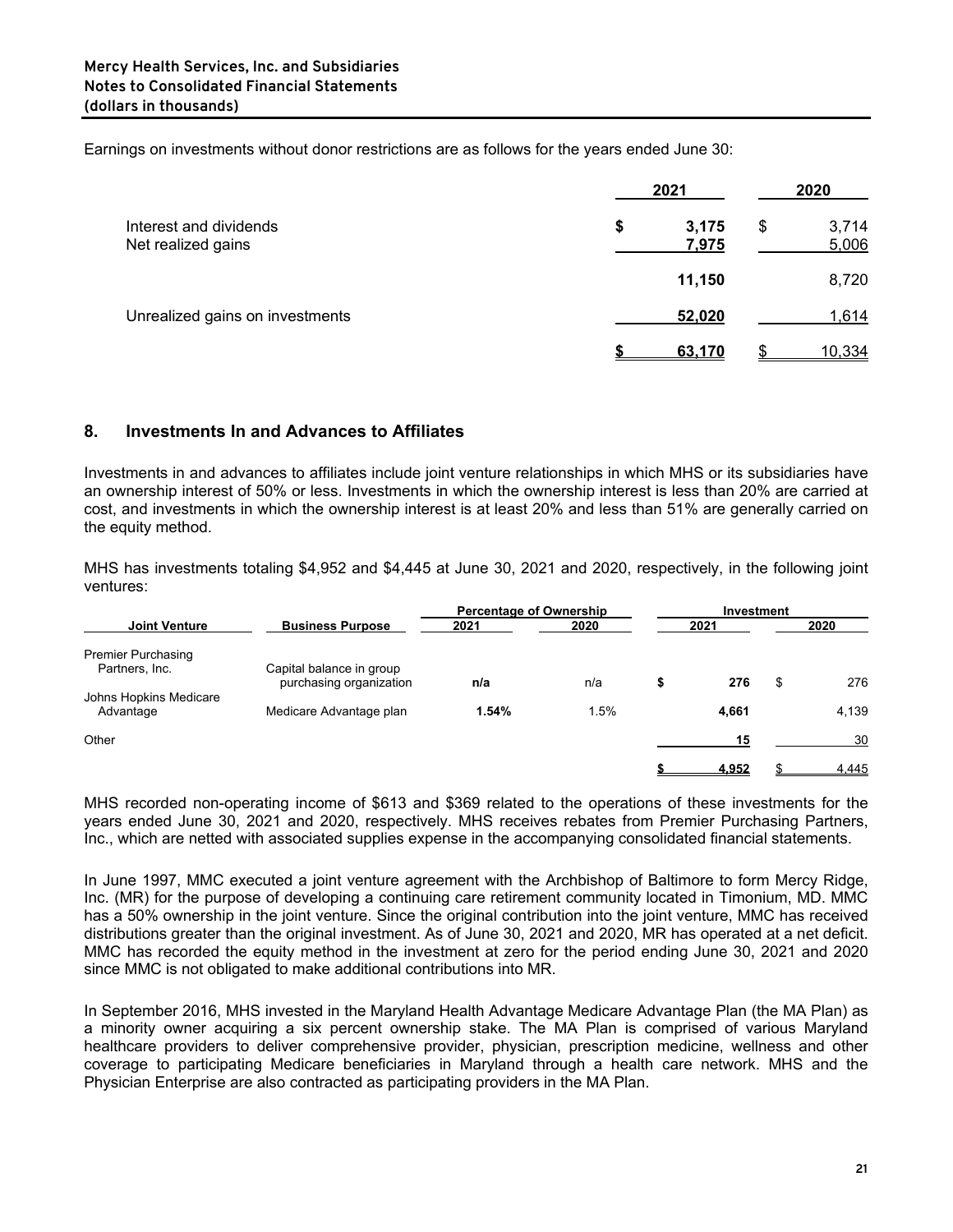Earnings on investments without donor restrictions are as follows for the years ended June 30:

| | 2021 | 2020 |
|---|---|---|
| Interest and dividends | $ 3,175 | $ 3,714 |
| Net realized gains | 7,975 | 5,006 |
| | 11,150 | 8,720 |
| Unrealized gains on investments | 52,020 | 1,614 |
| | $ 63,170 | $ 10,334 |

## 8. Investments In and Advances to Affiliates

Investments in and advances to affiliates include joint venture relationships in which MHS or its subsidiaries have an ownership interest of 50% or less. Investments in which the ownership interest is less than 20% are carried at cost, and investments in which the ownership interest is at least 20% and less than 51% are generally carried on the equity method.

MHS has investments totaling $4,952 and $4,445 at June 30, 2021 and 2020, respectively, in the following joint ventures:

| | | Percentage of Ownership | | Investment | |
|---|---|---|---|---|---|
| Joint Venture | Business Purpose | 2021 | 2020 | 2021 | 2020 |
| Premier Purchasing Partners, Inc. | Capital balance in group purchasing organization | n/a | n/a | $ 276 | $ 276 |
| Johns Hopkins Medicare Advantage | Medicare Advantage plan | 1.54% | 1.5% | 4,661 | 4,139 |
| Other | | | | 15 | 30 |
| | | | | $ 4,952 | $ 4,445 |

MHS recorded non-operating income of $613 and $369 related to the operations of these investments for the years ended June 30, 2021 and 2020, respectively. MHS receives rebates from Premier Purchasing Partners, Inc., which are netted with associated supplies expense in the accompanying consolidated financial statements.

In June 1997, MMC executed a joint venture agreement with the Archbishop of Baltimore to form Mercy Ridge, Inc. (MR) for the purpose of developing a continuing care retirement community located in Timonium, MD. MMC has a 50% ownership in the joint venture. Since the original contribution into the joint venture, MMC has received distributions greater than the original investment. As of June 30, 2021 and 2020, MR has operated at a net deficit. MMC has recorded the equity method in the investment at zero for the period ending June 30, 2021 and 2020 since MMC is not obligated to make additional contributions into MR.

In September 2016, MHS invested in the Maryland Health Advantage Medicare Advantage Plan (the MA Plan) as a minority owner acquiring a six percent ownership stake. The MA Plan is comprised of various Maryland healthcare providers to deliver comprehensive provider, physician, prescription medicine, wellness and other coverage to participating Medicare beneficiaries in Maryland through a health care network. MHS and the Physician Enterprise are also contracted as participating providers in the MA Plan.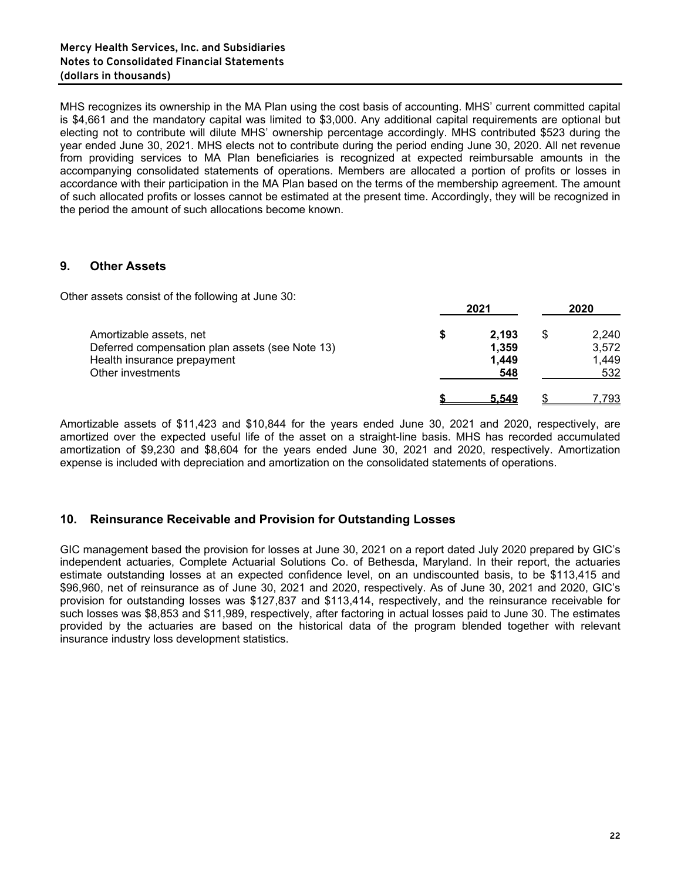MHS recognizes its ownership in the MA Plan using the cost basis of accounting. MHS' current committed capital is \$4,661 and the mandatory capital was limited to \$3,000. Any additional capital requirements are optional but electing not to contribute will dilute MHS' ownership percentage accordingly. MHS contributed \$523 during the year ended June 30, 2021. MHS elects not to contribute during the period ending June 30, 2020. All net revenue from providing services to MA Plan beneficiaries is recognized at expected reimbursable amounts in the accompanying consolidated statements of operations. Members are allocated a portion of profits or losses in accordance with their participation in the MA Plan based on the terms of the membership agreement. The amount of such allocated profits or losses cannot be estimated at the present time. Accordingly, they will be recognized in the period the amount of such allocations become known.

## 9. Other Assets

Other assets consist of the following at June 30:

| | 2021 | 2020 |
|---|---|---|
| Amortizable assets, net | **\$ 2,193** | \$ 2,240 |
| Deferred compensation plan assets (see Note 13) | **1,359** | 3,572 |
| Health insurance prepayment | **1,449** | 1,449 |
| Other investments | **548** | 532 |
| | **\$ 5,549** | \$ 7,793 |

Amortizable assets of \$11,423 and \$10,844 for the years ended June 30, 2021 and 2020, respectively, are amortized over the expected useful life of the asset on a straight-line basis. MHS has recorded accumulated amortization of \$9,230 and \$8,604 for the years ended June 30, 2021 and 2020, respectively. Amortization expense is included with depreciation and amortization on the consolidated statements of operations.

## 10. Reinsurance Receivable and Provision for Outstanding Losses

GIC management based the provision for losses at June 30, 2021 on a report dated July 2020 prepared by GIC's independent actuaries, Complete Actuarial Solutions Co. of Bethesda, Maryland. In their report, the actuaries estimate outstanding losses at an expected confidence level, on an undiscounted basis, to be \$113,415 and \$96,960, net of reinsurance as of June 30, 2021 and 2020, respectively. As of June 30, 2021 and 2020, GIC's provision for outstanding losses was \$127,837 and \$113,414, respectively, and the reinsurance receivable for such losses was \$8,853 and \$11,989, respectively, after factoring in actual losses paid to June 30. The estimates provided by the actuaries are based on the historical data of the program blended together with relevant insurance industry loss development statistics.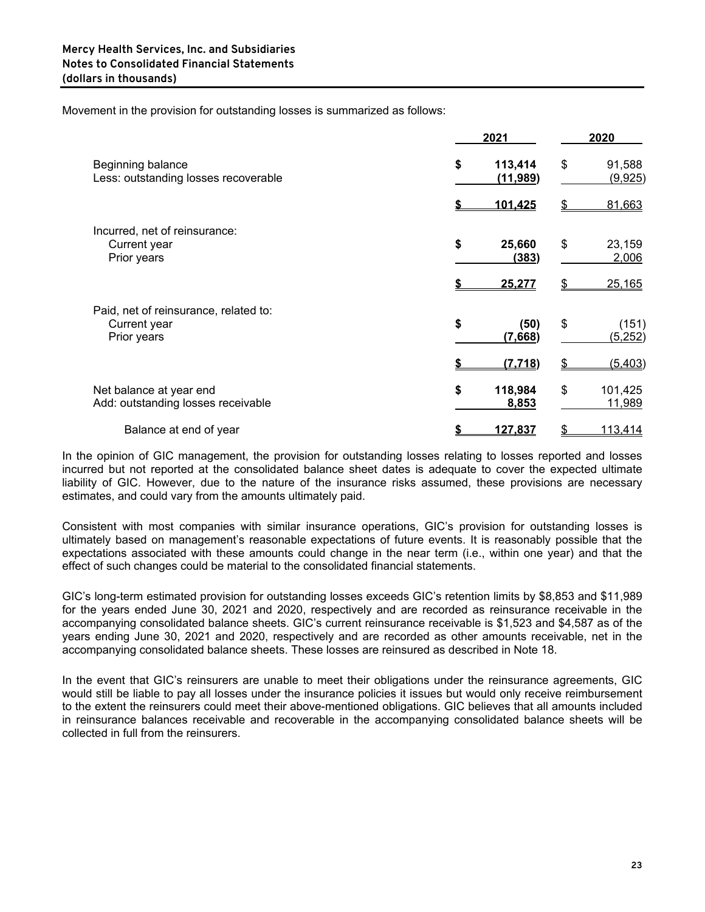**Mercy Health Services, Inc. and Subsidiaries**
**Notes to Consolidated Financial Statements**
**(dollars in thousands)**

Movement in the provision for outstanding losses is summarized as follows:

| | 2021 | 2020 |
|---|---|---|
| Beginning balance | $ 113,414 | $ 91,588 |
| Less: outstanding losses recoverable | (11,989) | (9,925) |
| | $ 101,425 | $ 81,663 |
| Incurred, net of reinsurance: | | |
| Current year | $ 25,660 | $ 23,159 |
| Prior years | (383) | 2,006 |
| | $ 25,277 | $ 25,165 |
| Paid, net of reinsurance, related to: | | |
| Current year | $ (50) | $ (151) |
| Prior years | (7,668) | (5,252) |
| | $ (7,718) | $ (5,403) |
| Net balance at year end | $ 118,984 | $ 101,425 |
| Add: outstanding losses receivable | 8,853 | 11,989 |
| Balance at end of year | $ 127,837 | $ 113,414 |

In the opinion of GIC management, the provision for outstanding losses relating to losses reported and losses incurred but not reported at the consolidated balance sheet dates is adequate to cover the expected ultimate liability of GIC. However, due to the nature of the insurance risks assumed, these provisions are necessary estimates, and could vary from the amounts ultimately paid.

Consistent with most companies with similar insurance operations, GIC's provision for outstanding losses is ultimately based on management's reasonable expectations of future events. It is reasonably possible that the expectations associated with these amounts could change in the near term (i.e., within one year) and that the effect of such changes could be material to the consolidated financial statements.

GIC's long-term estimated provision for outstanding losses exceeds GIC's retention limits by $8,853 and $11,989 for the years ended June 30, 2021 and 2020, respectively and are recorded as reinsurance receivable in the accompanying consolidated balance sheets. GIC's current reinsurance receivable is $1,523 and $4,587 as of the years ending June 30, 2021 and 2020, respectively and are recorded as other amounts receivable, net in the accompanying consolidated balance sheets. These losses are reinsured as described in Note 18.

In the event that GIC's reinsurers are unable to meet their obligations under the reinsurance agreements, GIC would still be liable to pay all losses under the insurance policies it issues but would only receive reimbursement to the extent the reinsurers could meet their above-mentioned obligations. GIC believes that all amounts included in reinsurance balances receivable and recoverable in the accompanying consolidated balance sheets will be collected in full from the reinsurers.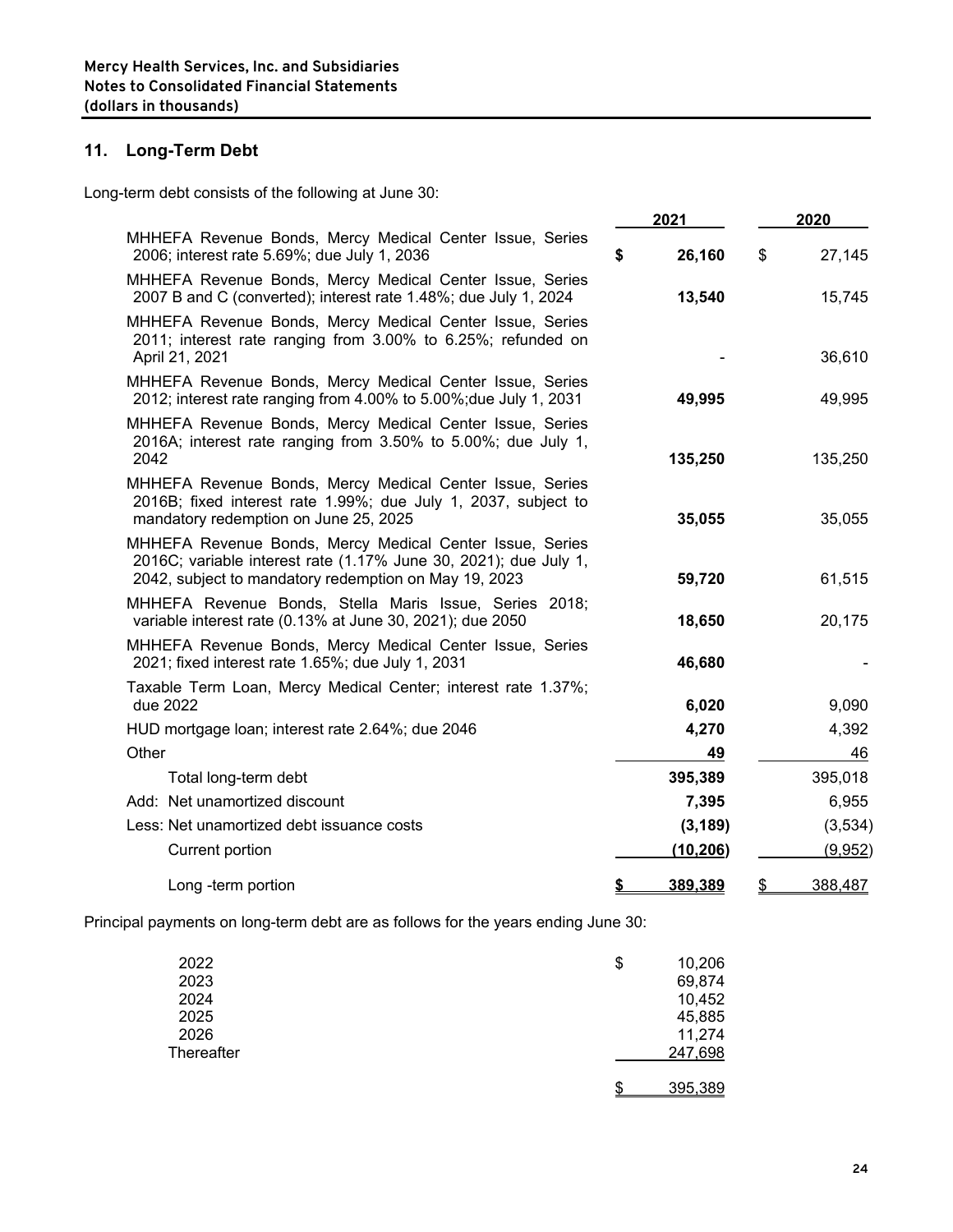**Mercy Health Services, Inc. and Subsidiaries**
**Notes to Consolidated Financial Statements**
**(dollars in thousands)**

## 11. Long-Term Debt

Long-term debt consists of the following at June 30:

| | 2021 | 2020 |
|---|---|---|
| MHHEFA Revenue Bonds, Mercy Medical Center Issue, Series 2006; interest rate 5.69%; due July 1, 2036 | **$ 26,160** | $ 27,145 |
| MHHEFA Revenue Bonds, Mercy Medical Center Issue, Series 2007 B and C (converted); interest rate 1.48%; due July 1, 2024 | **13,540** | 15,745 |
| MHHEFA Revenue Bonds, Mercy Medical Center Issue, Series 2011; interest rate ranging from 3.00% to 6.25%; refunded on April 21, 2021 | - | 36,610 |
| MHHEFA Revenue Bonds, Mercy Medical Center Issue, Series 2012; interest rate ranging from 4.00% to 5.00%;due July 1, 2031 | **49,995** | 49,995 |
| MHHEFA Revenue Bonds, Mercy Medical Center Issue, Series 2016A; interest rate ranging from 3.50% to 5.00%; due July 1, 2042 | **135,250** | 135,250 |
| MHHEFA Revenue Bonds, Mercy Medical Center Issue, Series 2016B; fixed interest rate 1.99%; due July 1, 2037, subject to mandatory redemption on June 25, 2025 | **35,055** | 35,055 |
| MHHEFA Revenue Bonds, Mercy Medical Center Issue, Series 2016C; variable interest rate (1.17% June 30, 2021); due July 1, 2042, subject to mandatory redemption on May 19, 2023 | **59,720** | 61,515 |
| MHHEFA Revenue Bonds, Stella Maris Issue, Series 2018; variable interest rate (0.13% at June 30, 2021); due 2050 | **18,650** | 20,175 |
| MHHEFA Revenue Bonds, Mercy Medical Center Issue, Series 2021; fixed interest rate 1.65%; due July 1, 2031 | **46,680** | - |
| Taxable Term Loan, Mercy Medical Center; interest rate 1.37%; due 2022 | **6,020** | 9,090 |
| HUD mortgage loan; interest rate 2.64%; due 2046 | **4,270** | 4,392 |
| Other | **49** | 46 |
| Total long-term debt | **395,389** | 395,018 |
| Add: Net unamortized discount | **7,395** | 6,955 |
| Less: Net unamortized debt issuance costs | **(3,189)** | (3,534) |
| Current portion | **(10,206)** | (9,952) |
| Long -term portion | **$ 389,389** | $ 388,487 |

Principal payments on long-term debt are as follows for the years ending June 30:

| | |
|---|---|
| 2022 | $ 10,206 |
| 2023 | 69,874 |
| 2024 | 10,452 |
| 2025 | 45,885 |
| 2026 | 11,274 |
| Thereafter | 247,698 |
| | $ 395,389 |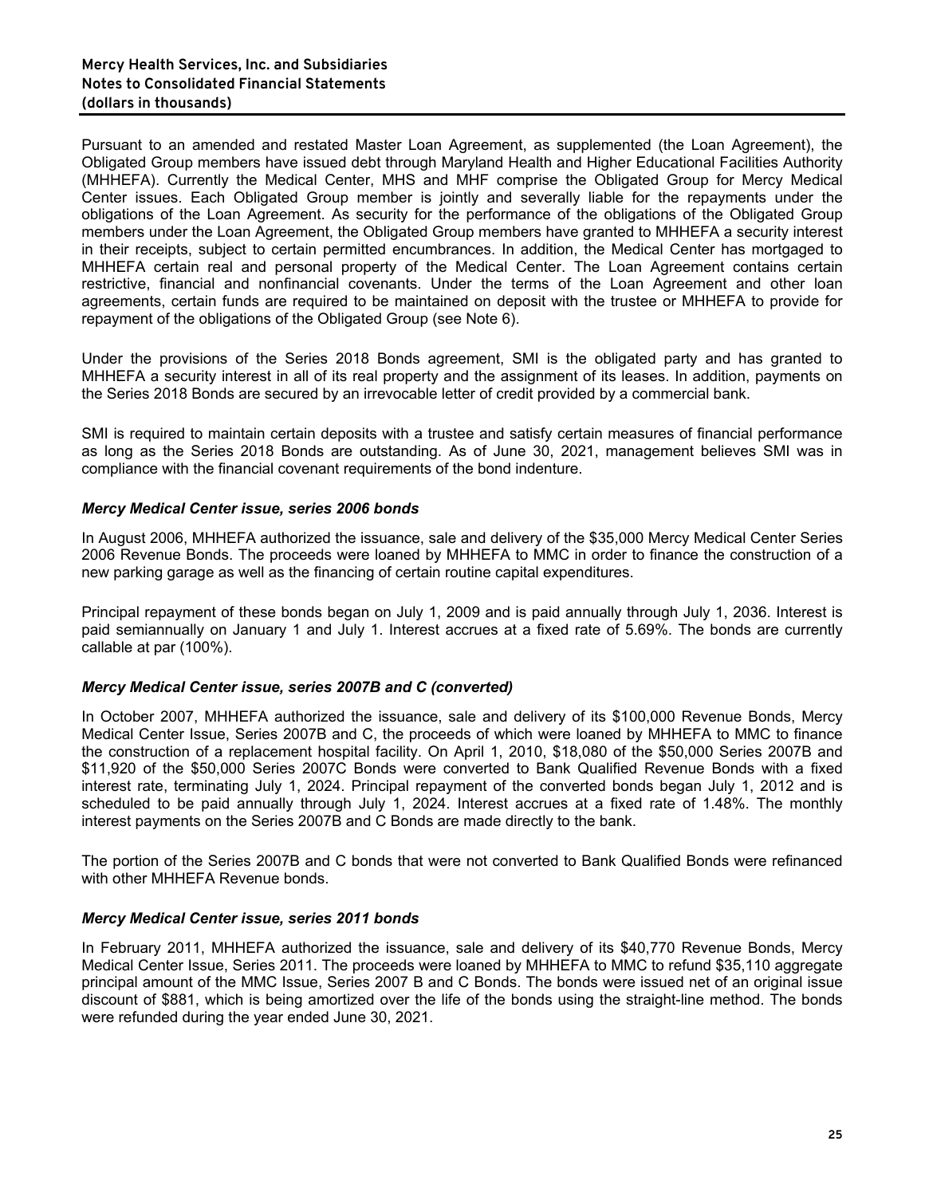Pursuant to an amended and restated Master Loan Agreement, as supplemented (the Loan Agreement), the Obligated Group members have issued debt through Maryland Health and Higher Educational Facilities Authority (MHHEFA). Currently the Medical Center, MHS and MHF comprise the Obligated Group for Mercy Medical Center issues. Each Obligated Group member is jointly and severally liable for the repayments under the obligations of the Loan Agreement. As security for the performance of the obligations of the Obligated Group members under the Loan Agreement, the Obligated Group members have granted to MHHEFA a security interest in their receipts, subject to certain permitted encumbrances. In addition, the Medical Center has mortgaged to MHHEFA certain real and personal property of the Medical Center. The Loan Agreement contains certain restrictive, financial and nonfinancial covenants. Under the terms of the Loan Agreement and other loan agreements, certain funds are required to be maintained on deposit with the trustee or MHHEFA to provide for repayment of the obligations of the Obligated Group (see Note 6).

Under the provisions of the Series 2018 Bonds agreement, SMI is the obligated party and has granted to MHHEFA a security interest in all of its real property and the assignment of its leases. In addition, payments on the Series 2018 Bonds are secured by an irrevocable letter of credit provided by a commercial bank.

SMI is required to maintain certain deposits with a trustee and satisfy certain measures of financial performance as long as the Series 2018 Bonds are outstanding. As of June 30, 2021, management believes SMI was in compliance with the financial covenant requirements of the bond indenture.

### *Mercy Medical Center issue, series 2006 bonds*

In August 2006, MHHEFA authorized the issuance, sale and delivery of the $35,000 Mercy Medical Center Series 2006 Revenue Bonds. The proceeds were loaned by MHHEFA to MMC in order to finance the construction of a new parking garage as well as the financing of certain routine capital expenditures.

Principal repayment of these bonds began on July 1, 2009 and is paid annually through July 1, 2036. Interest is paid semiannually on January 1 and July 1. Interest accrues at a fixed rate of 5.69%. The bonds are currently callable at par (100%).

### *Mercy Medical Center issue, series 2007B and C (converted)*

In October 2007, MHHEFA authorized the issuance, sale and delivery of its $100,000 Revenue Bonds, Mercy Medical Center Issue, Series 2007B and C, the proceeds of which were loaned by MHHEFA to MMC to finance the construction of a replacement hospital facility. On April 1, 2010, $18,080 of the $50,000 Series 2007B and $11,920 of the $50,000 Series 2007C Bonds were converted to Bank Qualified Revenue Bonds with a fixed interest rate, terminating July 1, 2024. Principal repayment of the converted bonds began July 1, 2012 and is scheduled to be paid annually through July 1, 2024. Interest accrues at a fixed rate of 1.48%. The monthly interest payments on the Series 2007B and C Bonds are made directly to the bank.

The portion of the Series 2007B and C bonds that were not converted to Bank Qualified Bonds were refinanced with other MHHEFA Revenue bonds.

### *Mercy Medical Center issue, series 2011 bonds*

In February 2011, MHHEFA authorized the issuance, sale and delivery of its $40,770 Revenue Bonds, Mercy Medical Center Issue, Series 2011. The proceeds were loaned by MHHEFA to MMC to refund $35,110 aggregate principal amount of the MMC Issue, Series 2007 B and C Bonds. The bonds were issued net of an original issue discount of $881, which is being amortized over the life of the bonds using the straight-line method. The bonds were refunded during the year ended June 30, 2021.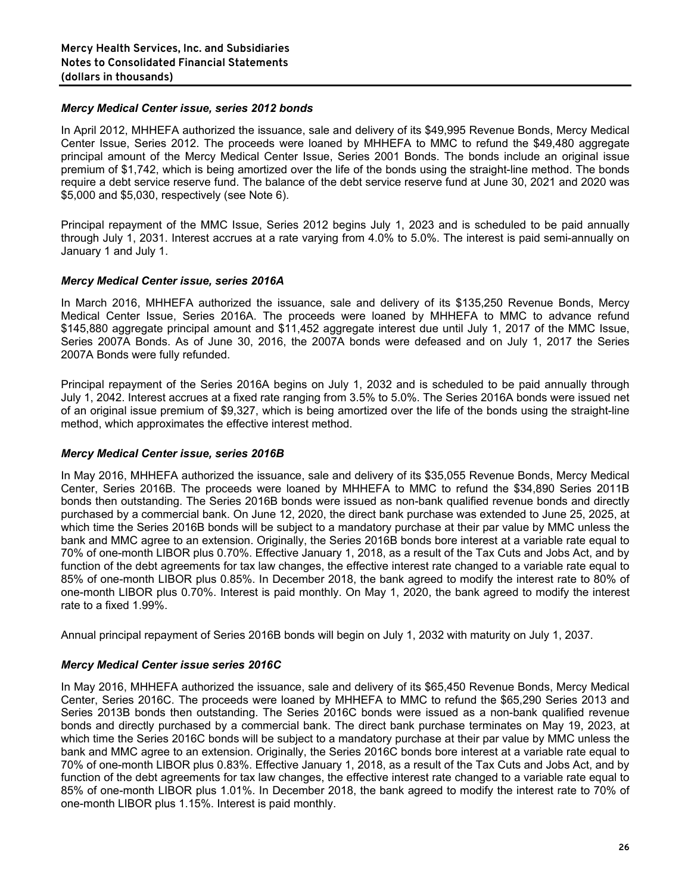### *Mercy Medical Center issue, series 2012 bonds*

In April 2012, MHHEFA authorized the issuance, sale and delivery of its $49,995 Revenue Bonds, Mercy Medical Center Issue, Series 2012. The proceeds were loaned by MHHEFA to MMC to refund the $49,480 aggregate principal amount of the Mercy Medical Center Issue, Series 2001 Bonds. The bonds include an original issue premium of $1,742, which is being amortized over the life of the bonds using the straight-line method. The bonds require a debt service reserve fund. The balance of the debt service reserve fund at June 30, 2021 and 2020 was $5,000 and $5,030, respectively (see Note 6).

Principal repayment of the MMC Issue, Series 2012 begins July 1, 2023 and is scheduled to be paid annually through July 1, 2031. Interest accrues at a rate varying from 4.0% to 5.0%. The interest is paid semi-annually on January 1 and July 1.

### *Mercy Medical Center issue, series 2016A*

In March 2016, MHHEFA authorized the issuance, sale and delivery of its $135,250 Revenue Bonds, Mercy Medical Center Issue, Series 2016A. The proceeds were loaned by MHHEFA to MMC to advance refund $145,880 aggregate principal amount and $11,452 aggregate interest due until July 1, 2017 of the MMC Issue, Series 2007A Bonds. As of June 30, 2016, the 2007A bonds were defeased and on July 1, 2017 the Series 2007A Bonds were fully refunded.

Principal repayment of the Series 2016A begins on July 1, 2032 and is scheduled to be paid annually through July 1, 2042. Interest accrues at a fixed rate ranging from 3.5% to 5.0%. The Series 2016A bonds were issued net of an original issue premium of $9,327, which is being amortized over the life of the bonds using the straight-line method, which approximates the effective interest method.

### *Mercy Medical Center issue, series 2016B*

In May 2016, MHHEFA authorized the issuance, sale and delivery of its $35,055 Revenue Bonds, Mercy Medical Center, Series 2016B. The proceeds were loaned by MHHEFA to MMC to refund the $34,890 Series 2011B bonds then outstanding. The Series 2016B bonds were issued as non-bank qualified revenue bonds and directly purchased by a commercial bank. On June 12, 2020, the direct bank purchase was extended to June 25, 2025, at which time the Series 2016B bonds will be subject to a mandatory purchase at their par value by MMC unless the bank and MMC agree to an extension. Originally, the Series 2016B bonds bore interest at a variable rate equal to 70% of one-month LIBOR plus 0.70%. Effective January 1, 2018, as a result of the Tax Cuts and Jobs Act, and by function of the debt agreements for tax law changes, the effective interest rate changed to a variable rate equal to 85% of one-month LIBOR plus 0.85%. In December 2018, the bank agreed to modify the interest rate to 80% of one-month LIBOR plus 0.70%. Interest is paid monthly. On May 1, 2020, the bank agreed to modify the interest rate to a fixed 1.99%.

Annual principal repayment of Series 2016B bonds will begin on July 1, 2032 with maturity on July 1, 2037.

### *Mercy Medical Center issue series 2016C*

In May 2016, MHHEFA authorized the issuance, sale and delivery of its $65,450 Revenue Bonds, Mercy Medical Center, Series 2016C. The proceeds were loaned by MHHEFA to MMC to refund the $65,290 Series 2013 and Series 2013B bonds then outstanding. The Series 2016C bonds were issued as a non-bank qualified revenue bonds and directly purchased by a commercial bank. The direct bank purchase terminates on May 19, 2023, at which time the Series 2016C bonds will be subject to a mandatory purchase at their par value by MMC unless the bank and MMC agree to an extension. Originally, the Series 2016C bonds bore interest at a variable rate equal to 70% of one-month LIBOR plus 0.83%. Effective January 1, 2018, as a result of the Tax Cuts and Jobs Act, and by function of the debt agreements for tax law changes, the effective interest rate changed to a variable rate equal to 85% of one-month LIBOR plus 1.01%. In December 2018, the bank agreed to modify the interest rate to 70% of one-month LIBOR plus 1.15%. Interest is paid monthly.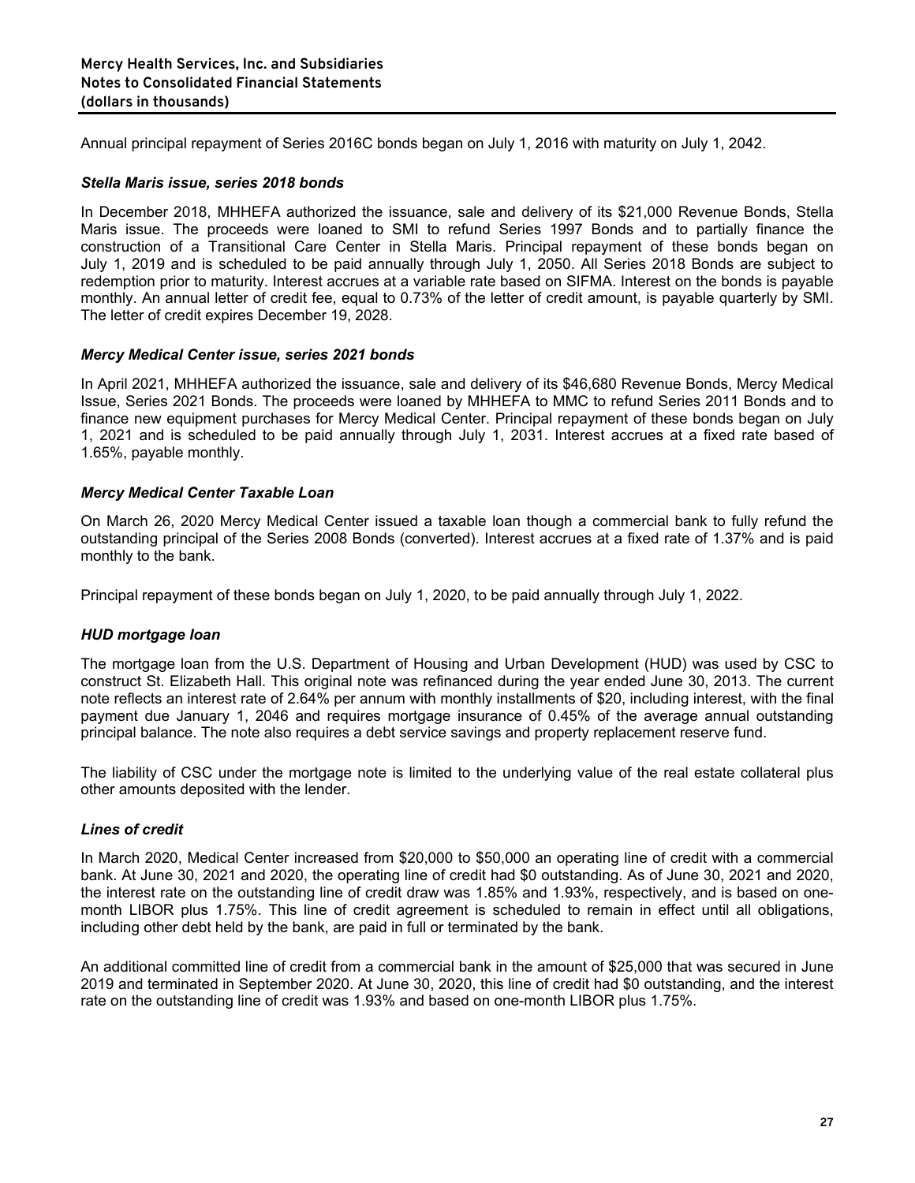Annual principal repayment of Series 2016C bonds began on July 1, 2016 with maturity on July 1, 2042.

### *Stella Maris issue, series 2018 bonds*

In December 2018, MHHEFA authorized the issuance, sale and delivery of its $21,000 Revenue Bonds, Stella Maris issue. The proceeds were loaned to SMI to refund Series 1997 Bonds and to partially finance the construction of a Transitional Care Center in Stella Maris. Principal repayment of these bonds began on July 1, 2019 and is scheduled to be paid annually through July 1, 2050. All Series 2018 Bonds are subject to redemption prior to maturity. Interest accrues at a variable rate based on SIFMA. Interest on the bonds is payable monthly. An annual letter of credit fee, equal to 0.73% of the letter of credit amount, is payable quarterly by SMI. The letter of credit expires December 19, 2028.

### *Mercy Medical Center issue, series 2021 bonds*

In April 2021, MHHEFA authorized the issuance, sale and delivery of its $46,680 Revenue Bonds, Mercy Medical Issue, Series 2021 Bonds. The proceeds were loaned by MHHEFA to MMC to refund Series 2011 Bonds and to finance new equipment purchases for Mercy Medical Center. Principal repayment of these bonds began on July 1, 2021 and is scheduled to be paid annually through July 1, 2031. Interest accrues at a fixed rate based of 1.65%, payable monthly.

### *Mercy Medical Center Taxable Loan*

On March 26, 2020 Mercy Medical Center issued a taxable loan though a commercial bank to fully refund the outstanding principal of the Series 2008 Bonds (converted). Interest accrues at a fixed rate of 1.37% and is paid monthly to the bank.

Principal repayment of these bonds began on July 1, 2020, to be paid annually through July 1, 2022.

### *HUD mortgage loan*

The mortgage loan from the U.S. Department of Housing and Urban Development (HUD) was used by CSC to construct St. Elizabeth Hall. This original note was refinanced during the year ended June 30, 2013. The current note reflects an interest rate of 2.64% per annum with monthly installments of $20, including interest, with the final payment due January 1, 2046 and requires mortgage insurance of 0.45% of the average annual outstanding principal balance. The note also requires a debt service savings and property replacement reserve fund.

The liability of CSC under the mortgage note is limited to the underlying value of the real estate collateral plus other amounts deposited with the lender.

### *Lines of credit*

In March 2020, Medical Center increased from $20,000 to $50,000 an operating line of credit with a commercial bank. At June 30, 2021 and 2020, the operating line of credit had $0 outstanding. As of June 30, 2021 and 2020, the interest rate on the outstanding line of credit draw was 1.85% and 1.93%, respectively, and is based on one-month LIBOR plus 1.75%. This line of credit agreement is scheduled to remain in effect until all obligations, including other debt held by the bank, are paid in full or terminated by the bank.

An additional committed line of credit from a commercial bank in the amount of $25,000 that was secured in June 2019 and terminated in September 2020. At June 30, 2020, this line of credit had $0 outstanding, and the interest rate on the outstanding line of credit was 1.93% and based on one-month LIBOR plus 1.75%.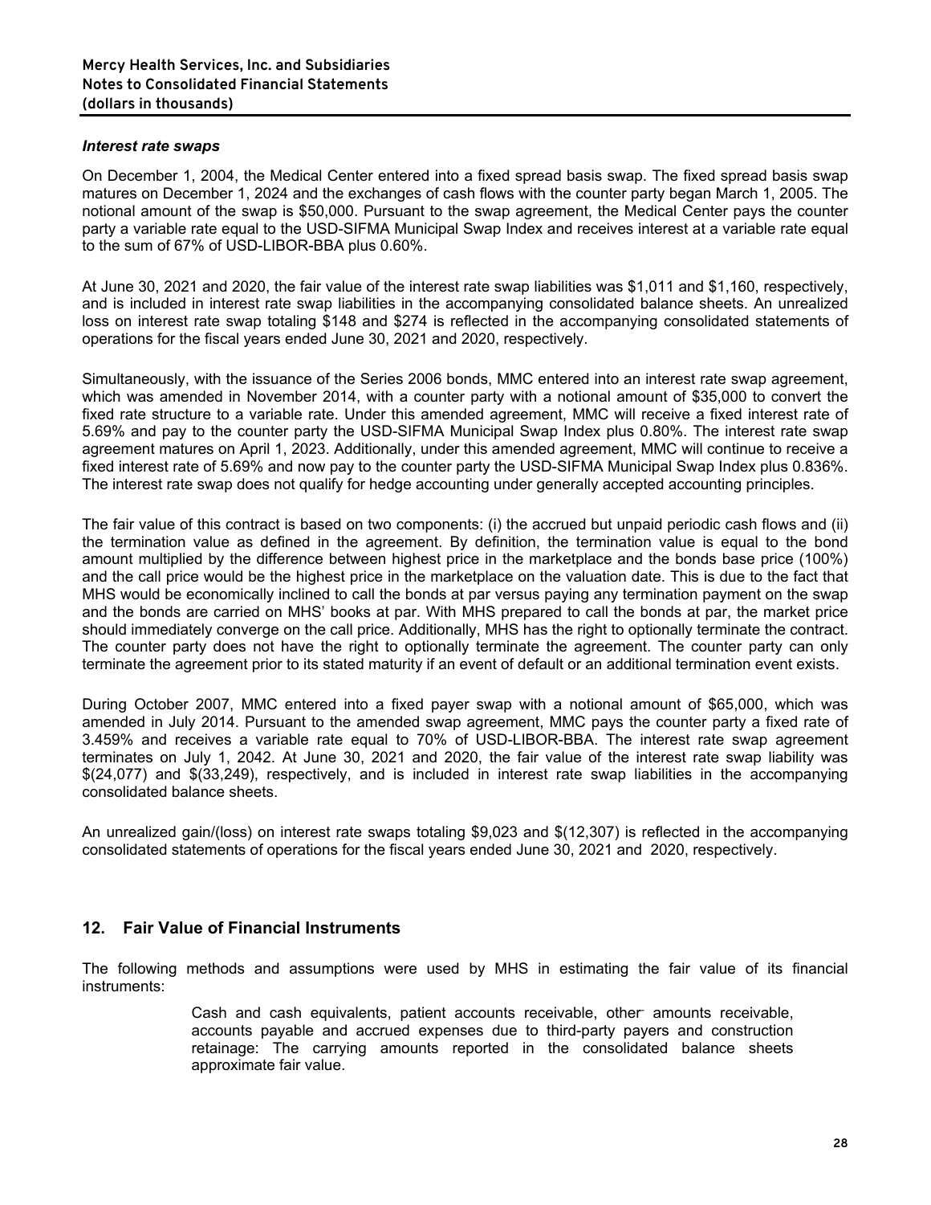### *Interest rate swaps*

On December 1, 2004, the Medical Center entered into a fixed spread basis swap. The fixed spread basis swap matures on December 1, 2024 and the exchanges of cash flows with the counter party began March 1, 2005. The notional amount of the swap is $50,000. Pursuant to the swap agreement, the Medical Center pays the counter party a variable rate equal to the USD-SIFMA Municipal Swap Index and receives interest at a variable rate equal to the sum of 67% of USD-LIBOR-BBA plus 0.60%.

At June 30, 2021 and 2020, the fair value of the interest rate swap liabilities was $1,011 and $1,160, respectively, and is included in interest rate swap liabilities in the accompanying consolidated balance sheets. An unrealized loss on interest rate swap totaling $148 and $274 is reflected in the accompanying consolidated statements of operations for the fiscal years ended June 30, 2021 and 2020, respectively.

Simultaneously, with the issuance of the Series 2006 bonds, MMC entered into an interest rate swap agreement, which was amended in November 2014, with a counter party with a notional amount of $35,000 to convert the fixed rate structure to a variable rate. Under this amended agreement, MMC will receive a fixed interest rate of 5.69% and pay to the counter party the USD-SIFMA Municipal Swap Index plus 0.80%. The interest rate swap agreement matures on April 1, 2023. Additionally, under this amended agreement, MMC will continue to receive a fixed interest rate of 5.69% and now pay to the counter party the USD-SIFMA Municipal Swap Index plus 0.836%. The interest rate swap does not qualify for hedge accounting under generally accepted accounting principles.

The fair value of this contract is based on two components: (i) the accrued but unpaid periodic cash flows and (ii) the termination value as defined in the agreement. By definition, the termination value is equal to the bond amount multiplied by the difference between highest price in the marketplace and the bonds base price (100%) and the call price would be the highest price in the marketplace on the valuation date. This is due to the fact that MHS would be economically inclined to call the bonds at par versus paying any termination payment on the swap and the bonds are carried on MHS' books at par. With MHS prepared to call the bonds at par, the market price should immediately converge on the call price. Additionally, MHS has the right to optionally terminate the contract. The counter party does not have the right to optionally terminate the agreement. The counter party can only terminate the agreement prior to its stated maturity if an event of default or an additional termination event exists.

During October 2007, MMC entered into a fixed payer swap with a notional amount of $65,000, which was amended in July 2014. Pursuant to the amended swap agreement, MMC pays the counter party a fixed rate of 3.459% and receives a variable rate equal to 70% of USD-LIBOR-BBA. The interest rate swap agreement terminates on July 1, 2042. At June 30, 2021 and 2020, the fair value of the interest rate swap liability was $(24,077) and $(33,249), respectively, and is included in interest rate swap liabilities in the accompanying consolidated balance sheets.

An unrealized gain/(loss) on interest rate swaps totaling $9,023 and $(12,307) is reflected in the accompanying consolidated statements of operations for the fiscal years ended June 30, 2021 and 2020, respectively.

## 12. Fair Value of Financial Instruments

The following methods and assumptions were used by MHS in estimating the fair value of its financial instruments:

> Cash and cash equivalents, patient accounts receivable, other amounts receivable, accounts payable and accrued expenses due to third-party payers and construction retainage: The carrying amounts reported in the consolidated balance sheets approximate fair value.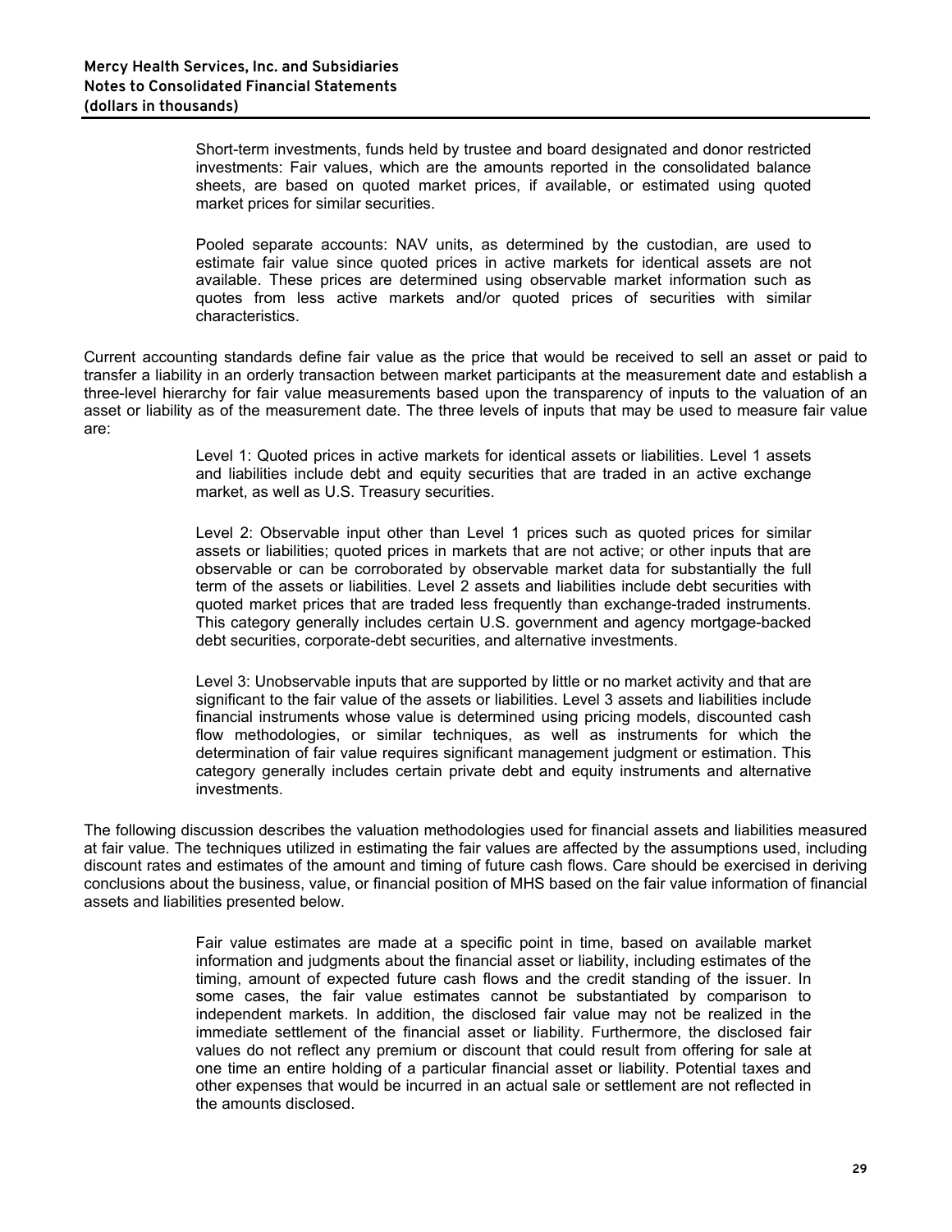Short-term investments, funds held by trustee and board designated and donor restricted investments: Fair values, which are the amounts reported in the consolidated balance sheets, are based on quoted market prices, if available, or estimated using quoted market prices for similar securities.

Pooled separate accounts: NAV units, as determined by the custodian, are used to estimate fair value since quoted prices in active markets for identical assets are not available. These prices are determined using observable market information such as quotes from less active markets and/or quoted prices of securities with similar characteristics.

Current accounting standards define fair value as the price that would be received to sell an asset or paid to transfer a liability in an orderly transaction between market participants at the measurement date and establish a three-level hierarchy for fair value measurements based upon the transparency of inputs to the valuation of an asset or liability as of the measurement date. The three levels of inputs that may be used to measure fair value are:

Level 1: Quoted prices in active markets for identical assets or liabilities. Level 1 assets and liabilities include debt and equity securities that are traded in an active exchange market, as well as U.S. Treasury securities.

Level 2: Observable input other than Level 1 prices such as quoted prices for similar assets or liabilities; quoted prices in markets that are not active; or other inputs that are observable or can be corroborated by observable market data for substantially the full term of the assets or liabilities. Level 2 assets and liabilities include debt securities with quoted market prices that are traded less frequently than exchange-traded instruments. This category generally includes certain U.S. government and agency mortgage-backed debt securities, corporate-debt securities, and alternative investments.

Level 3: Unobservable inputs that are supported by little or no market activity and that are significant to the fair value of the assets or liabilities. Level 3 assets and liabilities include financial instruments whose value is determined using pricing models, discounted cash flow methodologies, or similar techniques, as well as instruments for which the determination of fair value requires significant management judgment or estimation. This category generally includes certain private debt and equity instruments and alternative investments.

The following discussion describes the valuation methodologies used for financial assets and liabilities measured at fair value. The techniques utilized in estimating the fair values are affected by the assumptions used, including discount rates and estimates of the amount and timing of future cash flows. Care should be exercised in deriving conclusions about the business, value, or financial position of MHS based on the fair value information of financial assets and liabilities presented below.

Fair value estimates are made at a specific point in time, based on available market information and judgments about the financial asset or liability, including estimates of the timing, amount of expected future cash flows and the credit standing of the issuer. In some cases, the fair value estimates cannot be substantiated by comparison to independent markets. In addition, the disclosed fair value may not be realized in the immediate settlement of the financial asset or liability. Furthermore, the disclosed fair values do not reflect any premium or discount that could result from offering for sale at one time an entire holding of a particular financial asset or liability. Potential taxes and other expenses that would be incurred in an actual sale or settlement are not reflected in the amounts disclosed.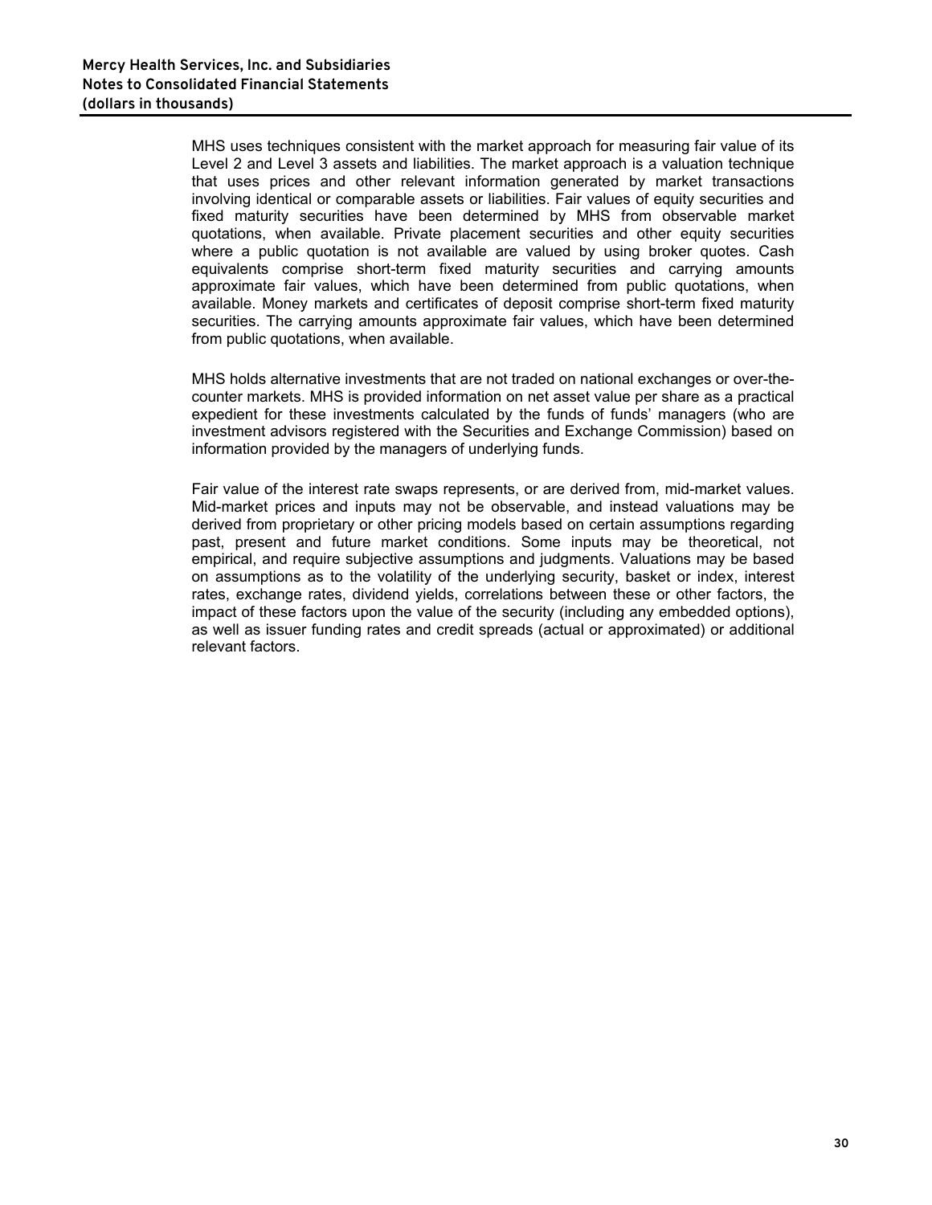MHS uses techniques consistent with the market approach for measuring fair value of its Level 2 and Level 3 assets and liabilities. The market approach is a valuation technique that uses prices and other relevant information generated by market transactions involving identical or comparable assets or liabilities. Fair values of equity securities and fixed maturity securities have been determined by MHS from observable market quotations, when available. Private placement securities and other equity securities where a public quotation is not available are valued by using broker quotes. Cash equivalents comprise short-term fixed maturity securities and carrying amounts approximate fair values, which have been determined from public quotations, when available. Money markets and certificates of deposit comprise short-term fixed maturity securities. The carrying amounts approximate fair values, which have been determined from public quotations, when available.

MHS holds alternative investments that are not traded on national exchanges or over-the-counter markets. MHS is provided information on net asset value per share as a practical expedient for these investments calculated by the funds of funds' managers (who are investment advisors registered with the Securities and Exchange Commission) based on information provided by the managers of underlying funds.

Fair value of the interest rate swaps represents, or are derived from, mid-market values. Mid-market prices and inputs may not be observable, and instead valuations may be derived from proprietary or other pricing models based on certain assumptions regarding past, present and future market conditions. Some inputs may be theoretical, not empirical, and require subjective assumptions and judgments. Valuations may be based on assumptions as to the volatility of the underlying security, basket or index, interest rates, exchange rates, dividend yields, correlations between these or other factors, the impact of these factors upon the value of the security (including any embedded options), as well as issuer funding rates and credit spreads (actual or approximated) or additional relevant factors.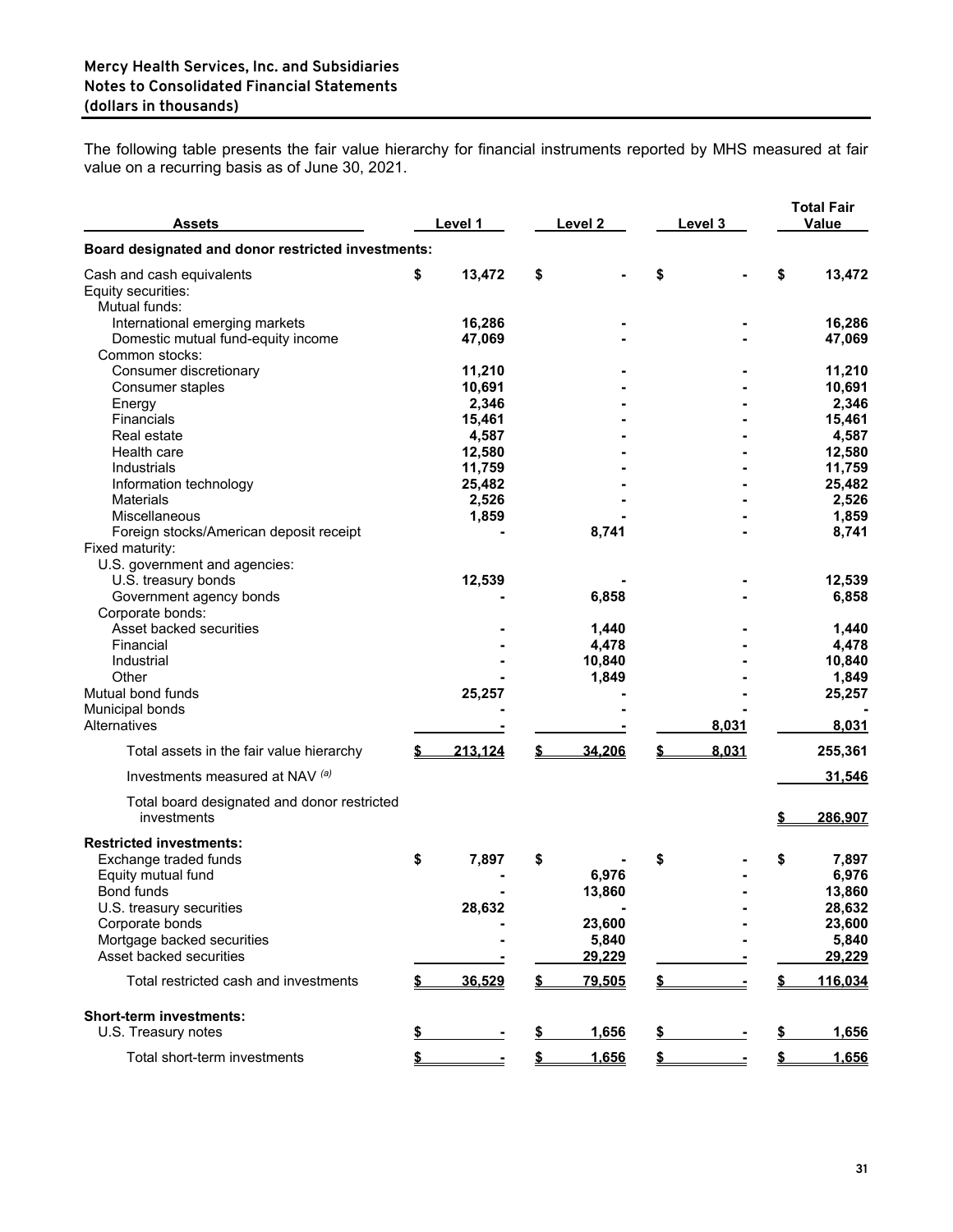The following table presents the fair value hierarchy for financial instruments reported by MHS measured at fair value on a recurring basis as of June 30, 2021.

| Assets | Level 1 | Level 2 | Level 3 | Total Fair Value |
|---|---|---|---|---|
| **Board designated and donor restricted investments:** | | | | |
| Cash and cash equivalents | $ 13,472 | $ - | $ - | $ 13,472 |
| Equity securities: | | | | |
| Mutual funds: | | | | |
| International emerging markets | 16,286 | - | - | 16,286 |
| Domestic mutual fund-equity income | 47,069 | - | - | 47,069 |
| Common stocks: | | | | |
| Consumer discretionary | 11,210 | - | - | 11,210 |
| Consumer staples | 10,691 | - | - | 10,691 |
| Energy | 2,346 | - | - | 2,346 |
| Financials | 15,461 | - | - | 15,461 |
| Real estate | 4,587 | - | - | 4,587 |
| Health care | 12,580 | - | - | 12,580 |
| Industrials | 11,759 | - | - | 11,759 |
| Information technology | 25,482 | - | - | 25,482 |
| Materials | 2,526 | - | - | 2,526 |
| Miscellaneous | 1,859 | - | - | 1,859 |
| Foreign stocks/American deposit receipt | - | 8,741 | - | 8,741 |
| Fixed maturity: | | | | |
| U.S. government and agencies: | | | | |
| U.S. treasury bonds | 12,539 | - | - | 12,539 |
| Government agency bonds | - | 6,858 | - | 6,858 |
| Corporate bonds: | | | | |
| Asset backed securities | - | 1,440 | - | 1,440 |
| Financial | - | 4,478 | - | 4,478 |
| Industrial | - | 10,840 | - | 10,840 |
| Other | - | 1,849 | - | 1,849 |
| Mutual bond funds | 25,257 | - | - | 25,257 |
| Municipal bonds | - | - | - | - |
| Alternatives | - | - | 8,031 | 8,031 |
| Total assets in the fair value hierarchy | $ 213,124 | $ 34,206 | $ 8,031 | 255,361 |
| Investments measured at NAV [(a)] | | | | 31,546 |
| Total board designated and donor restricted investments | | | | $ 286,907 |
| **Restricted investments:** | | | | |
| Exchange traded funds | $ 7,897 | $ - | $ - | $ 7,897 |
| Equity mutual fund | - | 6,976 | - | 6,976 |
| Bond funds | - | 13,860 | - | 13,860 |
| U.S. treasury securities | 28,632 | - | - | 28,632 |
| Corporate bonds | - | 23,600 | - | 23,600 |
| Mortgage backed securities | - | 5,840 | - | 5,840 |
| Asset backed securities | - | 29,229 | - | 29,229 |
| Total restricted cash and investments | $ 36,529 | $ 79,505 | $ - | $ 116,034 |
| **Short-term investments:** | | | | |
| U.S. Treasury notes | $ - | $ 1,656 | $ - | $ 1,656 |
| Total short-term investments | $ - | $ 1,656 | $ - | $ 1,656 |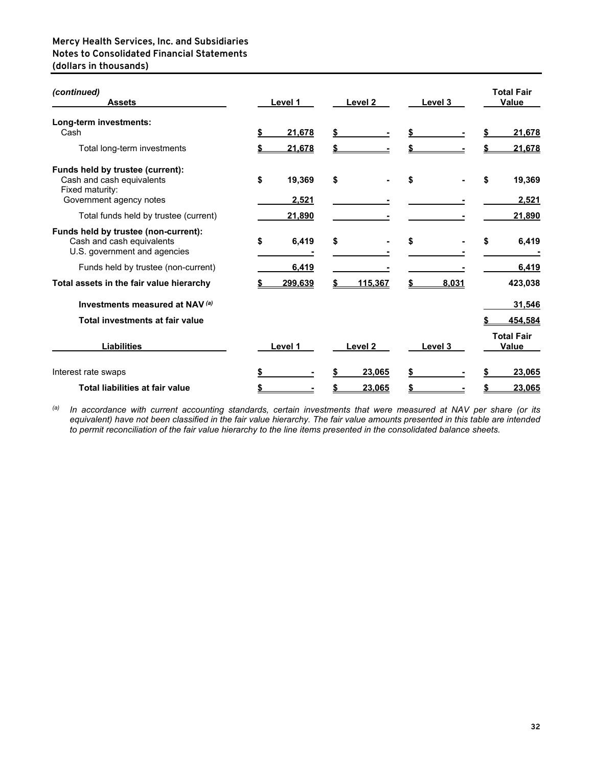**Mercy Health Services, Inc. and Subsidiaries**
**Notes to Consolidated Financial Statements**
**(dollars in thousands)**

| *(continued)* **Assets** | Level 1 | Level 2 | Level 3 | Total Fair Value |
|---|---|---|---|---|
| **Long-term investments:** | | | | |
| Cash | $ 21,678 | $ - | $ - | $ 21,678 |
| Total long-term investments | $ 21,678 | $ - | $ - | $ 21,678 |
| **Funds held by trustee (current):** | | | | |
| Cash and cash equivalents | $ 19,369 | $ - | $ - | $ 19,369 |
| Fixed maturity: | | | | |
| Government agency notes | 2,521 | - | - | 2,521 |
| Total funds held by trustee (current) | 21,890 | - | - | 21,890 |
| **Funds held by trustee (non-current):** | | | | |
| Cash and cash equivalents | $ 6,419 | $ - | $ - | $ 6,419 |
| U.S. government and agencies | - | - | - | - |
| Funds held by trustee (non-current) | 6,419 | - | - | 6,419 |
| **Total assets in the fair value hierarchy** | $ 299,639 | $ 115,367 | $ 8,031 | 423,038 |
| **Investments measured at NAV** [(a)] | | | | 31,546 |
| **Total investments at fair value** | | | | $ 454,584 |

| **Liabilities** | Level 1 | Level 2 | Level 3 | Total Fair Value |
|---|---|---|---|---|
| Interest rate swaps | $ - | $ 23,065 | $ - | $ 23,065 |
| **Total liabilities at fair value** | $ - | $ 23,065 | $ - | $ 23,065 |

[(a)] *In accordance with current accounting standards, certain investments that were measured at NAV per share (or its equivalent) have not been classified in the fair value hierarchy. The fair value amounts presented in this table are intended to permit reconciliation of the fair value hierarchy to the line items presented in the consolidated balance sheets.*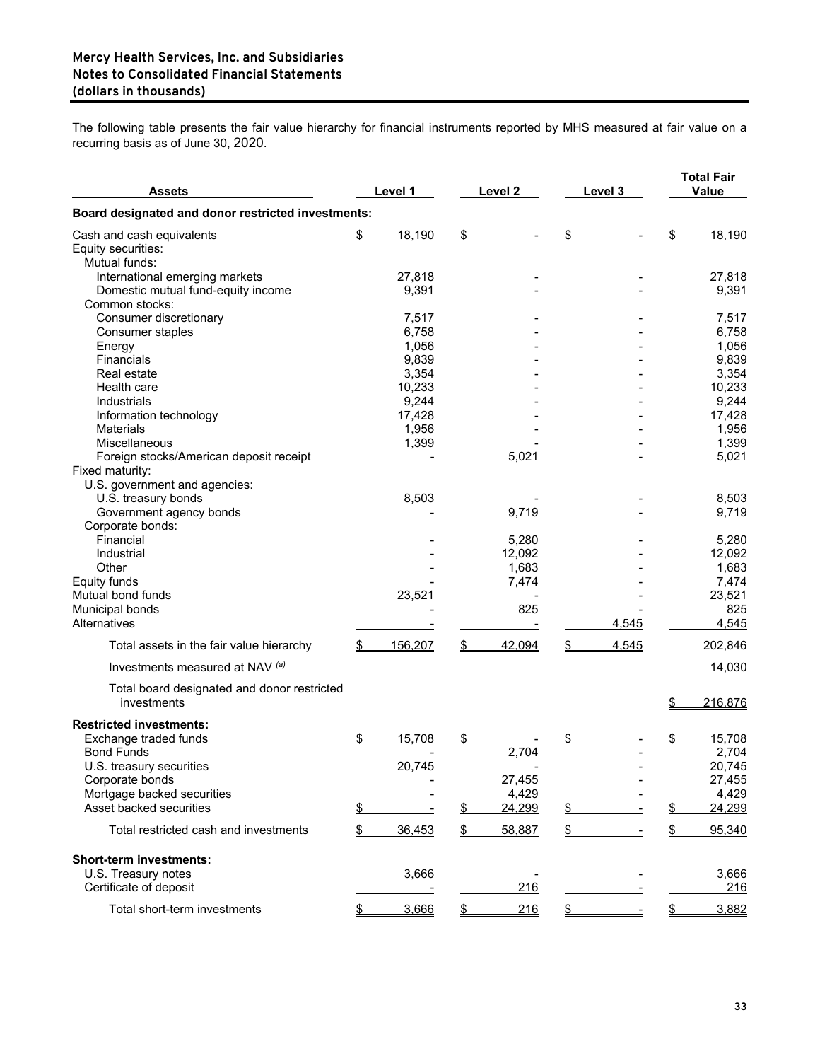The following table presents the fair value hierarchy for financial instruments reported by MHS measured at fair value on a recurring basis as of June 30, 2020.

| Assets | Level 1 | Level 2 | Level 3 | Total Fair Value |
|---|---|---|---|---|
| **Board designated and donor restricted investments:** | | | | |
| Cash and cash equivalents | $ 18,190 | $ - | $ - | $ 18,190 |
| Equity securities: | | | | |
| Mutual funds: | | | | |
| International emerging markets | 27,818 | - | - | 27,818 |
| Domestic mutual fund-equity income | 9,391 | - | - | 9,391 |
| Common stocks: | | | | |
| Consumer discretionary | 7,517 | - | - | 7,517 |
| Consumer staples | 6,758 | - | - | 6,758 |
| Energy | 1,056 | - | - | 1,056 |
| Financials | 9,839 | - | - | 9,839 |
| Real estate | 3,354 | - | - | 3,354 |
| Health care | 10,233 | - | - | 10,233 |
| Industrials | 9,244 | - | - | 9,244 |
| Information technology | 17,428 | - | - | 17,428 |
| Materials | 1,956 | - | - | 1,956 |
| Miscellaneous | 1,399 | - | - | 1,399 |
| Foreign stocks/American deposit receipt | - | 5,021 | - | 5,021 |
| Fixed maturity: | | | | |
| U.S. government and agencies: | | | | |
| U.S. treasury bonds | 8,503 | - | - | 8,503 |
| Government agency bonds | - | 9,719 | - | 9,719 |
| Corporate bonds: | | | | |
| Financial | - | 5,280 | - | 5,280 |
| Industrial | - | 12,092 | - | 12,092 |
| Other | - | 1,683 | - | 1,683 |
| Equity funds | - | 7,474 | - | 7,474 |
| Mutual bond funds | 23,521 | - | - | 23,521 |
| Municipal bonds | - | 825 | - | 825 |
| Alternatives | - | - | 4,545 | 4,545 |
| Total assets in the fair value hierarchy | $ 156,207 | $ 42,094 | $ 4,545 | 202,846 |
| Investments measured at NAV [(a)] | | | | 14,030 |
| Total board designated and donor restricted investments | | | | $ 216,876 |
| **Restricted investments:** | | | | |
| Exchange traded funds | $ 15,708 | $ - | $ - | $ 15,708 |
| Bond Funds | - | 2,704 | - | 2,704 |
| U.S. treasury securities | 20,745 | - | - | 20,745 |
| Corporate bonds | - | 27,455 | - | 27,455 |
| Mortgage backed securities | - | 4,429 | - | 4,429 |
| Asset backed securities | $ - | $ 24,299 | $ - | $ 24,299 |
| Total restricted cash and investments | $ 36,453 | $ 58,887 | $ - | $ 95,340 |
| **Short-term investments:** | | | | |
| U.S. Treasury notes | 3,666 | - | - | 3,666 |
| Certificate of deposit | - | 216 | - | 216 |
| Total short-term investments | $ 3,666 | $ 216 | $ - | $ 3,882 |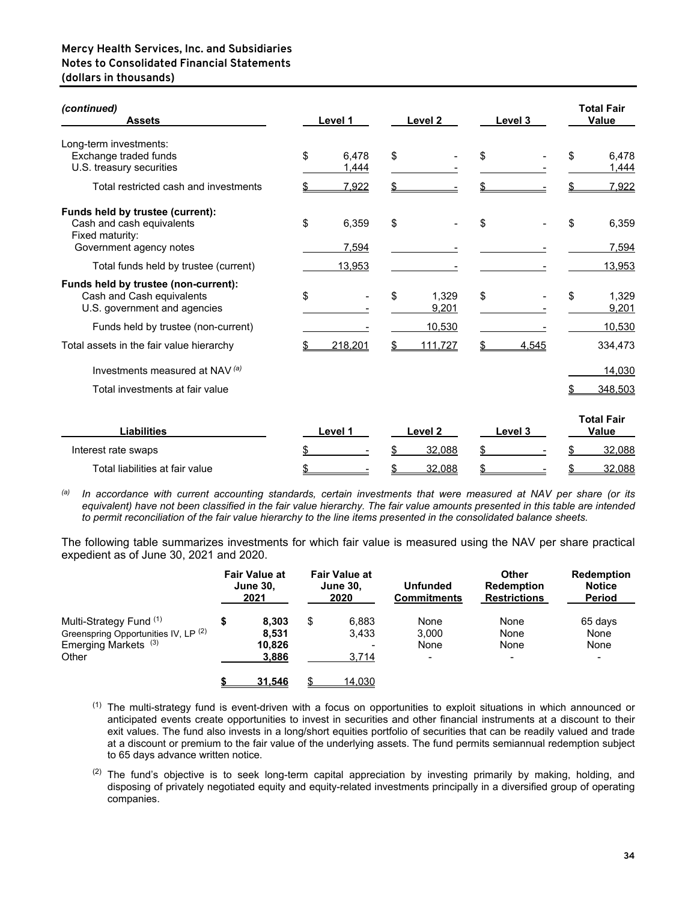**Mercy Health Services, Inc. and Subsidiaries**
**Notes to Consolidated Financial Statements**
**(dollars in thousands)**

| *(continued)* **Assets** | Level 1 | Level 2 | Level 3 | Total Fair Value |
|---|---|---|---|---|
| Long-term investments: | | | | |
| Exchange traded funds | $ 6,478 | $ - | $ - | $ 6,478 |
| U.S. treasury securities | 1,444 | - | - | 1,444 |
| Total restricted cash and investments | $ 7,922 | $ - | $ - | $ 7,922 |
| **Funds held by trustee (current):** | | | | |
| Cash and cash equivalents | $ 6,359 | $ - | $ - | $ 6,359 |
| Fixed maturity: | | | | |
| Government agency notes | 7,594 | - | - | 7,594 |
| Total funds held by trustee (current) | 13,953 | - | - | 13,953 |
| **Funds held by trustee (non-current):** | | | | |
| Cash and Cash equivalents | $ - | $ 1,329 | $ - | $ 1,329 |
| U.S. government and agencies | - | 9,201 | - | 9,201 |
| Funds held by trustee (non-current) | - | 10,530 | - | 10,530 |
| Total assets in the fair value hierarchy | $ 218,201 | $ 111,727 | $ 4,545 | 334,473 |
| Investments measured at NAV [(a)] | | | | 14,030 |
| Total investments at fair value | | | | $ 348,503 |

| **Liabilities** | Level 1 | Level 2 | Level 3 | Total Fair Value |
|---|---|---|---|---|
| Interest rate swaps | $ - | $ 32,088 | $ - | $ 32,088 |
| Total liabilities at fair value | $ - | $ 32,088 | $ - | $ 32,088 |

[(a)] *In accordance with current accounting standards, certain investments that were measured at NAV per share (or its equivalent) have not been classified in the fair value hierarchy. The fair value amounts presented in this table are intended to permit reconciliation of the fair value hierarchy to the line items presented in the consolidated balance sheets.*

The following table summarizes investments for which fair value is measured using the NAV per share practical expedient as of June 30, 2021 and 2020.

| | Fair Value at June 30, 2021 | Fair Value at June 30, 2020 | Unfunded Commitments | Other Redemption Restrictions | Redemption Notice Period |
|---|---|---|---|---|---|
| Multi-Strategy Fund [(1)] | **$ 8,303** | $ 6,883 | None | None | 65 days |
| Greenspring Opportunities IV, LP [(2)] | **8,531** | 3,433 | 3,000 | None | None |
| Emerging Markets [(3)] | **10,826** | - | None | None | None |
| Other | **3,886** | 3,714 | - | - | - |
| | **$ 31,546** | $ 14,030 | | | |

[(1)] The multi-strategy fund is event-driven with a focus on opportunities to exploit situations in which announced or anticipated events create opportunities to invest in securities and other financial instruments at a discount to their exit values. The fund also invests in a long/short equities portfolio of securities that can be readily valued and trade at a discount or premium to the fair value of the underlying assets. The fund permits semiannual redemption subject to 65 days advance written notice.

[(2)] The fund's objective is to seek long-term capital appreciation by investing primarily by making, holding, and disposing of privately negotiated equity and equity-related investments principally in a diversified group of operating companies.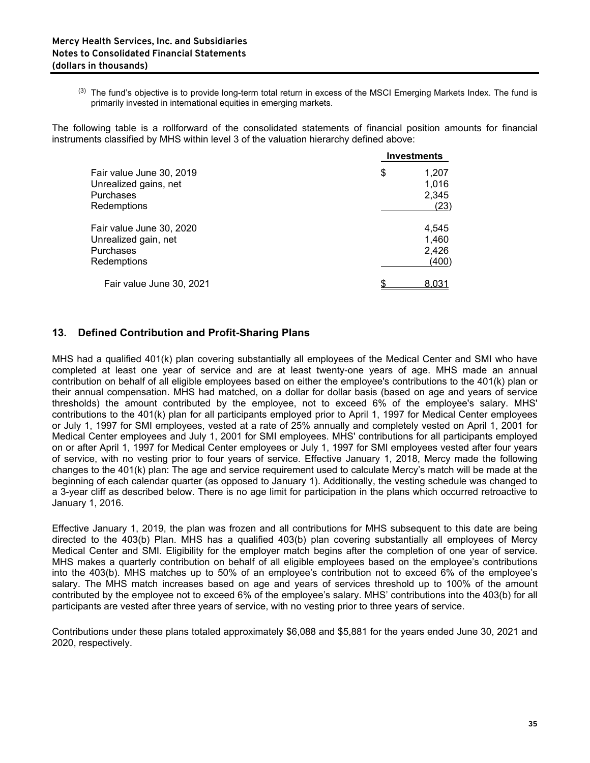(3) The fund's objective is to provide long-term total return in excess of the MSCI Emerging Markets Index. The fund is primarily invested in international equities in emerging markets.

The following table is a rollforward of the consolidated statements of financial position amounts for financial instruments classified by MHS within level 3 of the valuation hierarchy defined above:

| | Investments |
|---|---|
| Fair value June 30, 2019 | $ 1,207 |
| Unrealized gains, net | 1,016 |
| Purchases | 2,345 |
| Redemptions | (23) |
| Fair value June 30, 2020 | 4,545 |
| Unrealized gain, net | 1,460 |
| Purchases | 2,426 |
| Redemptions | (400) |
| Fair value June 30, 2021 | $ 8,031 |

## 13. Defined Contribution and Profit-Sharing Plans

MHS had a qualified 401(k) plan covering substantially all employees of the Medical Center and SMI who have completed at least one year of service and are at least twenty-one years of age. MHS made an annual contribution on behalf of all eligible employees based on either the employee's contributions to the 401(k) plan or their annual compensation. MHS had matched, on a dollar for dollar basis (based on age and years of service thresholds) the amount contributed by the employee, not to exceed 6% of the employee's salary. MHS' contributions to the 401(k) plan for all participants employed prior to April 1, 1997 for Medical Center employees or July 1, 1997 for SMI employees, vested at a rate of 25% annually and completely vested on April 1, 2001 for Medical Center employees and July 1, 2001 for SMI employees. MHS' contributions for all participants employed on or after April 1, 1997 for Medical Center employees or July 1, 1997 for SMI employees vested after four years of service, with no vesting prior to four years of service. Effective January 1, 2018, Mercy made the following changes to the 401(k) plan: The age and service requirement used to calculate Mercy's match will be made at the beginning of each calendar quarter (as opposed to January 1). Additionally, the vesting schedule was changed to a 3-year cliff as described below. There is no age limit for participation in the plans which occurred retroactive to January 1, 2016.

Effective January 1, 2019, the plan was frozen and all contributions for MHS subsequent to this date are being directed to the 403(b) Plan. MHS has a qualified 403(b) plan covering substantially all employees of Mercy Medical Center and SMI. Eligibility for the employer match begins after the completion of one year of service. MHS makes a quarterly contribution on behalf of all eligible employees based on the employee's contributions into the 403(b). MHS matches up to 50% of an employee's contribution not to exceed 6% of the employee's salary. The MHS match increases based on age and years of services threshold up to 100% of the amount contributed by the employee not to exceed 6% of the employee's salary. MHS' contributions into the 403(b) for all participants are vested after three years of service, with no vesting prior to three years of service.

Contributions under these plans totaled approximately $6,088 and $5,881 for the years ended June 30, 2021 and 2020, respectively.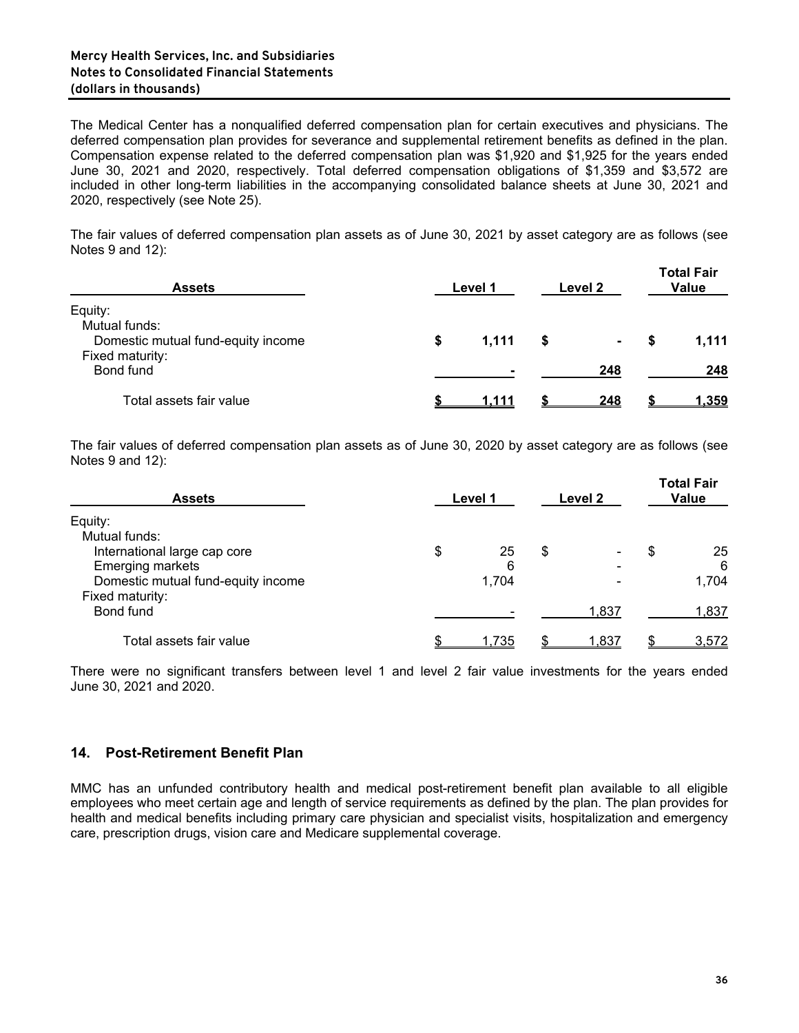The Medical Center has a nonqualified deferred compensation plan for certain executives and physicians. The deferred compensation plan provides for severance and supplemental retirement benefits as defined in the plan. Compensation expense related to the deferred compensation plan was $1,920 and $1,925 for the years ended June 30, 2021 and 2020, respectively. Total deferred compensation obligations of $1,359 and $3,572 are included in other long-term liabilities in the accompanying consolidated balance sheets at June 30, 2021 and 2020, respectively (see Note 25).

The fair values of deferred compensation plan assets as of June 30, 2021 by asset category are as follows (see Notes 9 and 12):

| Assets | Level 1 | Level 2 | Total Fair Value |
|---|---|---|---|
| Equity: | | | |
| Mutual funds: | | | |
| Domestic mutual fund-equity income | $ 1,111 | $ - | $ 1,111 |
| Fixed maturity: | | | |
| Bond fund | - | 248 | 248 |
| Total assets fair value | $ 1,111 | $ 248 | $ 1,359 |

The fair values of deferred compensation plan assets as of June 30, 2020 by asset category are as follows (see Notes 9 and 12):

| Assets | Level 1 | Level 2 | Total Fair Value |
|---|---|---|---|
| Equity: | | | |
| Mutual funds: | | | |
| International large cap core | $ 25 | $ - | $ 25 |
| Emerging markets | 6 | - | 6 |
| Domestic mutual fund-equity income | 1,704 | - | 1,704 |
| Fixed maturity: | | | |
| Bond fund | - | 1,837 | 1,837 |
| Total assets fair value | $ 1,735 | $ 1,837 | $ 3,572 |

There were no significant transfers between level 1 and level 2 fair value investments for the years ended June 30, 2021 and 2020.

## 14. Post-Retirement Benefit Plan

MMC has an unfunded contributory health and medical post-retirement benefit plan available to all eligible employees who meet certain age and length of service requirements as defined by the plan. The plan provides for health and medical benefits including primary care physician and specialist visits, hospitalization and emergency care, prescription drugs, vision care and Medicare supplemental coverage.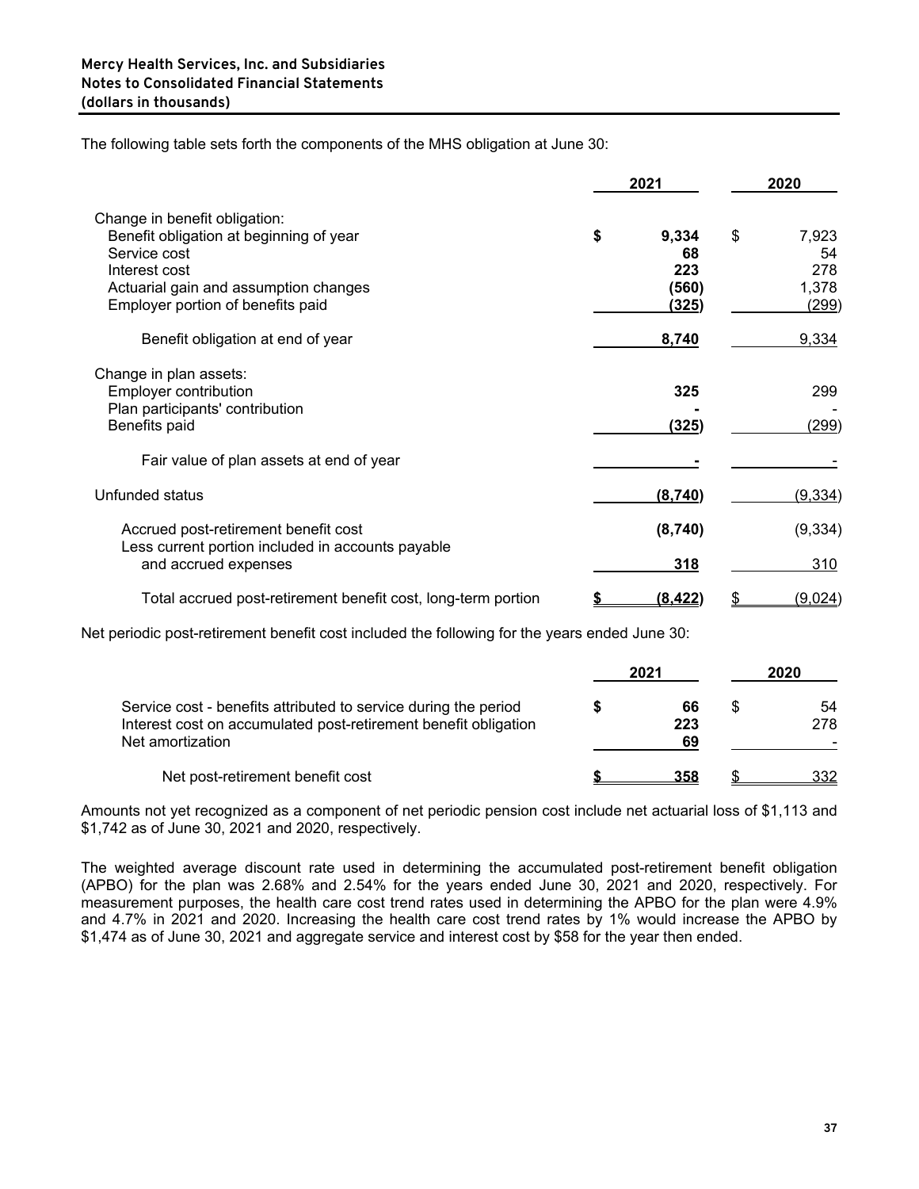**Mercy Health Services, Inc. and Subsidiaries**
**Notes to Consolidated Financial Statements**
**(dollars in thousands)**

The following table sets forth the components of the MHS obligation at June 30:

| | 2021 | 2020 |
|---|---|---|
| Change in benefit obligation: | | |
| Benefit obligation at beginning of year | **$ 9,334** | $ 7,923 |
| Service cost | **68** | 54 |
| Interest cost | **223** | 278 |
| Actuarial gain and assumption changes | **(560)** | 1,378 |
| Employer portion of benefits paid | **(325)** | (299) |
| Benefit obligation at end of year | **8,740** | 9,334 |
| Change in plan assets: | | |
| Employer contribution | **325** | 299 |
| Plan participants' contribution | **-** | - |
| Benefits paid | **(325)** | (299) |
| Fair value of plan assets at end of year | **-** | - |
| Unfunded status | **(8,740)** | (9,334) |
| Accrued post-retirement benefit cost | **(8,740)** | (9,334) |
| Less current portion included in accounts payable and accrued expenses | **318** | 310 |
| Total accrued post-retirement benefit cost, long-term portion | **$ (8,422)** | $ (9,024) |

Net periodic post-retirement benefit cost included the following for the years ended June 30:

| | 2021 | 2020 |
|---|---|---|
| Service cost - benefits attributed to service during the period | **$ 66** | $ 54 |
| Interest cost on accumulated post-retirement benefit obligation | **223** | 278 |
| Net amortization | **69** | - |
| Net post-retirement benefit cost | **$ 358** | $ 332 |

Amounts not yet recognized as a component of net periodic pension cost include net actuarial loss of $1,113 and $1,742 as of June 30, 2021 and 2020, respectively.

The weighted average discount rate used in determining the accumulated post-retirement benefit obligation (APBO) for the plan was 2.68% and 2.54% for the years ended June 30, 2021 and 2020, respectively. For measurement purposes, the health care cost trend rates used in determining the APBO for the plan were 4.9% and 4.7% in 2021 and 2020. Increasing the health care cost trend rates by 1% would increase the APBO by $1,474 as of June 30, 2021 and aggregate service and interest cost by $58 for the year then ended.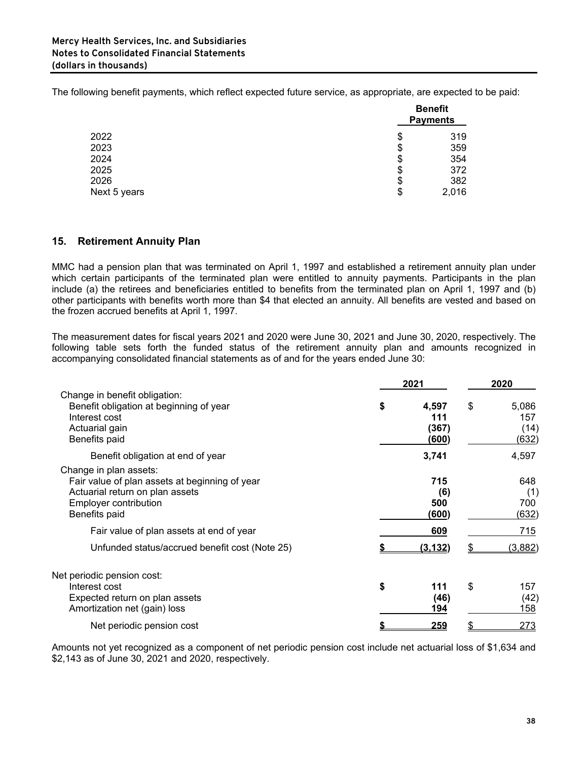The following benefit payments, which reflect expected future service, as appropriate, are expected to be paid:

| | Benefit Payments |
|---|---|
| 2022 | $ 319 |
| 2023 | $ 359 |
| 2024 | $ 354 |
| 2025 | $ 372 |
| 2026 | $ 382 |
| Next 5 years | $ 2,016 |

## 15. Retirement Annuity Plan

MMC had a pension plan that was terminated on April 1, 1997 and established a retirement annuity plan under which certain participants of the terminated plan were entitled to annuity payments. Participants in the plan include (a) the retirees and beneficiaries entitled to benefits from the terminated plan on April 1, 1997 and (b) other participants with benefits worth more than $4 that elected an annuity. All benefits are vested and based on the frozen accrued benefits at April 1, 1997.

The measurement dates for fiscal years 2021 and 2020 were June 30, 2021 and June 30, 2020, respectively. The following table sets forth the funded status of the retirement annuity plan and amounts recognized in accompanying consolidated financial statements as of and for the years ended June 30:

| | 2021 | 2020 |
|---|---|---|
| Change in benefit obligation: | | |
| Benefit obligation at beginning of year | $ 4,597 | $ 5,086 |
| Interest cost | 111 | 157 |
| Actuarial gain | (367) | (14) |
| Benefits paid | (600) | (632) |
| Benefit obligation at end of year | 3,741 | 4,597 |
| Change in plan assets: | | |
| Fair value of plan assets at beginning of year | 715 | 648 |
| Actuarial return on plan assets | (6) | (1) |
| Employer contribution | 500 | 700 |
| Benefits paid | (600) | (632) |
| Fair value of plan assets at end of year | 609 | 715 |
| Unfunded status/accrued benefit cost (Note 25) | $ (3,132) | $ (3,882) |
| Net periodic pension cost: | | |
| Interest cost | $ 111 | $ 157 |
| Expected return on plan assets | (46) | (42) |
| Amortization net (gain) loss | 194 | 158 |
| Net periodic pension cost | $ 259 | $ 273 |

Amounts not yet recognized as a component of net periodic pension cost include net actuarial loss of $1,634 and $2,143 as of June 30, 2021 and 2020, respectively.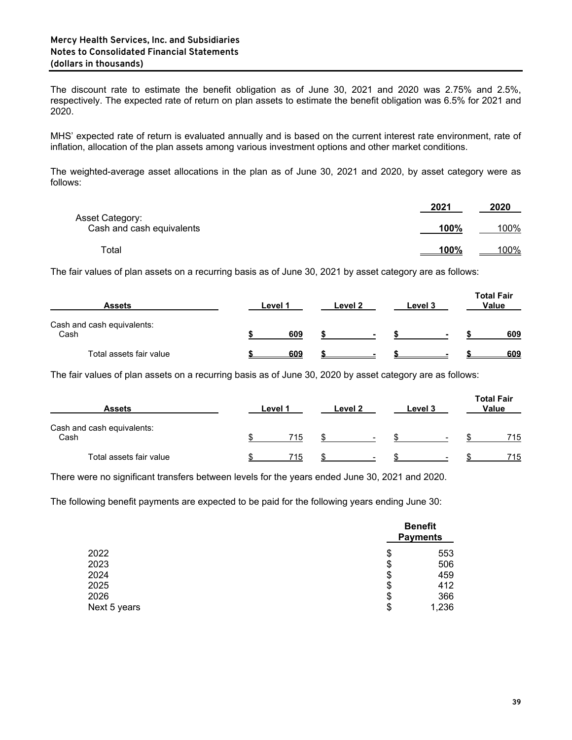The discount rate to estimate the benefit obligation as of June 30, 2021 and 2020 was 2.75% and 2.5%, respectively. The expected rate of return on plan assets to estimate the benefit obligation was 6.5% for 2021 and 2020.

MHS' expected rate of return is evaluated annually and is based on the current interest rate environment, rate of inflation, allocation of the plan assets among various investment options and other market conditions.

The weighted-average asset allocations in the plan as of June 30, 2021 and 2020, by asset category were as follows:

| | 2021 | 2020 |
|---|---|---|
| Asset Category: | | |
| Cash and cash equivalents | **100%** | 100% |
| Total | **100%** | 100% |

The fair values of plan assets on a recurring basis as of June 30, 2021 by asset category are as follows:

| Assets | Level 1 | Level 2 | Level 3 | Total Fair Value |
|---|---|---|---|---|
| Cash and cash equivalents: | | | | |
| Cash | **$ 609** | **$ -** | **$ -** | **$ 609** |
| Total assets fair value | **$ 609** | **$ -** | **$ -** | **$ 609** |

The fair values of plan assets on a recurring basis as of June 30, 2020 by asset category are as follows:

| Assets | Level 1 | Level 2 | Level 3 | Total Fair Value |
|---|---|---|---|---|
| Cash and cash equivalents: | | | | |
| Cash | $ 715 | $ - | $ - | $ 715 |
| Total assets fair value | $ 715 | $ - | $ - | $ 715 |

There were no significant transfers between levels for the years ended June 30, 2021 and 2020.

The following benefit payments are expected to be paid for the following years ending June 30:

| | Benefit Payments |
|---|---|
| 2022 | $ 553 |
| 2023 | $ 506 |
| 2024 | $ 459 |
| 2025 | $ 412 |
| 2026 | $ 366 |
| Next 5 years | $ 1,236 |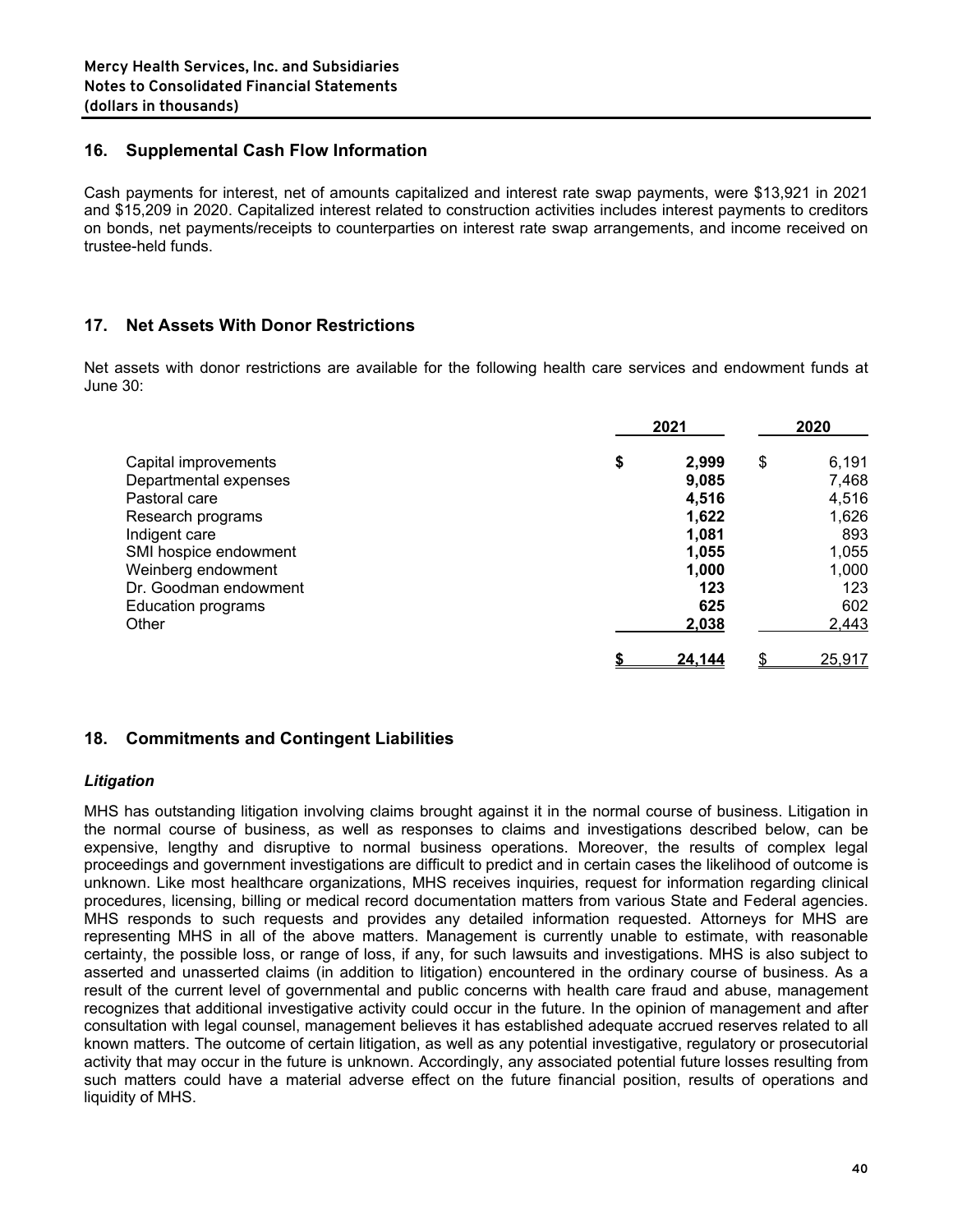## 16. Supplemental Cash Flow Information

Cash payments for interest, net of amounts capitalized and interest rate swap payments, were $13,921 in 2021 and $15,209 in 2020. Capitalized interest related to construction activities includes interest payments to creditors on bonds, net payments/receipts to counterparties on interest rate swap arrangements, and income received on trustee-held funds.

## 17. Net Assets With Donor Restrictions

Net assets with donor restrictions are available for the following health care services and endowment funds at June 30:

| | 2021 | 2020 |
|---|---|---|
| Capital improvements | **$ 2,999** | $ 6,191 |
| Departmental expenses | **9,085** | 7,468 |
| Pastoral care | **4,516** | 4,516 |
| Research programs | **1,622** | 1,626 |
| Indigent care | **1,081** | 893 |
| SMI hospice endowment | **1,055** | 1,055 |
| Weinberg endowment | **1,000** | 1,000 |
| Dr. Goodman endowment | **123** | 123 |
| Education programs | **625** | 602 |
| Other | **2,038** | 2,443 |
| | **$ 24,144** | $ 25,917 |

## 18. Commitments and Contingent Liabilities

### *Litigation*

MHS has outstanding litigation involving claims brought against it in the normal course of business. Litigation in the normal course of business, as well as responses to claims and investigations described below, can be expensive, lengthy and disruptive to normal business operations. Moreover, the results of complex legal proceedings and government investigations are difficult to predict and in certain cases the likelihood of outcome is unknown. Like most healthcare organizations, MHS receives inquiries, request for information regarding clinical procedures, licensing, billing or medical record documentation matters from various State and Federal agencies. MHS responds to such requests and provides any detailed information requested. Attorneys for MHS are representing MHS in all of the above matters. Management is currently unable to estimate, with reasonable certainty, the possible loss, or range of loss, if any, for such lawsuits and investigations. MHS is also subject to asserted and unasserted claims (in addition to litigation) encountered in the ordinary course of business. As a result of the current level of governmental and public concerns with health care fraud and abuse, management recognizes that additional investigative activity could occur in the future. In the opinion of management and after consultation with legal counsel, management believes it has established adequate accrued reserves related to all known matters. The outcome of certain litigation, as well as any potential investigative, regulatory or prosecutorial activity that may occur in the future is unknown. Accordingly, any associated potential future losses resulting from such matters could have a material adverse effect on the future financial position, results of operations and liquidity of MHS.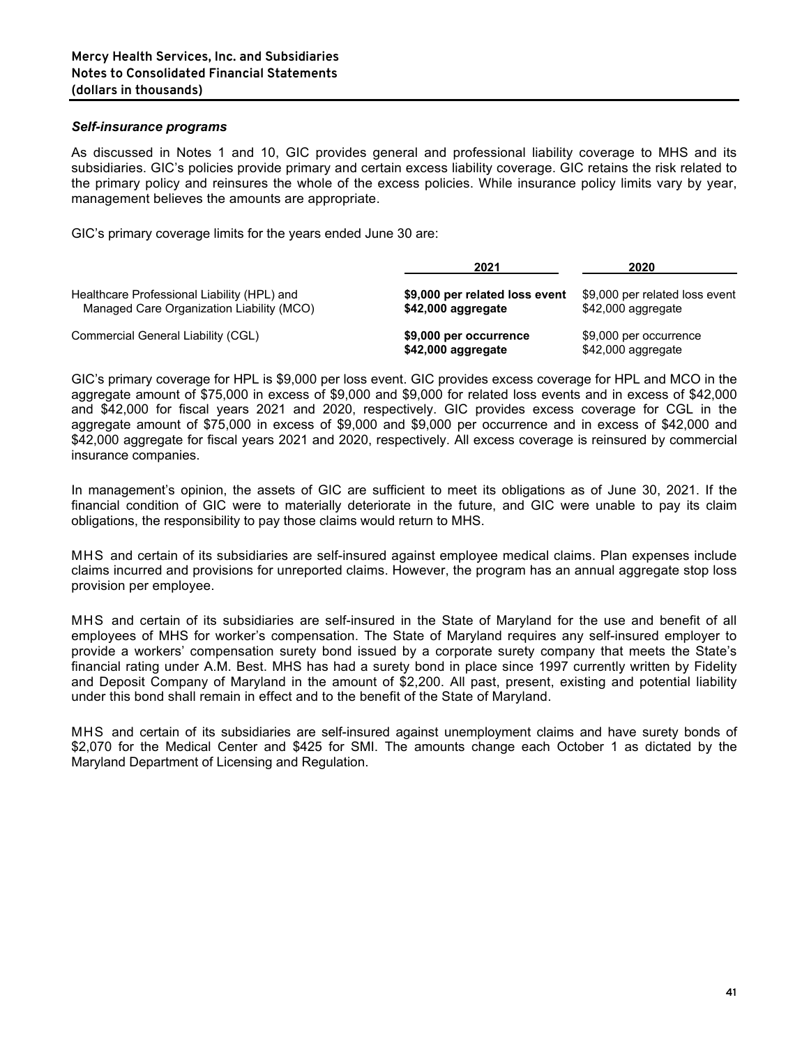### *Self-insurance programs*

As discussed in Notes 1 and 10, GIC provides general and professional liability coverage to MHS and its subsidiaries. GIC's policies provide primary and certain excess liability coverage. GIC retains the risk related to the primary policy and reinsures the whole of the excess policies. While insurance policy limits vary by year, management believes the amounts are appropriate.

GIC's primary coverage limits for the years ended June 30 are:

| | 2021 | 2020 |
|---|---|---|
| Healthcare Professional Liability (HPL) and Managed Care Organization Liability (MCO) | **\$9,000 per related loss event** **\$42,000 aggregate** | \$9,000 per related loss event \$42,000 aggregate |
| Commercial General Liability (CGL) | **\$9,000 per occurrence** **\$42,000 aggregate** | \$9,000 per occurrence \$42,000 aggregate |

GIC's primary coverage for HPL is \$9,000 per loss event. GIC provides excess coverage for HPL and MCO in the aggregate amount of \$75,000 in excess of \$9,000 and \$9,000 for related loss events and in excess of \$42,000 and \$42,000 for fiscal years 2021 and 2020, respectively. GIC provides excess coverage for CGL in the aggregate amount of \$75,000 in excess of \$9,000 and \$9,000 per occurrence and in excess of \$42,000 and \$42,000 aggregate for fiscal years 2021 and 2020, respectively. All excess coverage is reinsured by commercial insurance companies.

In management's opinion, the assets of GIC are sufficient to meet its obligations as of June 30, 2021. If the financial condition of GIC were to materially deteriorate in the future, and GIC were unable to pay its claim obligations, the responsibility to pay those claims would return to MHS.

MHS and certain of its subsidiaries are self-insured against employee medical claims. Plan expenses include claims incurred and provisions for unreported claims. However, the program has an annual aggregate stop loss provision per employee.

MHS and certain of its subsidiaries are self-insured in the State of Maryland for the use and benefit of all employees of MHS for worker's compensation. The State of Maryland requires any self-insured employer to provide a workers' compensation surety bond issued by a corporate surety company that meets the State's financial rating under A.M. Best. MHS has had a surety bond in place since 1997 currently written by Fidelity and Deposit Company of Maryland in the amount of \$2,200. All past, present, existing and potential liability under this bond shall remain in effect and to the benefit of the State of Maryland.

MHS and certain of its subsidiaries are self-insured against unemployment claims and have surety bonds of \$2,070 for the Medical Center and \$425 for SMI. The amounts change each October 1 as dictated by the Maryland Department of Licensing and Regulation.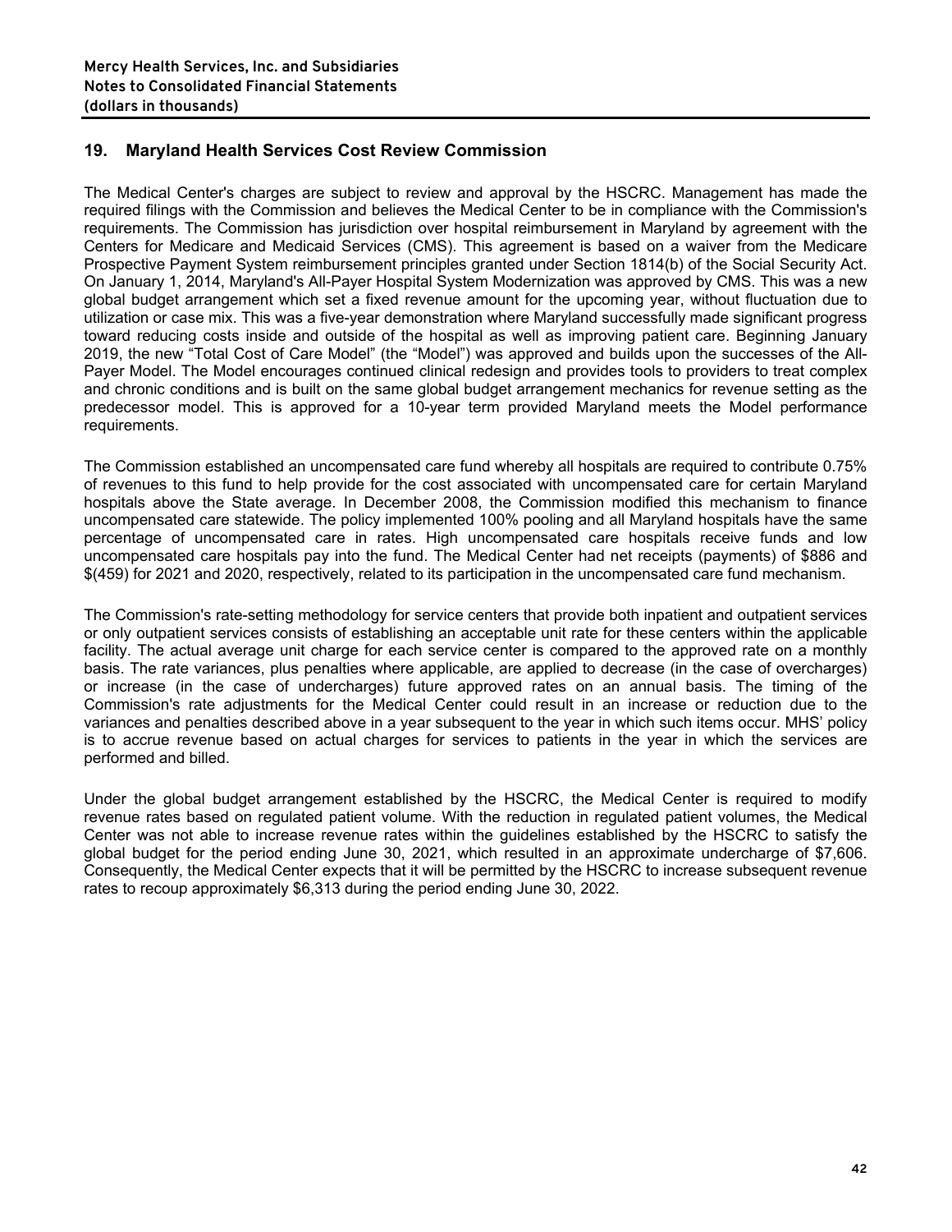## 19. Maryland Health Services Cost Review Commission

The Medical Center's charges are subject to review and approval by the HSCRC. Management has made the required filings with the Commission and believes the Medical Center to be in compliance with the Commission's requirements. The Commission has jurisdiction over hospital reimbursement in Maryland by agreement with the Centers for Medicare and Medicaid Services (CMS). This agreement is based on a waiver from the Medicare Prospective Payment System reimbursement principles granted under Section 1814(b) of the Social Security Act. On January 1, 2014, Maryland's All-Payer Hospital System Modernization was approved by CMS. This was a new global budget arrangement which set a fixed revenue amount for the upcoming year, without fluctuation due to utilization or case mix. This was a five-year demonstration where Maryland successfully made significant progress toward reducing costs inside and outside of the hospital as well as improving patient care. Beginning January 2019, the new "Total Cost of Care Model" (the "Model") was approved and builds upon the successes of the All-Payer Model. The Model encourages continued clinical redesign and provides tools to providers to treat complex and chronic conditions and is built on the same global budget arrangement mechanics for revenue setting as the predecessor model. This is approved for a 10-year term provided Maryland meets the Model performance requirements.

The Commission established an uncompensated care fund whereby all hospitals are required to contribute 0.75% of revenues to this fund to help provide for the cost associated with uncompensated care for certain Maryland hospitals above the State average. In December 2008, the Commission modified this mechanism to finance uncompensated care statewide. The policy implemented 100% pooling and all Maryland hospitals have the same percentage of uncompensated care in rates. High uncompensated care hospitals receive funds and low uncompensated care hospitals pay into the fund. The Medical Center had net receipts (payments) of $886 and $(459) for 2021 and 2020, respectively, related to its participation in the uncompensated care fund mechanism.

The Commission's rate-setting methodology for service centers that provide both inpatient and outpatient services or only outpatient services consists of establishing an acceptable unit rate for these centers within the applicable facility. The actual average unit charge for each service center is compared to the approved rate on a monthly basis. The rate variances, plus penalties where applicable, are applied to decrease (in the case of overcharges) or increase (in the case of undercharges) future approved rates on an annual basis. The timing of the Commission's rate adjustments for the Medical Center could result in an increase or reduction due to the variances and penalties described above in a year subsequent to the year in which such items occur. MHS' policy is to accrue revenue based on actual charges for services to patients in the year in which the services are performed and billed.

Under the global budget arrangement established by the HSCRC, the Medical Center is required to modify revenue rates based on regulated patient volume. With the reduction in regulated patient volumes, the Medical Center was not able to increase revenue rates within the guidelines established by the HSCRC to satisfy the global budget for the period ending June 30, 2021, which resulted in an approximate undercharge of $7,606. Consequently, the Medical Center expects that it will be permitted by the HSCRC to increase subsequent revenue rates to recoup approximately $6,313 during the period ending June 30, 2022.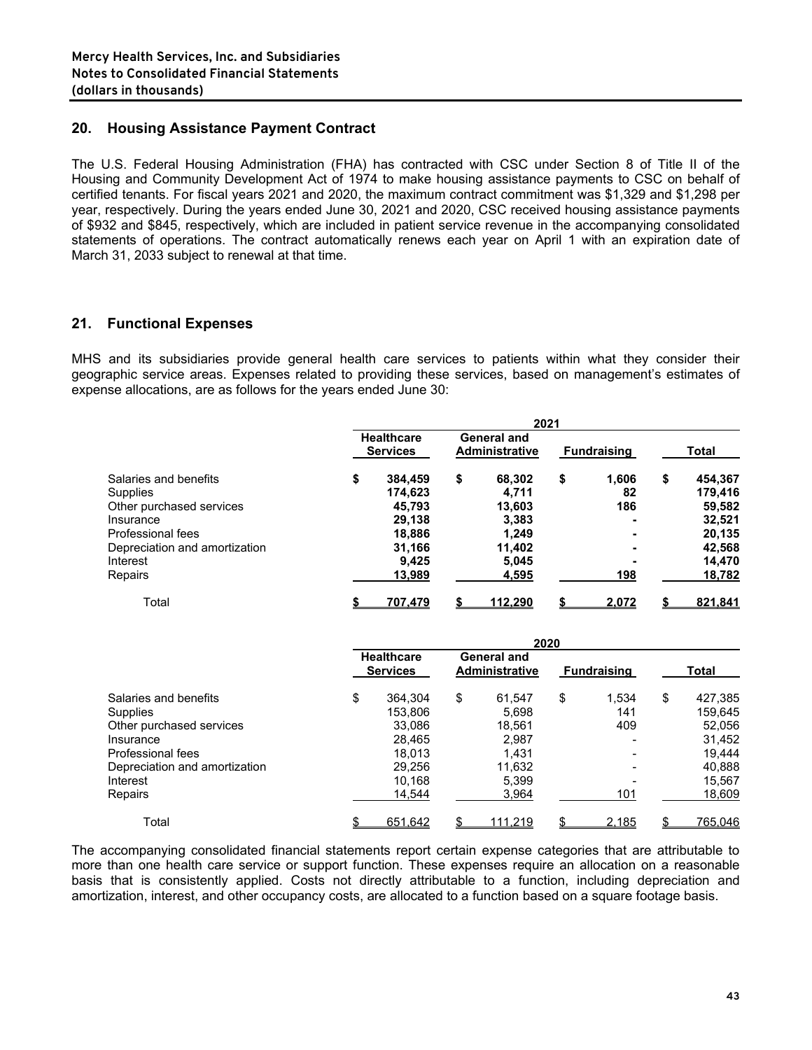**Mercy Health Services, Inc. and Subsidiaries**
**Notes to Consolidated Financial Statements**
**(dollars in thousands)**

## 20. Housing Assistance Payment Contract

The U.S. Federal Housing Administration (FHA) has contracted with CSC under Section 8 of Title II of the Housing and Community Development Act of 1974 to make housing assistance payments to CSC on behalf of certified tenants. For fiscal years 2021 and 2020, the maximum contract commitment was $1,329 and $1,298 per year, respectively. During the years ended June 30, 2021 and 2020, CSC received housing assistance payments of $932 and $845, respectively, which are included in patient service revenue in the accompanying consolidated statements of operations. The contract automatically renews each year on April 1 with an expiration date of March 31, 2033 subject to renewal at that time.

## 21. Functional Expenses

MHS and its subsidiaries provide general health care services to patients within what they consider their geographic service areas. Expenses related to providing these services, based on management's estimates of expense allocations, are as follows for the years ended June 30:

| | 2021 | | | |
|---|---|---|---|---|
| | **Healthcare Services** | **General and Administrative** | **Fundraising** | **Total** |
| Salaries and benefits | **$ 384,459** | **$ 68,302** | **$ 1,606** | **$ 454,367** |
| Supplies | **174,623** | **4,711** | **82** | **179,416** |
| Other purchased services | **45,793** | **13,603** | **186** | **59,582** |
| Insurance | **29,138** | **3,383** | **-** | **32,521** |
| Professional fees | **18,886** | **1,249** | **-** | **20,135** |
| Depreciation and amortization | **31,166** | **11,402** | **-** | **42,568** |
| Interest | **9,425** | **5,045** | **-** | **14,470** |
| Repairs | **13,989** | **4,595** | **198** | **18,782** |
| Total | **$ 707,479** | **$ 112,290** | **$ 2,072** | **$ 821,841** |

| | 2020 | | | |
|---|---|---|---|---|
| | **Healthcare Services** | **General and Administrative** | **Fundraising** | **Total** |
| Salaries and benefits | $ 364,304 | $ 61,547 | $ 1,534 | $ 427,385 |
| Supplies | 153,806 | 5,698 | 141 | 159,645 |
| Other purchased services | 33,086 | 18,561 | 409 | 52,056 |
| Insurance | 28,465 | 2,987 | - | 31,452 |
| Professional fees | 18,013 | 1,431 | - | 19,444 |
| Depreciation and amortization | 29,256 | 11,632 | - | 40,888 |
| Interest | 10,168 | 5,399 | - | 15,567 |
| Repairs | 14,544 | 3,964 | 101 | 18,609 |
| Total | $ 651,642 | $ 111,219 | $ 2,185 | $ 765,046 |

The accompanying consolidated financial statements report certain expense categories that are attributable to more than one health care service or support function. These expenses require an allocation on a reasonable basis that is consistently applied. Costs not directly attributable to a function, including depreciation and amortization, interest, and other occupancy costs, are allocated to a function based on a square footage basis.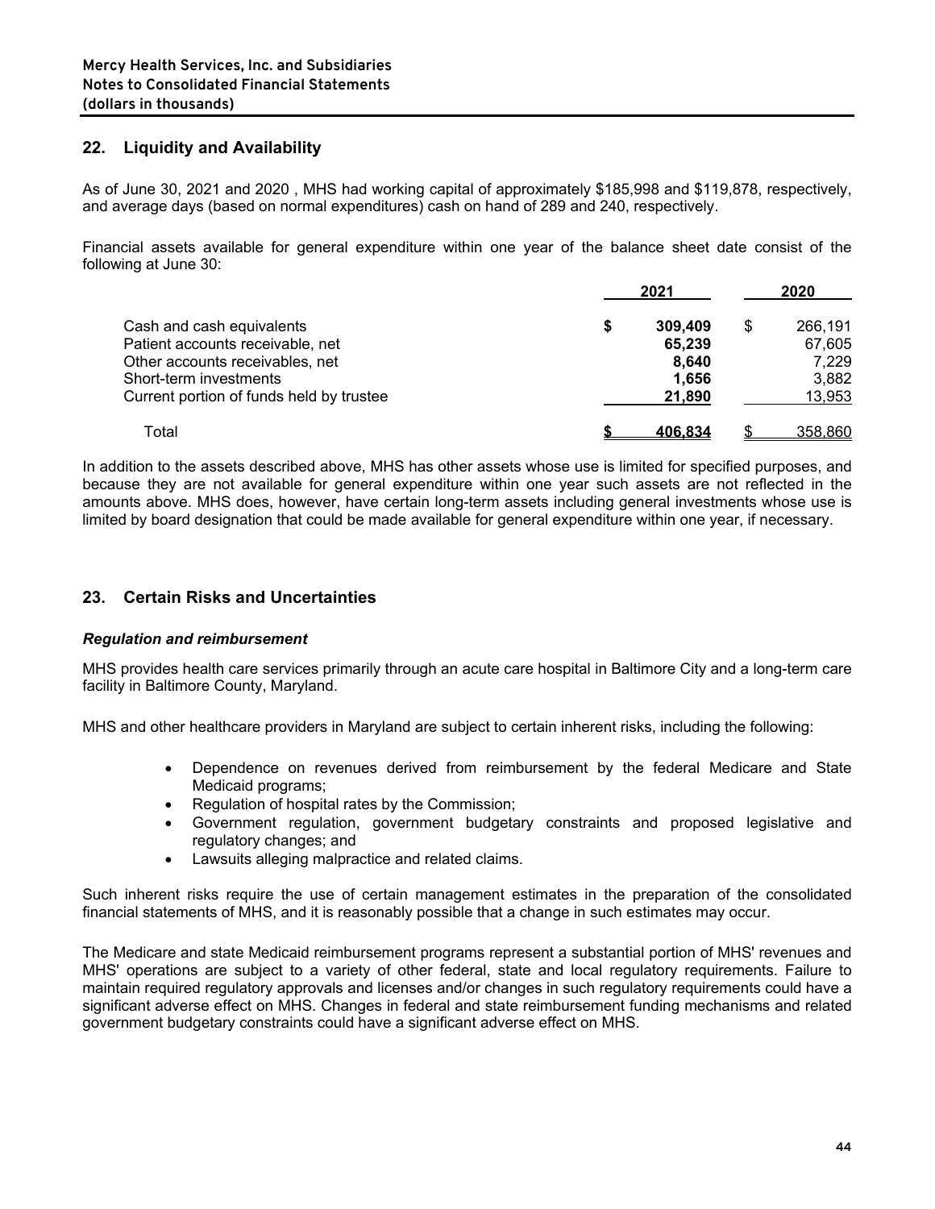## 22. Liquidity and Availability

As of June 30, 2021 and 2020 , MHS had working capital of approximately $185,998 and $119,878, respectively, and average days (based on normal expenditures) cash on hand of 289 and 240, respectively.

Financial assets available for general expenditure within one year of the balance sheet date consist of the following at June 30:

| | 2021 | 2020 |
|---|---|---|
| Cash and cash equivalents | **$ 309,409** | $ 266,191 |
| Patient accounts receivable, net | **65,239** | 67,605 |
| Other accounts receivables, net | **8,640** | 7,229 |
| Short-term investments | **1,656** | 3,882 |
| Current portion of funds held by trustee | **21,890** | 13,953 |
| Total | **$ 406,834** | $ 358,860 |

In addition to the assets described above, MHS has other assets whose use is limited for specified purposes, and because they are not available for general expenditure within one year such assets are not reflected in the amounts above. MHS does, however, have certain long-term assets including general investments whose use is limited by board designation that could be made available for general expenditure within one year, if necessary.

## 23. Certain Risks and Uncertainties

### *Regulation and reimbursement*

MHS provides health care services primarily through an acute care hospital in Baltimore City and a long-term care facility in Baltimore County, Maryland.

MHS and other healthcare providers in Maryland are subject to certain inherent risks, including the following:

- Dependence on revenues derived from reimbursement by the federal Medicare and State Medicaid programs;
- Regulation of hospital rates by the Commission;
- Government regulation, government budgetary constraints and proposed legislative and regulatory changes; and
- Lawsuits alleging malpractice and related claims.

Such inherent risks require the use of certain management estimates in the preparation of the consolidated financial statements of MHS, and it is reasonably possible that a change in such estimates may occur.

The Medicare and state Medicaid reimbursement programs represent a substantial portion of MHS' revenues and MHS' operations are subject to a variety of other federal, state and local regulatory requirements. Failure to maintain required regulatory approvals and licenses and/or changes in such regulatory requirements could have a significant adverse effect on MHS. Changes in federal and state reimbursement funding mechanisms and related government budgetary constraints could have a significant adverse effect on MHS.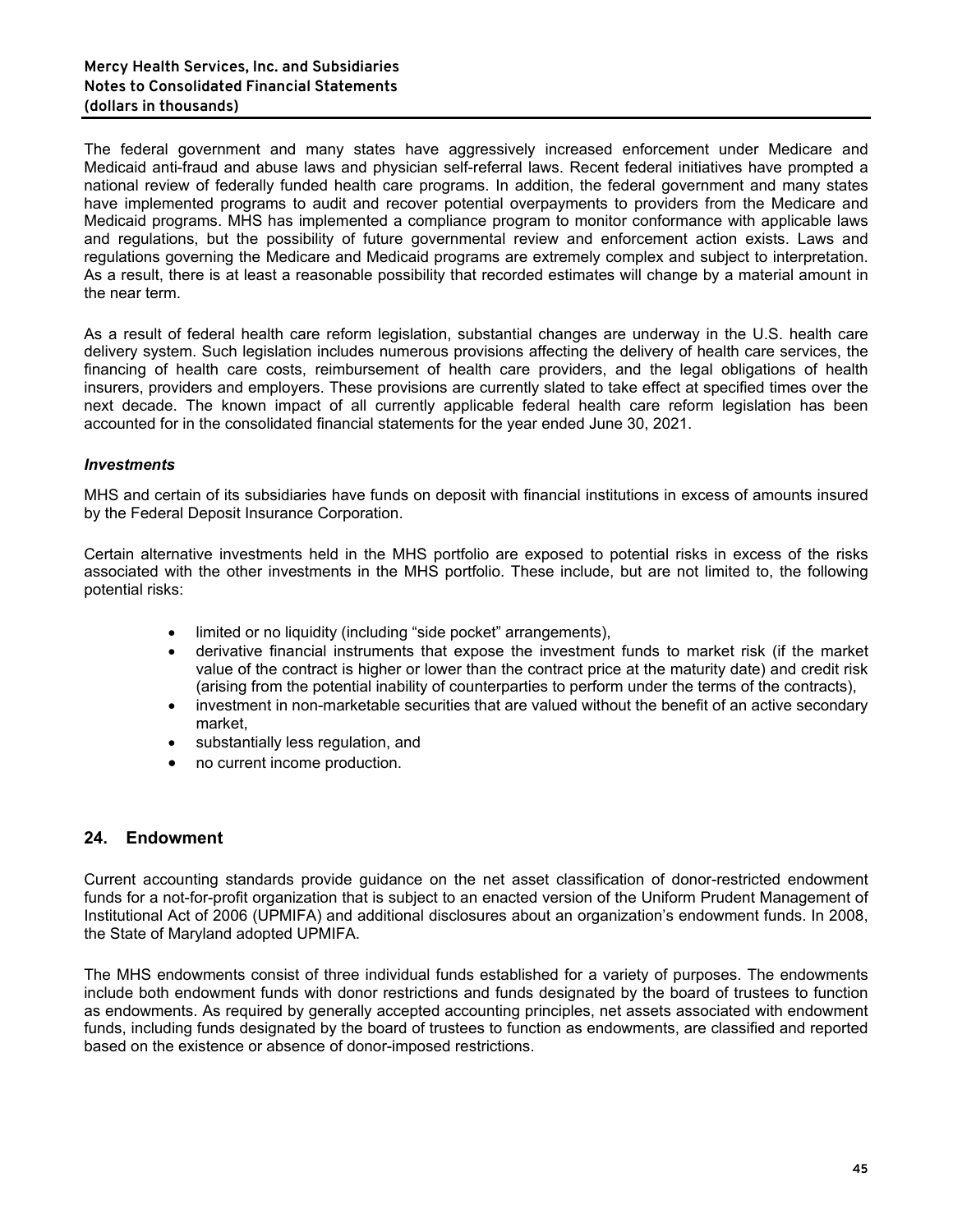The federal government and many states have aggressively increased enforcement under Medicare and Medicaid anti-fraud and abuse laws and physician self-referral laws. Recent federal initiatives have prompted a national review of federally funded health care programs. In addition, the federal government and many states have implemented programs to audit and recover potential overpayments to providers from the Medicare and Medicaid programs. MHS has implemented a compliance program to monitor conformance with applicable laws and regulations, but the possibility of future governmental review and enforcement action exists. Laws and regulations governing the Medicare and Medicaid programs are extremely complex and subject to interpretation. As a result, there is at least a reasonable possibility that recorded estimates will change by a material amount in the near term.

As a result of federal health care reform legislation, substantial changes are underway in the U.S. health care delivery system. Such legislation includes numerous provisions affecting the delivery of health care services, the financing of health care costs, reimbursement of health care providers, and the legal obligations of health insurers, providers and employers. These provisions are currently slated to take effect at specified times over the next decade. The known impact of all currently applicable federal health care reform legislation has been accounted for in the consolidated financial statements for the year ended June 30, 2021.

***Investments***

MHS and certain of its subsidiaries have funds on deposit with financial institutions in excess of amounts insured by the Federal Deposit Insurance Corporation.

Certain alternative investments held in the MHS portfolio are exposed to potential risks in excess of the risks associated with the other investments in the MHS portfolio. These include, but are not limited to, the following potential risks:

- limited or no liquidity (including "side pocket" arrangements),
- derivative financial instruments that expose the investment funds to market risk (if the market value of the contract is higher or lower than the contract price at the maturity date) and credit risk (arising from the potential inability of counterparties to perform under the terms of the contracts),
- investment in non-marketable securities that are valued without the benefit of an active secondary market,
- substantially less regulation, and
- no current income production.

## 24. Endowment

Current accounting standards provide guidance on the net asset classification of donor-restricted endowment funds for a not-for-profit organization that is subject to an enacted version of the Uniform Prudent Management of Institutional Act of 2006 (UPMIFA) and additional disclosures about an organization's endowment funds. In 2008, the State of Maryland adopted UPMIFA.

The MHS endowments consist of three individual funds established for a variety of purposes. The endowments include both endowment funds with donor restrictions and funds designated by the board of trustees to function as endowments. As required by generally accepted accounting principles, net assets associated with endowment funds, including funds designated by the board of trustees to function as endowments, are classified and reported based on the existence or absence of donor-imposed restrictions.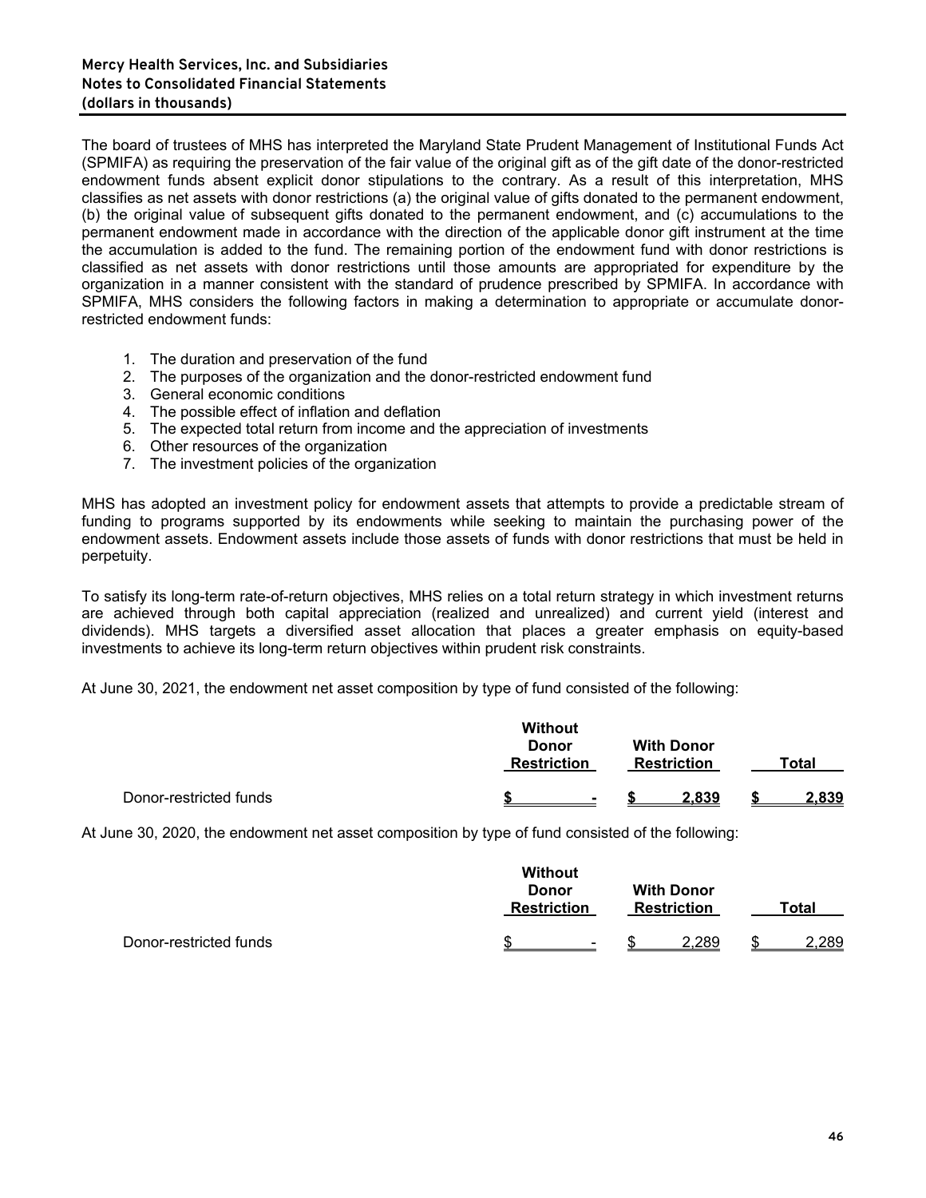The board of trustees of MHS has interpreted the Maryland State Prudent Management of Institutional Funds Act (SPMIFA) as requiring the preservation of the fair value of the original gift as of the gift date of the donor-restricted endowment funds absent explicit donor stipulations to the contrary. As a result of this interpretation, MHS classifies as net assets with donor restrictions (a) the original value of gifts donated to the permanent endowment, (b) the original value of subsequent gifts donated to the permanent endowment, and (c) accumulations to the permanent endowment made in accordance with the direction of the applicable donor gift instrument at the time the accumulation is added to the fund. The remaining portion of the endowment fund with donor restrictions is classified as net assets with donor restrictions until those amounts are appropriated for expenditure by the organization in a manner consistent with the standard of prudence prescribed by SPMIFA. In accordance with SPMIFA, MHS considers the following factors in making a determination to appropriate or accumulate donor-restricted endowment funds:

1. The duration and preservation of the fund
2. The purposes of the organization and the donor-restricted endowment fund
3. General economic conditions
4. The possible effect of inflation and deflation
5. The expected total return from income and the appreciation of investments
6. Other resources of the organization
7. The investment policies of the organization

MHS has adopted an investment policy for endowment assets that attempts to provide a predictable stream of funding to programs supported by its endowments while seeking to maintain the purchasing power of the endowment assets. Endowment assets include those assets of funds with donor restrictions that must be held in perpetuity.

To satisfy its long-term rate-of-return objectives, MHS relies on a total return strategy in which investment returns are achieved through both capital appreciation (realized and unrealized) and current yield (interest and dividends). MHS targets a diversified asset allocation that places a greater emphasis on equity-based investments to achieve its long-term return objectives within prudent risk constraints.

At June 30, 2021, the endowment net asset composition by type of fund consisted of the following:

| | Without Donor Restriction | With Donor Restriction | Total |
|---|---|---|---|
| Donor-restricted funds | **$ -** | **$ 2,839** | **$ 2,839** |

At June 30, 2020, the endowment net asset composition by type of fund consisted of the following:

| | Without Donor Restriction | With Donor Restriction | Total |
|---|---|---|---|
| Donor-restricted funds | $ - | $ 2,289 | $ 2,289 |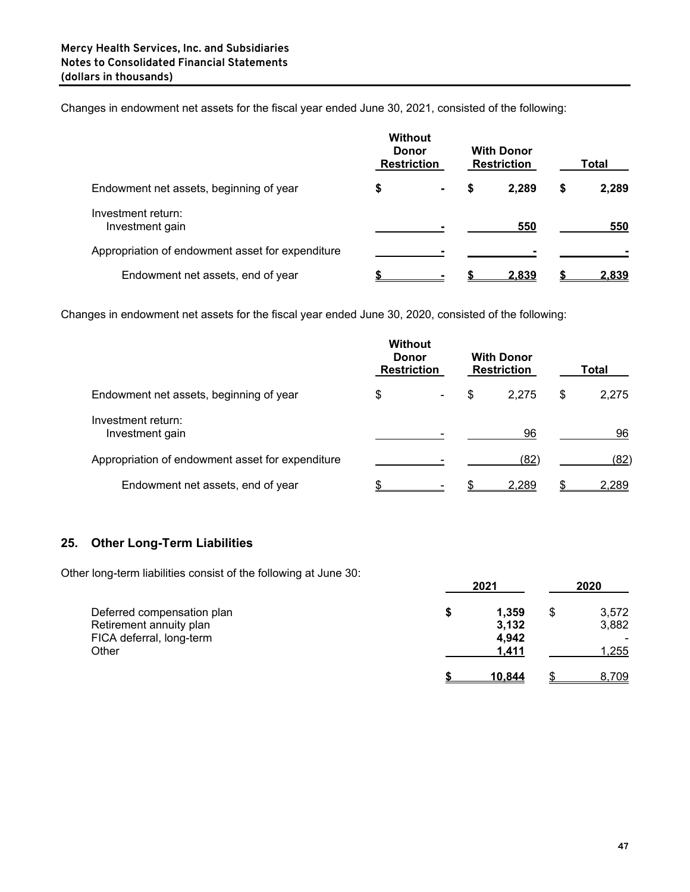Changes in endowment net assets for the fiscal year ended June 30, 2021, consisted of the following:

| | Without Donor Restriction | With Donor Restriction | Total |
|---|---|---|---|
| Endowment net assets, beginning of year | $ - | $ 2,289 | $ 2,289 |
| Investment return: | | | |
| Investment gain | - | 550 | 550 |
| Appropriation of endowment asset for expenditure | - | - | - |
| Endowment net assets, end of year | $ - | $ 2,839 | $ 2,839 |

Changes in endowment net assets for the fiscal year ended June 30, 2020, consisted of the following:

| | Without Donor Restriction | With Donor Restriction | Total |
|---|---|---|---|
| Endowment net assets, beginning of year | $ - | $ 2,275 | $ 2,275 |
| Investment return: | | | |
| Investment gain | - | 96 | 96 |
| Appropriation of endowment asset for expenditure | - | (82) | (82) |
| Endowment net assets, end of year | $ - | $ 2,289 | $ 2,289 |

## 25. Other Long-Term Liabilities

Other long-term liabilities consist of the following at June 30:

| | 2021 | 2020 |
|---|---|---|
| Deferred compensation plan | $ 1,359 | $ 3,572 |
| Retirement annuity plan | 3,132 | 3,882 |
| FICA deferral, long-term | 4,942 | - |
| Other | 1,411 | 1,255 |
| | $ 10,844 | $ 8,709 |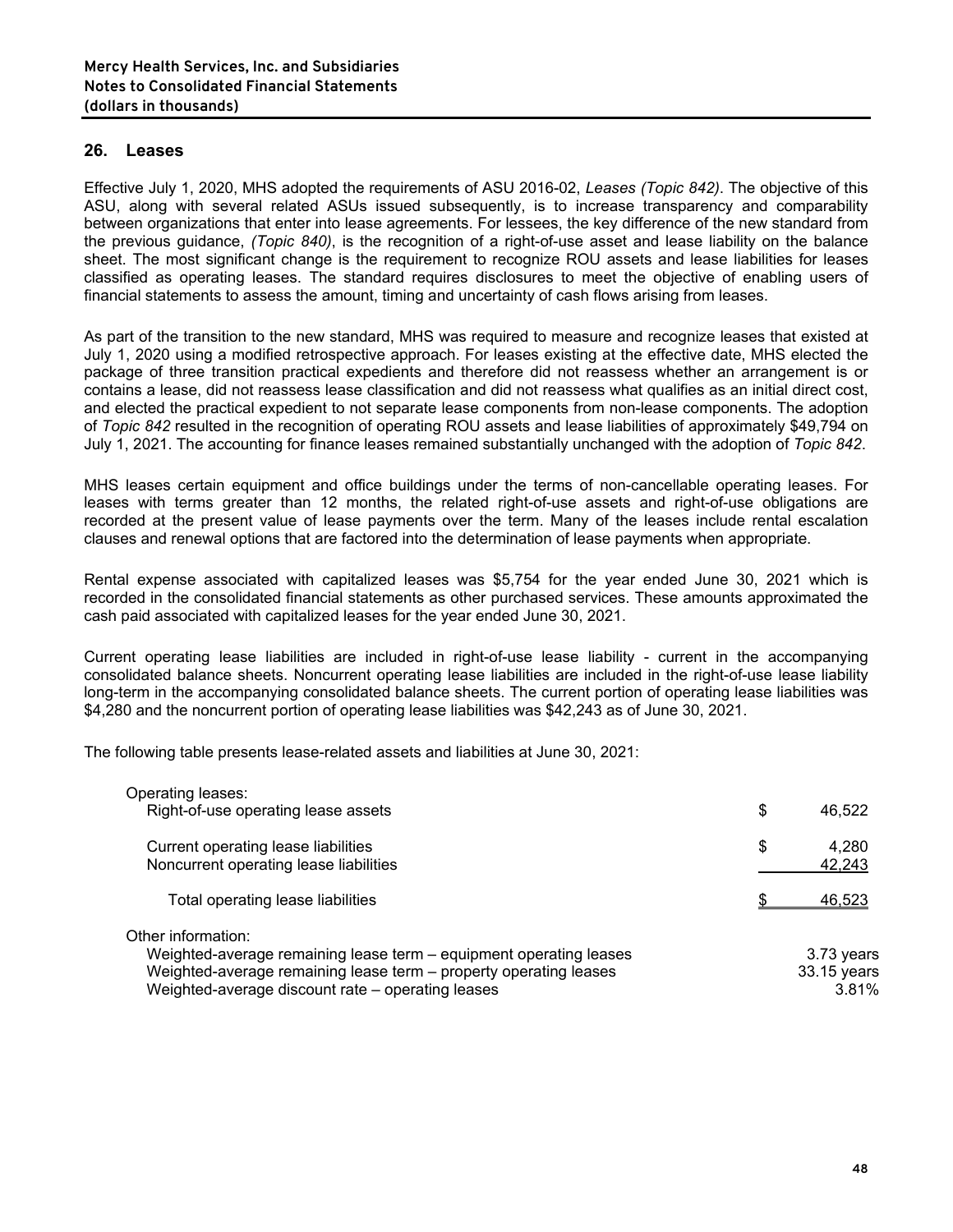## 26. Leases

Effective July 1, 2020, MHS adopted the requirements of ASU 2016-02, *Leases (Topic 842)*. The objective of this ASU, along with several related ASUs issued subsequently, is to increase transparency and comparability between organizations that enter into lease agreements. For lessees, the key difference of the new standard from the previous guidance, *(Topic 840)*, is the recognition of a right-of-use asset and lease liability on the balance sheet. The most significant change is the requirement to recognize ROU assets and lease liabilities for leases classified as operating leases. The standard requires disclosures to meet the objective of enabling users of financial statements to assess the amount, timing and uncertainty of cash flows arising from leases.

As part of the transition to the new standard, MHS was required to measure and recognize leases that existed at July 1, 2020 using a modified retrospective approach. For leases existing at the effective date, MHS elected the package of three transition practical expedients and therefore did not reassess whether an arrangement is or contains a lease, did not reassess lease classification and did not reassess what qualifies as an initial direct cost, and elected the practical expedient to not separate lease components from non-lease components. The adoption of *Topic 842* resulted in the recognition of operating ROU assets and lease liabilities of approximately $49,794 on July 1, 2021. The accounting for finance leases remained substantially unchanged with the adoption of *Topic 842*.

MHS leases certain equipment and office buildings under the terms of non-cancellable operating leases. For leases with terms greater than 12 months, the related right-of-use assets and right-of-use obligations are recorded at the present value of lease payments over the term. Many of the leases include rental escalation clauses and renewal options that are factored into the determination of lease payments when appropriate.

Rental expense associated with capitalized leases was $5,754 for the year ended June 30, 2021 which is recorded in the consolidated financial statements as other purchased services. These amounts approximated the cash paid associated with capitalized leases for the year ended June 30, 2021.

Current operating lease liabilities are included in right-of-use lease liability - current in the accompanying consolidated balance sheets. Noncurrent operating lease liabilities are included in the right-of-use lease liability long-term in the accompanying consolidated balance sheets. The current portion of operating lease liabilities was $4,280 and the noncurrent portion of operating lease liabilities was $42,243 as of June 30, 2021.

The following table presents lease-related assets and liabilities at June 30, 2021:

| | |
|---|---|
| Operating leases: | |
| Right-of-use operating lease assets | $ 46,522 |
| Current operating lease liabilities | $ 4,280 |
| Noncurrent operating lease liabilities | 42,243 |
| Total operating lease liabilities | $ 46,523 |
| Other information: | |
| Weighted-average remaining lease term – equipment operating leases | 3.73 years |
| Weighted-average remaining lease term – property operating leases | 33.15 years |
| Weighted-average discount rate – operating leases | 3.81% |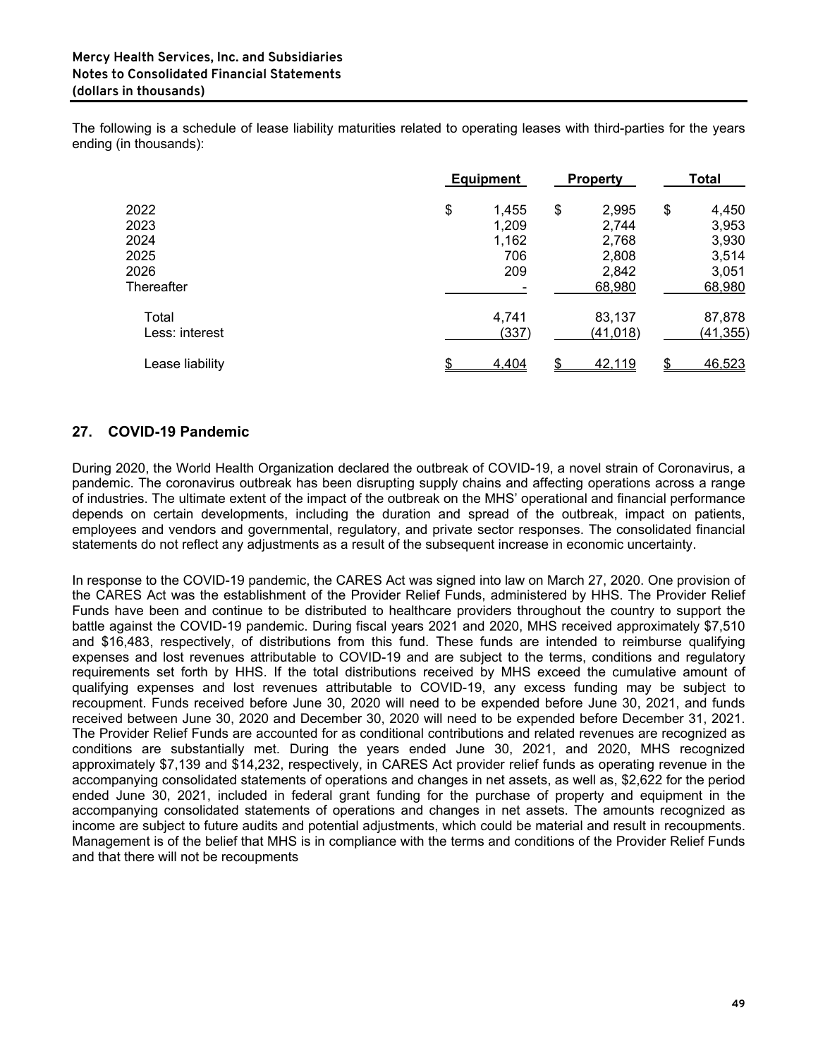The following is a schedule of lease liability maturities related to operating leases with third-parties for the years ending (in thousands):

| | Equipment | Property | Total |
|---|---|---|---|
| 2022 | $ 1,455 | $ 2,995 | $ 4,450 |
| 2023 | 1,209 | 2,744 | 3,953 |
| 2024 | 1,162 | 2,768 | 3,930 |
| 2025 | 706 | 2,808 | 3,514 |
| 2026 | 209 | 2,842 | 3,051 |
| Thereafter | - | 68,980 | 68,980 |
| Total | 4,741 | 83,137 | 87,878 |
| Less: interest | (337) | (41,018) | (41,355) |
| Lease liability | $ 4,404 | $ 42,119 | $ 46,523 |

## 27. COVID-19 Pandemic

During 2020, the World Health Organization declared the outbreak of COVID-19, a novel strain of Coronavirus, a pandemic. The coronavirus outbreak has been disrupting supply chains and affecting operations across a range of industries. The ultimate extent of the impact of the outbreak on the MHS' operational and financial performance depends on certain developments, including the duration and spread of the outbreak, impact on patients, employees and vendors and governmental, regulatory, and private sector responses. The consolidated financial statements do not reflect any adjustments as a result of the subsequent increase in economic uncertainty.

In response to the COVID-19 pandemic, the CARES Act was signed into law on March 27, 2020. One provision of the CARES Act was the establishment of the Provider Relief Funds, administered by HHS. The Provider Relief Funds have been and continue to be distributed to healthcare providers throughout the country to support the battle against the COVID-19 pandemic. During fiscal years 2021 and 2020, MHS received approximately $7,510 and $16,483, respectively, of distributions from this fund. These funds are intended to reimburse qualifying expenses and lost revenues attributable to COVID-19 and are subject to the terms, conditions and regulatory requirements set forth by HHS. If the total distributions received by MHS exceed the cumulative amount of qualifying expenses and lost revenues attributable to COVID-19, any excess funding may be subject to recoupment. Funds received before June 30, 2020 will need to be expended before June 30, 2021, and funds received between June 30, 2020 and December 30, 2020 will need to be expended before December 31, 2021. The Provider Relief Funds are accounted for as conditional contributions and related revenues are recognized as conditions are substantially met. During the years ended June 30, 2021, and 2020, MHS recognized approximately $7,139 and $14,232, respectively, in CARES Act provider relief funds as operating revenue in the accompanying consolidated statements of operations and changes in net assets, as well as, $2,622 for the period ended June 30, 2021, included in federal grant funding for the purchase of property and equipment in the accompanying consolidated statements of operations and changes in net assets. The amounts recognized as income are subject to future audits and potential adjustments, which could be material and result in recoupments. Management is of the belief that MHS is in compliance with the terms and conditions of the Provider Relief Funds and that there will not be recoupments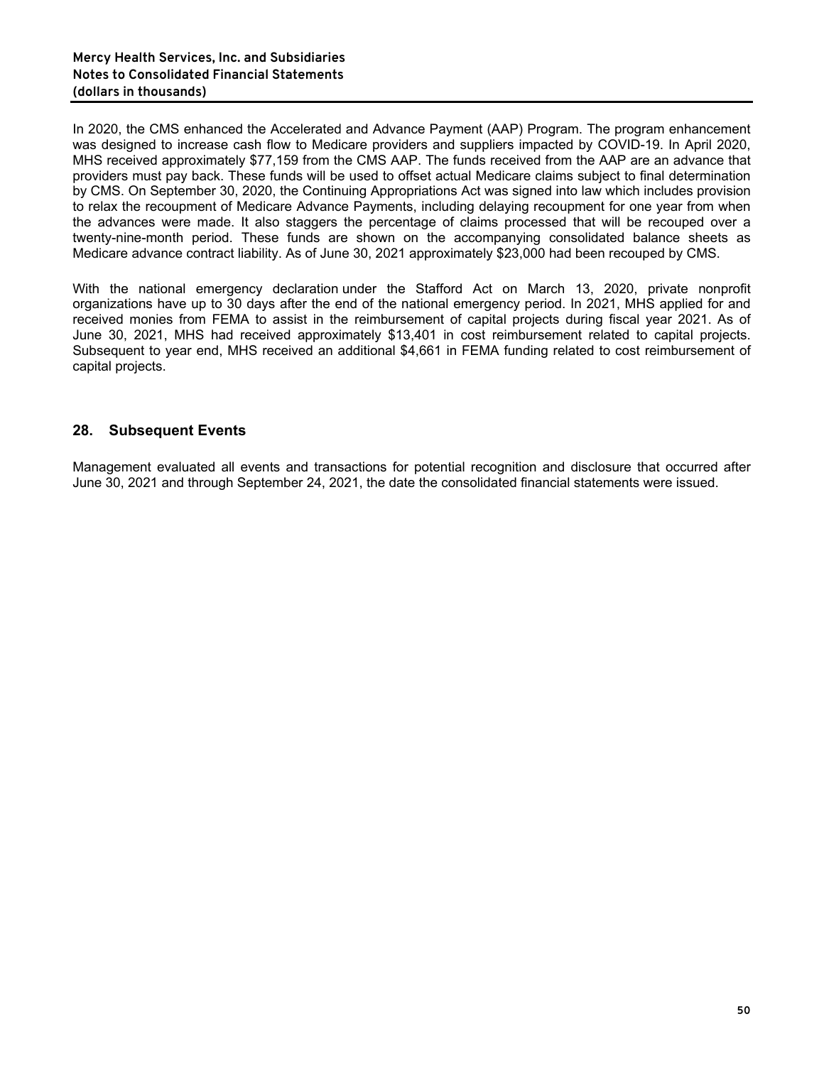In 2020, the CMS enhanced the Accelerated and Advance Payment (AAP) Program. The program enhancement was designed to increase cash flow to Medicare providers and suppliers impacted by COVID-19. In April 2020, MHS received approximately $77,159 from the CMS AAP. The funds received from the AAP are an advance that providers must pay back. These funds will be used to offset actual Medicare claims subject to final determination by CMS. On September 30, 2020, the Continuing Appropriations Act was signed into law which includes provision to relax the recoupment of Medicare Advance Payments, including delaying recoupment for one year from when the advances were made. It also staggers the percentage of claims processed that will be recouped over a twenty-nine-month period. These funds are shown on the accompanying consolidated balance sheets as Medicare advance contract liability. As of June 30, 2021 approximately $23,000 had been recouped by CMS.

With the national emergency declaration under the Stafford Act on March 13, 2020, private nonprofit organizations have up to 30 days after the end of the national emergency period. In 2021, MHS applied for and received monies from FEMA to assist in the reimbursement of capital projects during fiscal year 2021. As of June 30, 2021, MHS had received approximately $13,401 in cost reimbursement related to capital projects. Subsequent to year end, MHS received an additional $4,661 in FEMA funding related to cost reimbursement of capital projects.

## 28. Subsequent Events

Management evaluated all events and transactions for potential recognition and disclosure that occurred after June 30, 2021 and through September 24, 2021, the date the consolidated financial statements were issued.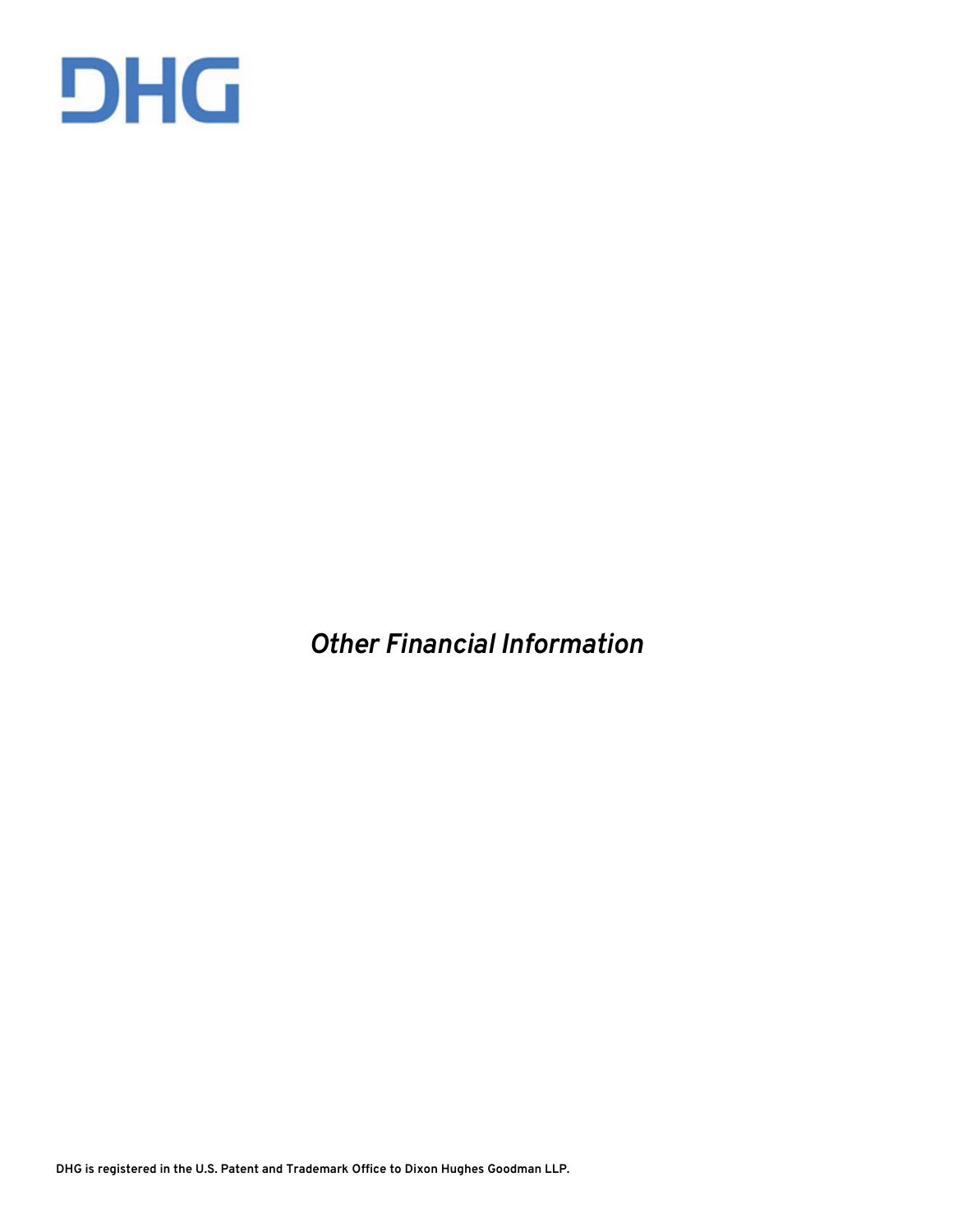# DHG

*Other Financial Information*

DHG is registered in the U.S. Patent and Trademark Office to Dixon Hughes Goodman LLP.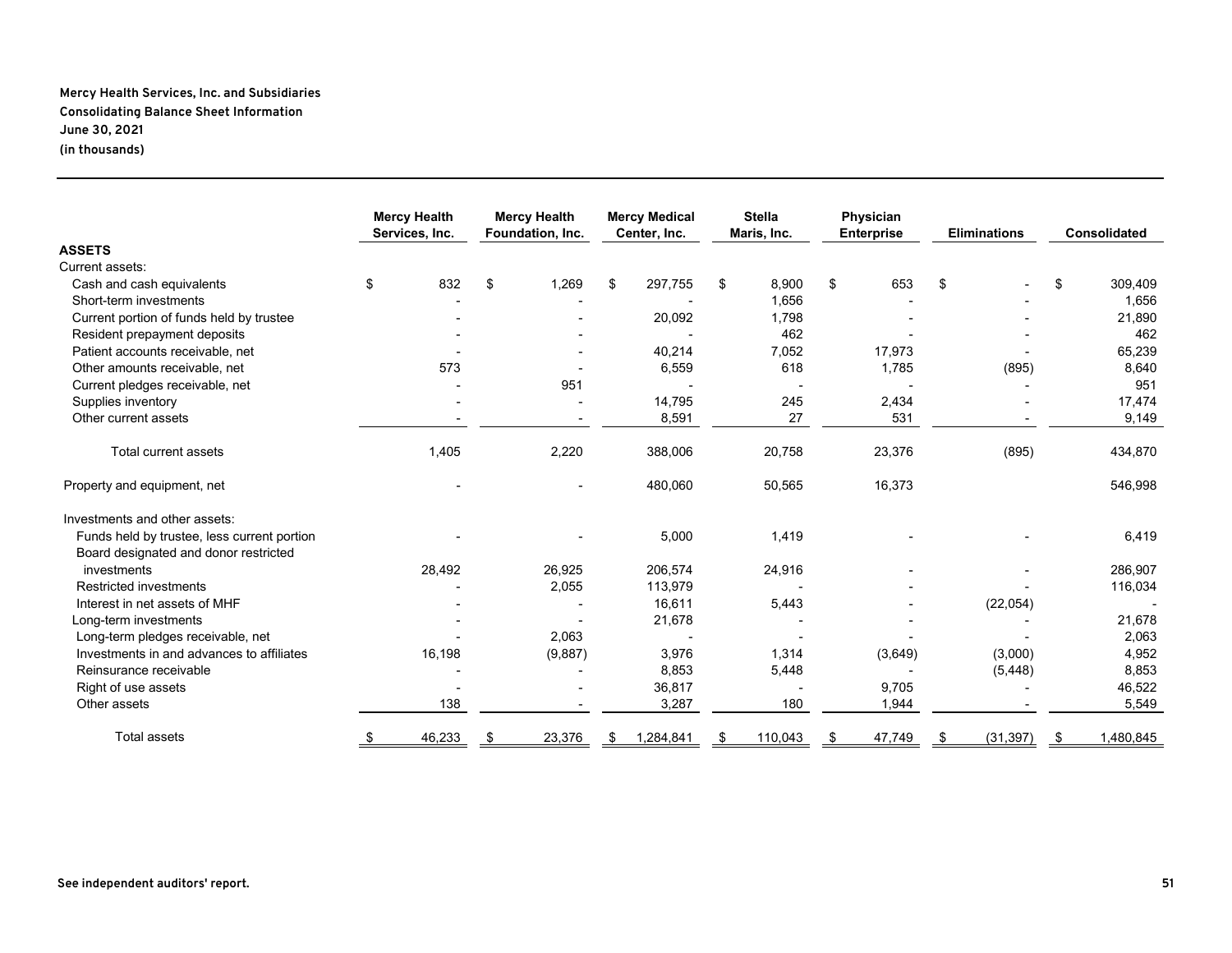**Mercy Health Services, Inc. and Subsidiaries**
**Consolidating Balance Sheet Information**
**June 30, 2021**
**(in thousands)**

| | Mercy Health Services, Inc. | Mercy Health Foundation, Inc. | Mercy Medical Center, Inc. | Stella Maris, Inc. | Physician Enterprise | Eliminations | Consolidated |
|---|---|---|---|---|---|---|---|
| **ASSETS** | | | | | | | |
| Current assets: | | | | | | | |
| Cash and cash equivalents | $ 832 | $ 1,269 | $ 297,755 | $ 8,900 | $ 653 | $ - | $ 309,409 |
| Short-term investments | - | - | - | 1,656 | - | - | 1,656 |
| Current portion of funds held by trustee | - | - | 20,092 | 1,798 | - | - | 21,890 |
| Resident prepayment deposits | - | - | - | 462 | - | - | 462 |
| Patient accounts receivable, net | - | - | 40,214 | 7,052 | 17,973 | - | 65,239 |
| Other amounts receivable, net | 573 | - | 6,559 | 618 | 1,785 | (895) | 8,640 |
| Current pledges receivable, net | - | 951 | - | - | - | - | 951 |
| Supplies inventory | - | - | 14,795 | 245 | 2,434 | - | 17,474 |
| Other current assets | - | - | 8,591 | 27 | 531 | - | 9,149 |
| Total current assets | 1,405 | 2,220 | 388,006 | 20,758 | 23,376 | (895) | 434,870 |
| Property and equipment, net | - | - | 480,060 | 50,565 | 16,373 | | 546,998 |
| Investments and other assets: | | | | | | | |
| Funds held by trustee, less current portion | - | - | 5,000 | 1,419 | - | - | 6,419 |
| Board designated and donor restricted investments | 28,492 | 26,925 | 206,574 | 24,916 | - | - | 286,907 |
| Restricted investments | - | 2,055 | 113,979 | - | - | - | 116,034 |
| Interest in net assets of MHF | - | - | 16,611 | 5,443 | - | (22,054) | - |
| Long-term investments | - | - | 21,678 | - | - | - | 21,678 |
| Long-term pledges receivable, net | - | 2,063 | - | - | - | - | 2,063 |
| Investments in and advances to affiliates | 16,198 | (9,887) | 3,976 | 1,314 | (3,649) | (3,000) | 4,952 |
| Reinsurance receivable | - | - | 8,853 | 5,448 | - | (5,448) | 8,853 |
| Right of use assets | - | - | 36,817 | - | 9,705 | - | 46,522 |
| Other assets | 138 | - | 3,287 | 180 | 1,944 | - | 5,549 |
| Total assets | $ 46,233 | $ 23,376 | $ 1,284,841 | $ 110,043 | $ 47,749 | $ (31,397) | $ 1,480,845 |

See independent auditors' report.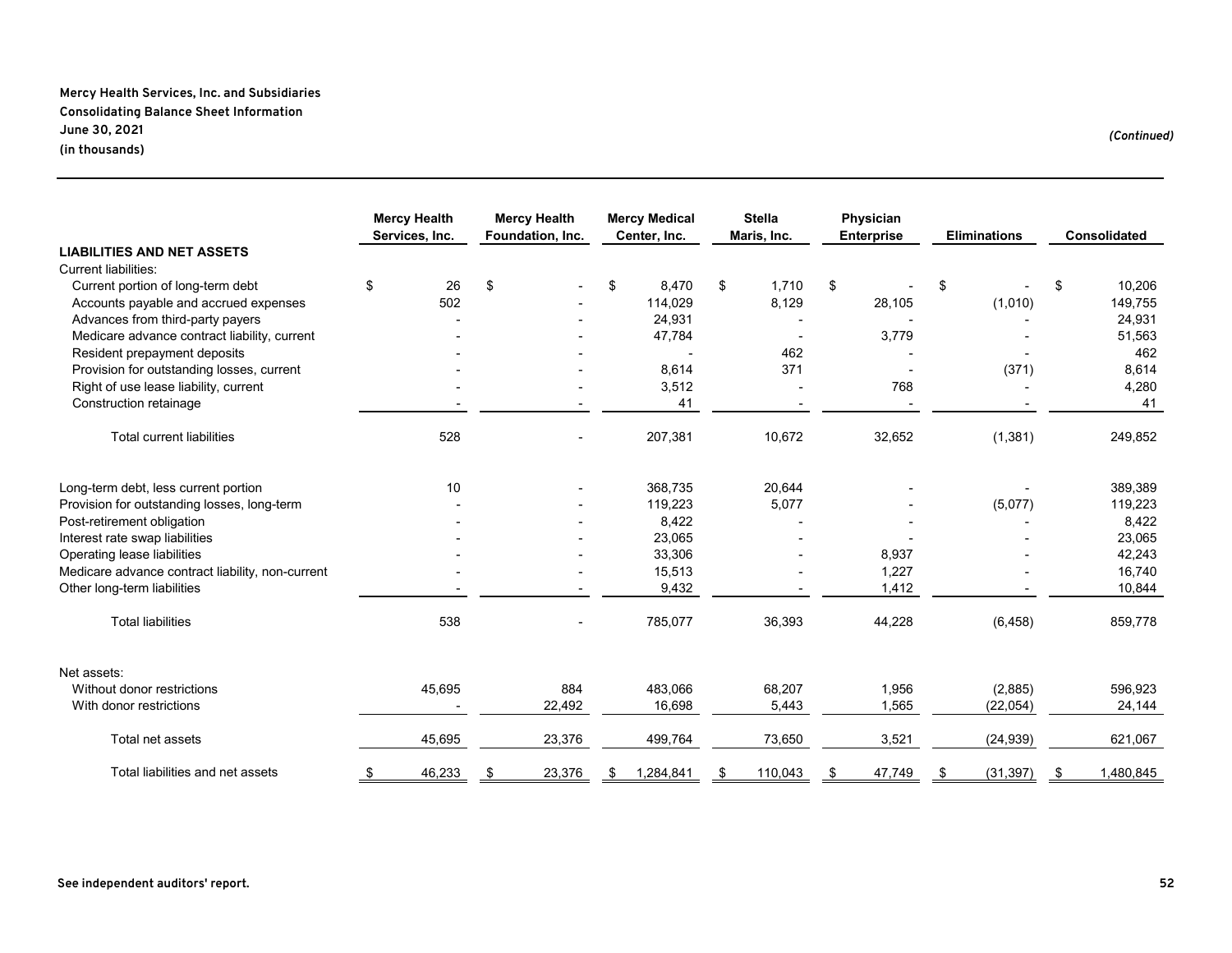**Mercy Health Services, Inc. and Subsidiaries**
**Consolidating Balance Sheet Information**
**June 30, 2021**
**(in thousands)**

*(Continued)*

| | Mercy Health Services, Inc. | Mercy Health Foundation, Inc. | Mercy Medical Center, Inc. | Stella Maris, Inc. | Physician Enterprise | Eliminations | Consolidated |
|---|---|---|---|---|---|---|---|
| **LIABILITIES AND NET ASSETS** | | | | | | | |
| Current liabilities: | | | | | | | |
| Current portion of long-term debt | $ 26 | $ - | $ 8,470 | $ 1,710 | $ - | $ - | $ 10,206 |
| Accounts payable and accrued expenses | 502 | - | 114,029 | 8,129 | 28,105 | (1,010) | 149,755 |
| Advances from third-party payers | - | - | 24,931 | - | - | - | 24,931 |
| Medicare advance contract liability, current | - | - | 47,784 | - | 3,779 | - | 51,563 |
| Resident prepayment deposits | - | - | - | 462 | - | - | 462 |
| Provision for outstanding losses, current | - | - | 8,614 | 371 | - | (371) | 8,614 |
| Right of use lease liability, current | - | - | 3,512 | - | 768 | - | 4,280 |
| Construction retainage | - | - | 41 | - | - | - | 41 |
| Total current liabilities | 528 | - | 207,381 | 10,672 | 32,652 | (1,381) | 249,852 |
| Long-term debt, less current portion | 10 | - | 368,735 | 20,644 | - | - | 389,389 |
| Provision for outstanding losses, long-term | - | - | 119,223 | 5,077 | - | (5,077) | 119,223 |
| Post-retirement obligation | - | - | 8,422 | - | - | - | 8,422 |
| Interest rate swap liabilities | - | - | 23,065 | - | - | - | 23,065 |
| Operating lease liabilities | - | - | 33,306 | - | 8,937 | - | 42,243 |
| Medicare advance contract liability, non-current | - | - | 15,513 | - | 1,227 | - | 16,740 |
| Other long-term liabilities | - | - | 9,432 | - | 1,412 | - | 10,844 |
| Total liabilities | 538 | - | 785,077 | 36,393 | 44,228 | (6,458) | 859,778 |
| Net assets: | | | | | | | |
| Without donor restrictions | 45,695 | 884 | 483,066 | 68,207 | 1,956 | (2,885) | 596,923 |
| With donor restrictions | - | 22,492 | 16,698 | 5,443 | 1,565 | (22,054) | 24,144 |
| Total net assets | 45,695 | 23,376 | 499,764 | 73,650 | 3,521 | (24,939) | 621,067 |
| Total liabilities and net assets | $ 46,233 | $ 23,376 | $ 1,284,841 | $ 110,043 | $ 47,749 | $ (31,397) | $ 1,480,845 |

See independent auditors' report.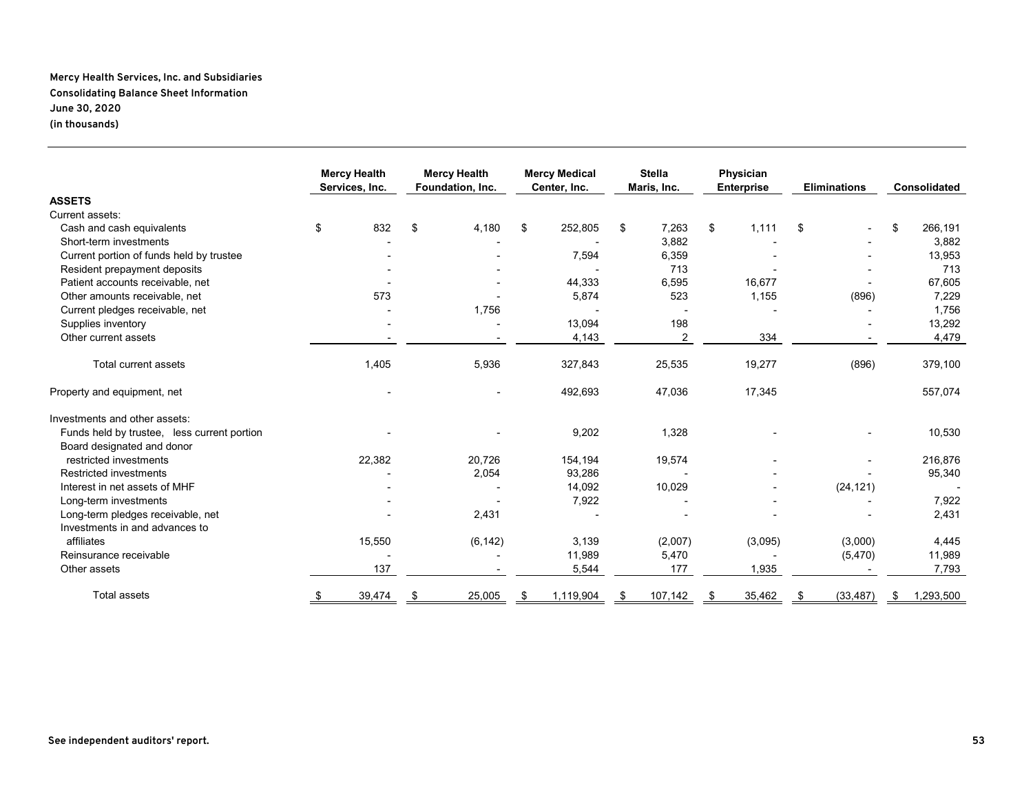**Mercy Health Services, Inc. and Subsidiaries**
**Consolidating Balance Sheet Information**
**June 30, 2020**
**(in thousands)**

| | Mercy Health Services, Inc. | Mercy Health Foundation, Inc. | Mercy Medical Center, Inc. | Stella Maris, Inc. | Physician Enterprise | Eliminations | Consolidated |
|---|---|---|---|---|---|---|---|
| **ASSETS** | | | | | | | |
| Current assets: | | | | | | | |
| Cash and cash equivalents | $ 832 | $ 4,180 | $ 252,805 | $ 7,263 | $ 1,111 | $ - | $ 266,191 |
| Short-term investments | - | - | - | 3,882 | - | - | 3,882 |
| Current portion of funds held by trustee | - | - | 7,594 | 6,359 | - | - | 13,953 |
| Resident prepayment deposits | - | - | - | 713 | - | - | 713 |
| Patient accounts receivable, net | - | - | 44,333 | 6,595 | 16,677 | - | 67,605 |
| Other amounts receivable, net | 573 | - | 5,874 | 523 | 1,155 | (896) | 7,229 |
| Current pledges receivable, net | - | 1,756 | - | - | - | - | 1,756 |
| Supplies inventory | - | - | 13,094 | 198 | | - | 13,292 |
| Other current assets | - | - | 4,143 | 2 | 334 | - | 4,479 |
| Total current assets | 1,405 | 5,936 | 327,843 | 25,535 | 19,277 | (896) | 379,100 |
| Property and equipment, net | - | - | 492,693 | 47,036 | 17,345 | | 557,074 |
| Investments and other assets: | | | | | | | |
| Funds held by trustee, less current portion | - | - | 9,202 | 1,328 | - | - | 10,530 |
| Board designated and donor restricted investments | 22,382 | 20,726 | 154,194 | 19,574 | - | - | 216,876 |
| Restricted investments | - | 2,054 | 93,286 | - | - | - | 95,340 |
| Interest in net assets of MHF | - | - | 14,092 | 10,029 | - | (24,121) | - |
| Long-term investments | - | - | 7,922 | - | - | - | 7,922 |
| Long-term pledges receivable, net | - | 2,431 | - | - | - | - | 2,431 |
| Investments in and advances to affiliates | 15,550 | (6,142) | 3,139 | (2,007) | (3,095) | (3,000) | 4,445 |
| Reinsurance receivable | - | - | 11,989 | 5,470 | - | (5,470) | 11,989 |
| Other assets | 137 | - | 5,544 | 177 | 1,935 | - | 7,793 |
| Total assets | $ 39,474 | $ 25,005 | $ 1,119,904 | $ 107,142 | $ 35,462 | $ (33,487) | $ 1,293,500 |

See independent auditors' report.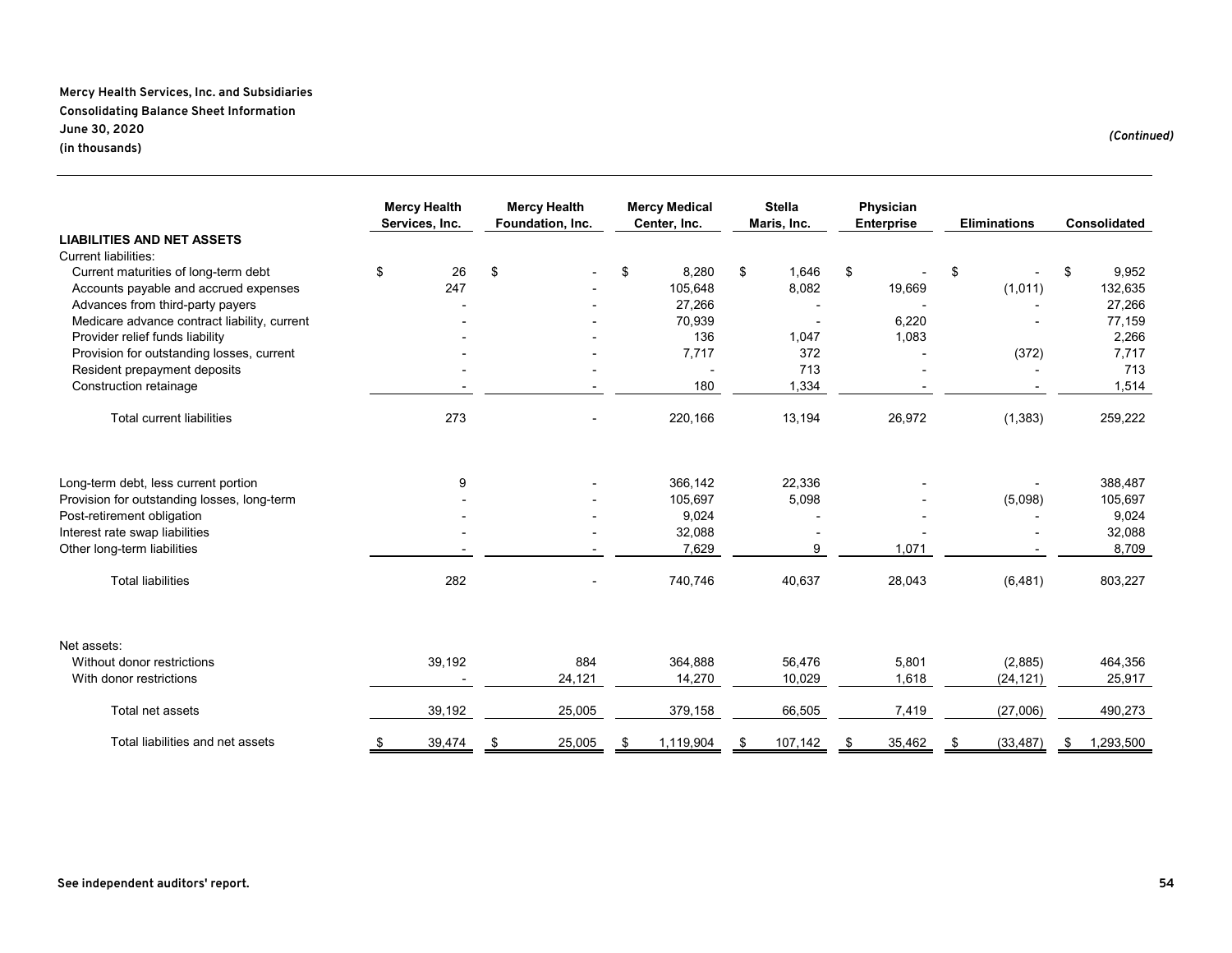**Mercy Health Services, Inc. and Subsidiaries**
**Consolidating Balance Sheet Information**
**June 30, 2020**
**(in thousands)**

*(Continued)*

| | Mercy Health Services, Inc. | Mercy Health Foundation, Inc. | Mercy Medical Center, Inc. | Stella Maris, Inc. | Physician Enterprise | Eliminations | Consolidated |
|---|---|---|---|---|---|---|---|
| **LIABILITIES AND NET ASSETS** | | | | | | | |
| Current liabilities: | | | | | | | |
| Current maturities of long-term debt | $ 26 | $ - | $ 8,280 | $ 1,646 | $ - | $ - | $ 9,952 |
| Accounts payable and accrued expenses | 247 | - | 105,648 | 8,082 | 19,669 | (1,011) | 132,635 |
| Advances from third-party payers | - | - | 27,266 | - | - | - | 27,266 |
| Medicare advance contract liability, current | - | - | 70,939 | - | 6,220 | - | 77,159 |
| Provider relief funds liability | - | - | 136 | 1,047 | 1,083 | | 2,266 |
| Provision for outstanding losses, current | - | - | 7,717 | 372 | - | (372) | 7,717 |
| Resident prepayment deposits | - | - | - | 713 | - | - | 713 |
| Construction retainage | - | - | 180 | 1,334 | - | - | 1,514 |
| Total current liabilities | 273 | - | 220,166 | 13,194 | 26,972 | (1,383) | 259,222 |
| Long-term debt, less current portion | 9 | - | 366,142 | 22,336 | - | - | 388,487 |
| Provision for outstanding losses, long-term | - | - | 105,697 | 5,098 | - | (5,098) | 105,697 |
| Post-retirement obligation | - | - | 9,024 | - | - | - | 9,024 |
| Interest rate swap liabilities | - | - | 32,088 | - | - | - | 32,088 |
| Other long-term liabilities | - | - | 7,629 | 9 | 1,071 | - | 8,709 |
| Total liabilities | 282 | - | 740,746 | 40,637 | 28,043 | (6,481) | 803,227 |
| Net assets: | | | | | | | |
| Without donor restrictions | 39,192 | 884 | 364,888 | 56,476 | 5,801 | (2,885) | 464,356 |
| With donor restrictions | - | 24,121 | 14,270 | 10,029 | 1,618 | (24,121) | 25,917 |
| Total net assets | 39,192 | 25,005 | 379,158 | 66,505 | 7,419 | (27,006) | 490,273 |
| Total liabilities and net assets | $ 39,474 | $ 25,005 | $ 1,119,904 | $ 107,142 | $ 35,462 | $ (33,487) | $ 1,293,500 |

**See independent auditors' report.**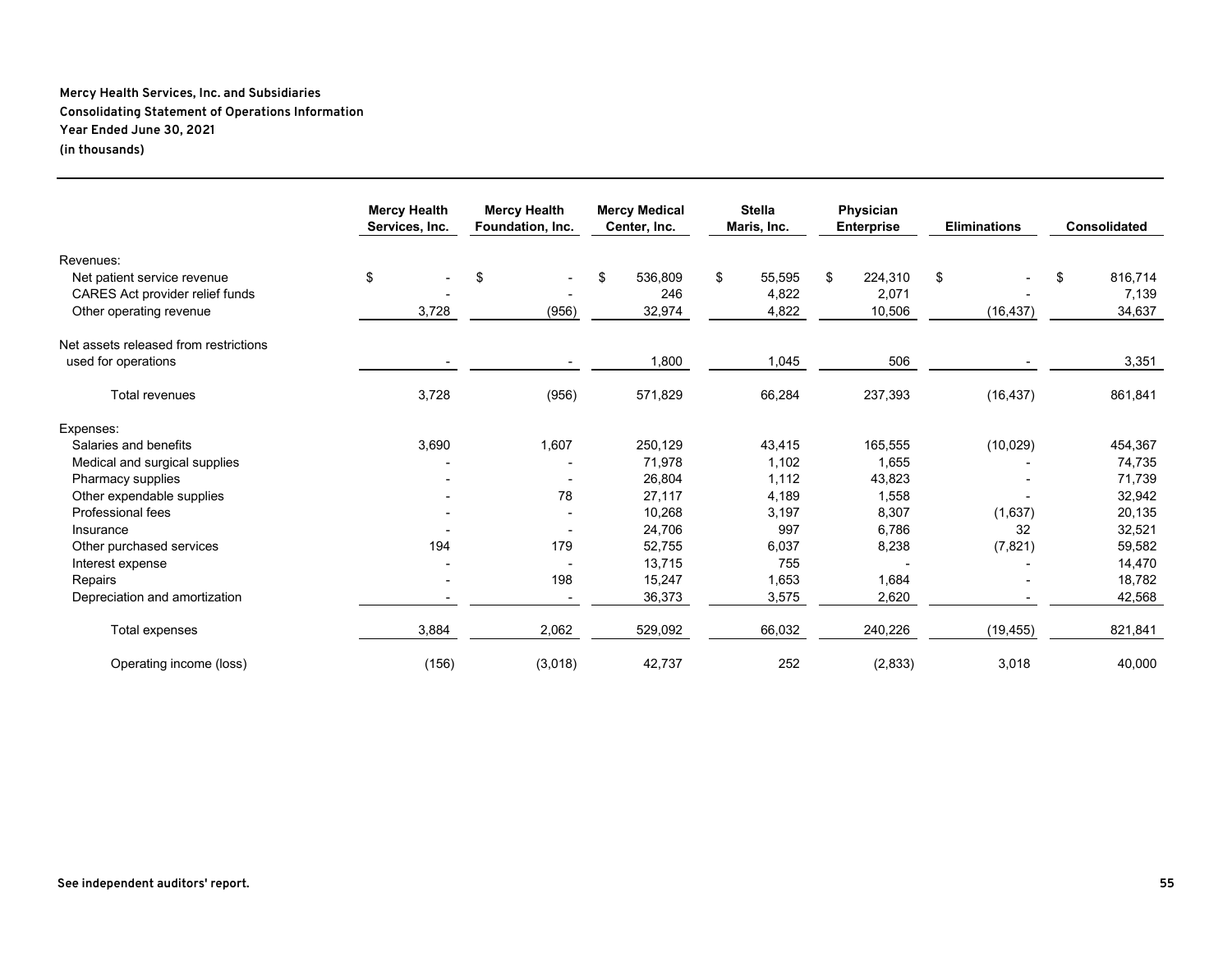**Mercy Health Services, Inc. and Subsidiaries**
**Consolidating Statement of Operations Information**
**Year Ended June 30, 2021**
**(in thousands)**

| | Mercy Health Services, Inc. | Mercy Health Foundation, Inc. | Mercy Medical Center, Inc. | Stella Maris, Inc. | Physician Enterprise | Eliminations | Consolidated |
|---|---|---|---|---|---|---|---|
| Revenues: | | | | | | | |
| Net patient service revenue | $ - | $ - | $ 536,809 | $ 55,595 | $ 224,310 | $ - | $ 816,714 |
| CARES Act provider relief funds | - | - | 246 | 4,822 | 2,071 | - | 7,139 |
| Other operating revenue | 3,728 | (956) | 32,974 | 4,822 | 10,506 | (16,437) | 34,637 |
| Net assets released from restrictions used for operations | - | - | 1,800 | 1,045 | 506 | - | 3,351 |
| Total revenues | 3,728 | (956) | 571,829 | 66,284 | 237,393 | (16,437) | 861,841 |
| Expenses: | | | | | | | |
| Salaries and benefits | 3,690 | 1,607 | 250,129 | 43,415 | 165,555 | (10,029) | 454,367 |
| Medical and surgical supplies | - | - | 71,978 | 1,102 | 1,655 | - | 74,735 |
| Pharmacy supplies | - | - | 26,804 | 1,112 | 43,823 | - | 71,739 |
| Other expendable supplies | - | 78 | 27,117 | 4,189 | 1,558 | - | 32,942 |
| Professional fees | - | - | 10,268 | 3,197 | 8,307 | (1,637) | 20,135 |
| Insurance | - | - | 24,706 | 997 | 6,786 | 32 | 32,521 |
| Other purchased services | 194 | 179 | 52,755 | 6,037 | 8,238 | (7,821) | 59,582 |
| Interest expense | - | - | 13,715 | 755 | - | - | 14,470 |
| Repairs | - | 198 | 15,247 | 1,653 | 1,684 | - | 18,782 |
| Depreciation and amortization | - | - | 36,373 | 3,575 | 2,620 | - | 42,568 |
| Total expenses | 3,884 | 2,062 | 529,092 | 66,032 | 240,226 | (19,455) | 821,841 |
| Operating income (loss) | (156) | (3,018) | 42,737 | 252 | (2,833) | 3,018 | 40,000 |

**See independent auditors' report.**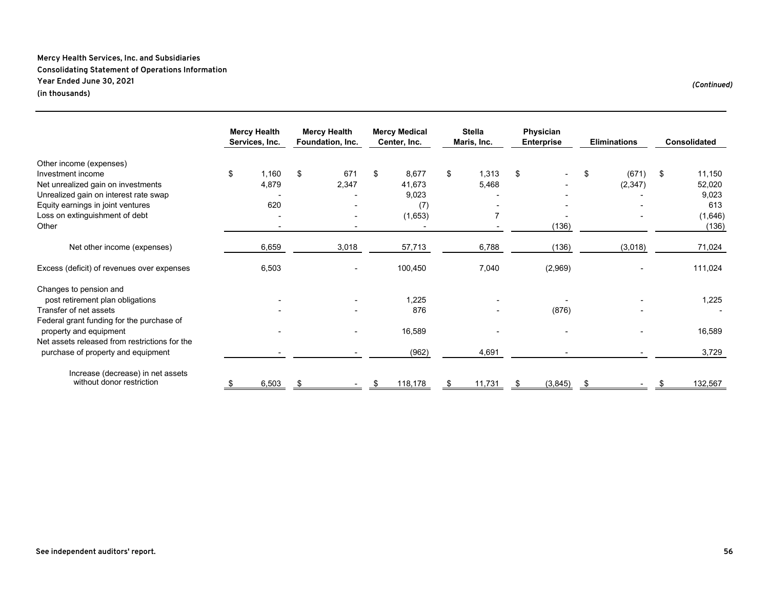**Mercy Health Services, Inc. and Subsidiaries**
**Consolidating Statement of Operations Information**
**Year Ended June 30, 2021**
**(in thousands)**

*(Continued)*

| | Mercy Health Services, Inc. | Mercy Health Foundation, Inc. | Mercy Medical Center, Inc. | Stella Maris, Inc. | Physician Enterprise | Eliminations | Consolidated |
|---|---|---|---|---|---|---|---|
| Other income (expenses) | | | | | | | |
| Investment income | $ 1,160 | $ 671 | $ 8,677 | $ 1,313 | $ - | $ (671) | $ 11,150 |
| Net unrealized gain on investments | 4,879 | 2,347 | 41,673 | 5,468 | - | (2,347) | 52,020 |
| Unrealized gain on interest rate swap | - | - | 9,023 | - | - | - | 9,023 |
| Equity earnings in joint ventures | 620 | - | (7) | - | - | - | 613 |
| Loss on extinguishment of debt | - | - | (1,653) | 7 | - | - | (1,646) |
| Other | - | - | - | - | (136) | | (136) |
| Net other income (expenses) | 6,659 | 3,018 | 57,713 | 6,788 | (136) | (3,018) | 71,024 |
| Excess (deficit) of revenues over expenses | 6,503 | - | 100,450 | 7,040 | (2,969) | - | 111,024 |
| Changes to pension and post retirement plan obligations | - | - | 1,225 | - | - | - | 1,225 |
| Transfer of net assets | - | - | 876 | - | (876) | - | - |
| Federal grant funding for the purchase of property and equipment | - | - | 16,589 | - | - | - | 16,589 |
| Net assets released from restrictions for the purchase of property and equipment | - | - | (962) | 4,691 | - | - | 3,729 |
| Increase (decrease) in net assets without donor restriction | $ 6,503 | $ - | $ 118,178 | $ 11,731 | $ (3,845) | $ - | $ 132,567 |

**See independent auditors' report.**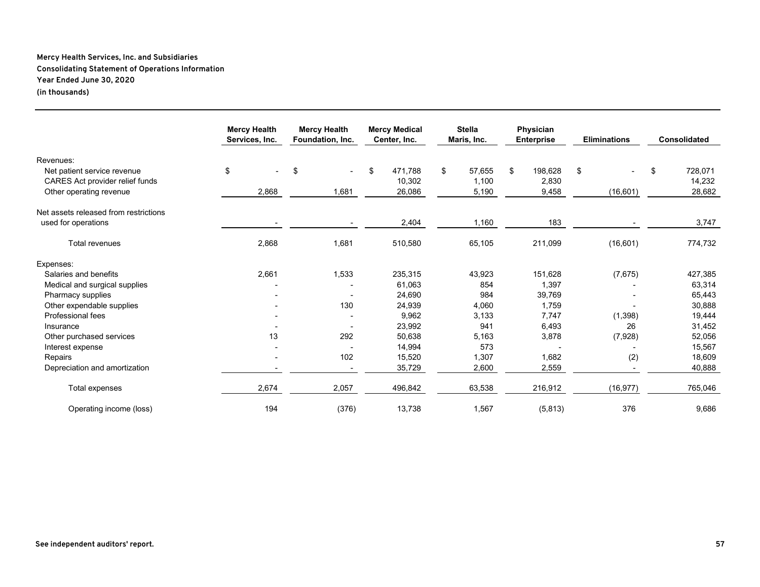**Mercy Health Services, Inc. and Subsidiaries**
**Consolidating Statement of Operations Information**
**Year Ended June 30, 2020**
**(in thousands)**

| | Mercy Health Services, Inc. | Mercy Health Foundation, Inc. | Mercy Medical Center, Inc. | Stella Maris, Inc. | Physician Enterprise | Eliminations | Consolidated |
|---|---|---|---|---|---|---|---|
| Revenues: | | | | | | | |
| Net patient service revenue | $ - | $ - | $ 471,788 | $ 57,655 | $ 198,628 | $ - | $ 728,071 |
| CARES Act provider relief funds | | | 10,302 | 1,100 | 2,830 | | 14,232 |
| Other operating revenue | 2,868 | 1,681 | 26,086 | 5,190 | 9,458 | (16,601) | 28,682 |
| Net assets released from restrictions used for operations | - | - | 2,404 | 1,160 | 183 | - | 3,747 |
| Total revenues | 2,868 | 1,681 | 510,580 | 65,105 | 211,099 | (16,601) | 774,732 |
| Expenses: | | | | | | | |
| Salaries and benefits | 2,661 | 1,533 | 235,315 | 43,923 | 151,628 | (7,675) | 427,385 |
| Medical and surgical supplies | - | - | 61,063 | 854 | 1,397 | - | 63,314 |
| Pharmacy supplies | - | - | 24,690 | 984 | 39,769 | - | 65,443 |
| Other expendable supplies | - | 130 | 24,939 | 4,060 | 1,759 | - | 30,888 |
| Professional fees | - | - | 9,962 | 3,133 | 7,747 | (1,398) | 19,444 |
| Insurance | - | - | 23,992 | 941 | 6,493 | 26 | 31,452 |
| Other purchased services | 13 | 292 | 50,638 | 5,163 | 3,878 | (7,928) | 52,056 |
| Interest expense | - | - | 14,994 | 573 | - | - | 15,567 |
| Repairs | - | 102 | 15,520 | 1,307 | 1,682 | (2) | 18,609 |
| Depreciation and amortization | - | - | 35,729 | 2,600 | 2,559 | - | 40,888 |
| Total expenses | 2,674 | 2,057 | 496,842 | 63,538 | 216,912 | (16,977) | 765,046 |
| Operating income (loss) | 194 | (376) | 13,738 | 1,567 | (5,813) | 376 | 9,686 |

**See independent auditors' report.**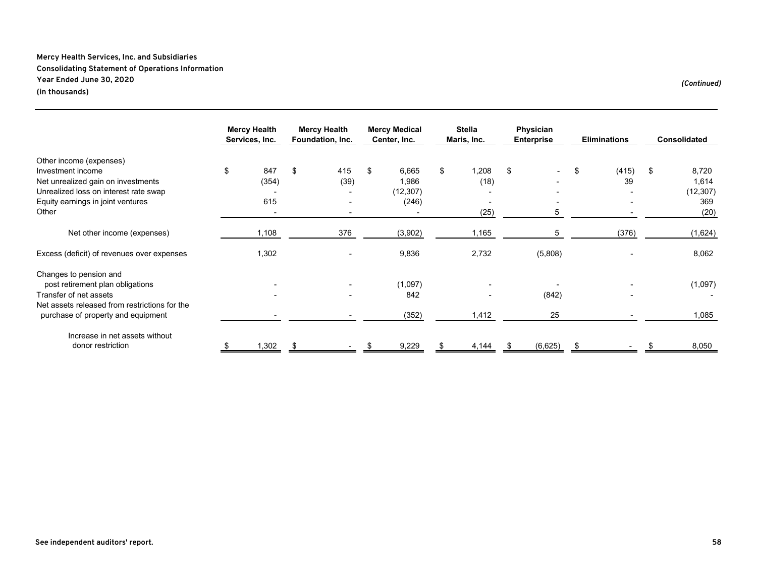**Mercy Health Services, Inc. and Subsidiaries**
**Consolidating Statement of Operations Information**
**Year Ended June 30, 2020**
**(in thousands)**

*(Continued)*

| | Mercy Health Services, Inc. | Mercy Health Foundation, Inc. | Mercy Medical Center, Inc. | Stella Maris, Inc. | Physician Enterprise | Eliminations | Consolidated |
|---|---|---|---|---|---|---|---|
| Other income (expenses) | | | | | | | |
| Investment income | $ 847 | $ 415 | $ 6,665 | $ 1,208 | $ - | $ (415) | $ 8,720 |
| Net unrealized gain on investments | (354) | (39) | 1,986 | (18) | - | 39 | 1,614 |
| Unrealized loss on interest rate swap | - | - | (12,307) | - | - | - | (12,307) |
| Equity earnings in joint ventures | 615 | - | (246) | - | - | - | 369 |
| Other | - | - | - | (25) | 5 | - | (20) |
| Net other income (expenses) | 1,108 | 376 | (3,902) | 1,165 | 5 | (376) | (1,624) |
| Excess (deficit) of revenues over expenses | 1,302 | - | 9,836 | 2,732 | (5,808) | - | 8,062 |
| Changes to pension and post retirement plan obligations | - | - | (1,097) | - | - | - | (1,097) |
| Transfer of net assets | - | - | 842 | - | (842) | - | - |
| Net assets released from restrictions for the purchase of property and equipment | - | - | (352) | 1,412 | 25 | - | 1,085 |
| Increase in net assets without donor restriction | $ 1,302 | $ - | $ 9,229 | $ 4,144 | $ (6,625) | $ - | $ 8,050 |

**See independent auditors' report.**